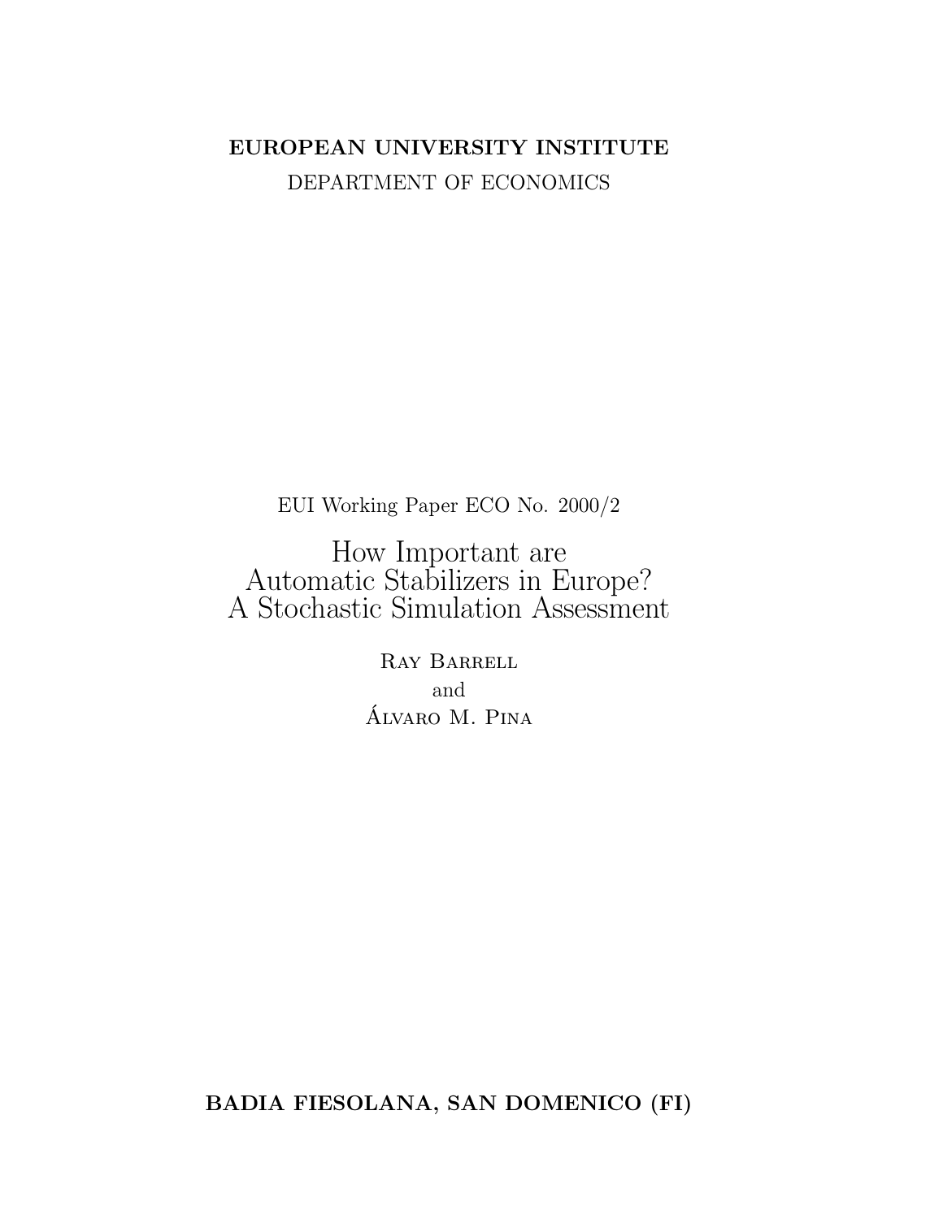**EUROPEAN UNIVERSITY INSTITUTE**

DEPARTMENT OF ECONOMICS

EUI Working Paper ECO No. 2000/2

# How Important are Automatic Stabilizers in Europe? A Stochastic Simulation Assessment

Ray Barrell

and

Álvaro M. Pina

**BADIA FIESOLANA, SAN DOMENICO (FI)**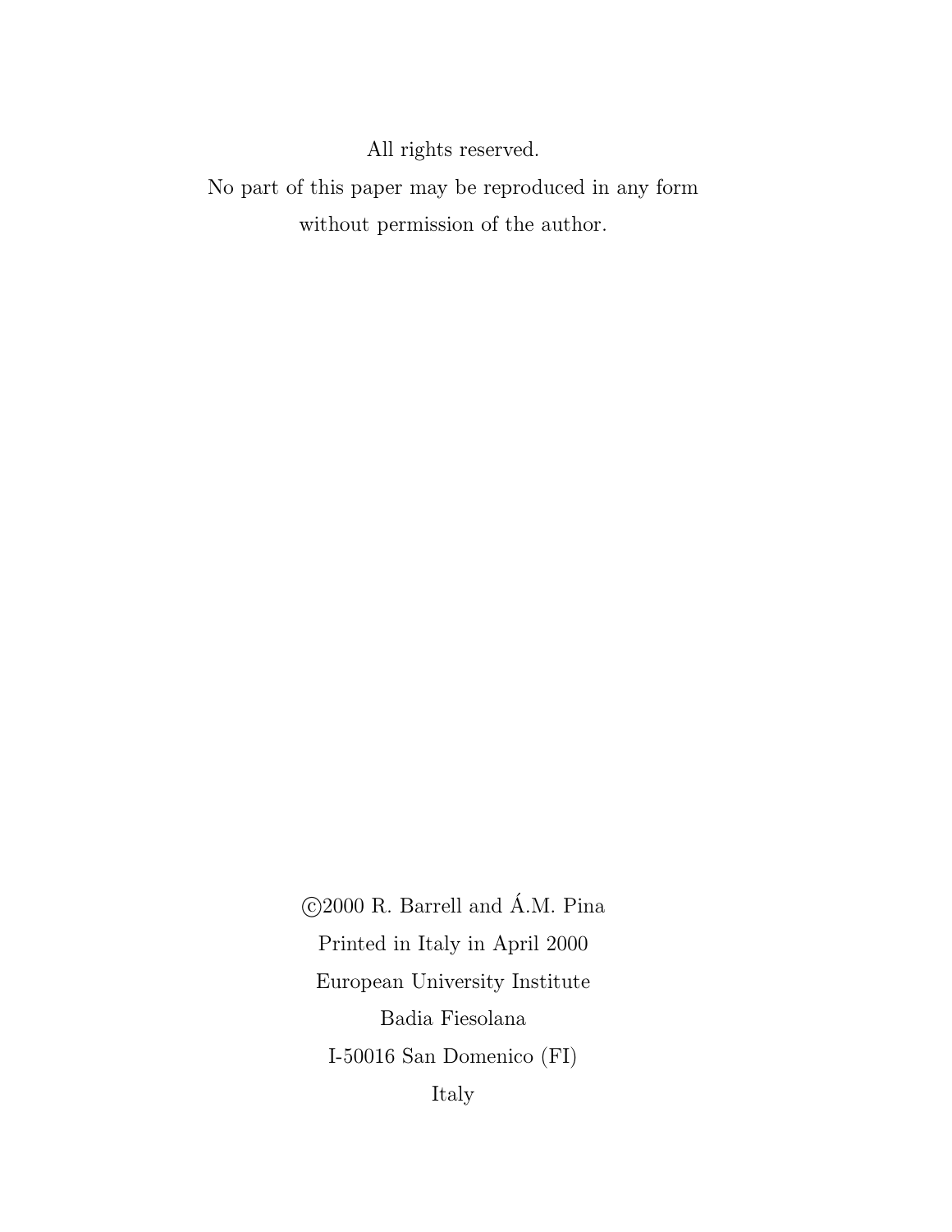All rights reserved.

No part of this paper may be reproduced in any form

without permission of the author.

©2000 R. Barrell and Á.M. Pina

Printed in Italy in April 2000

European University Institute

Badia Fiesolana

I-50016 San Domenico (FI)

Italy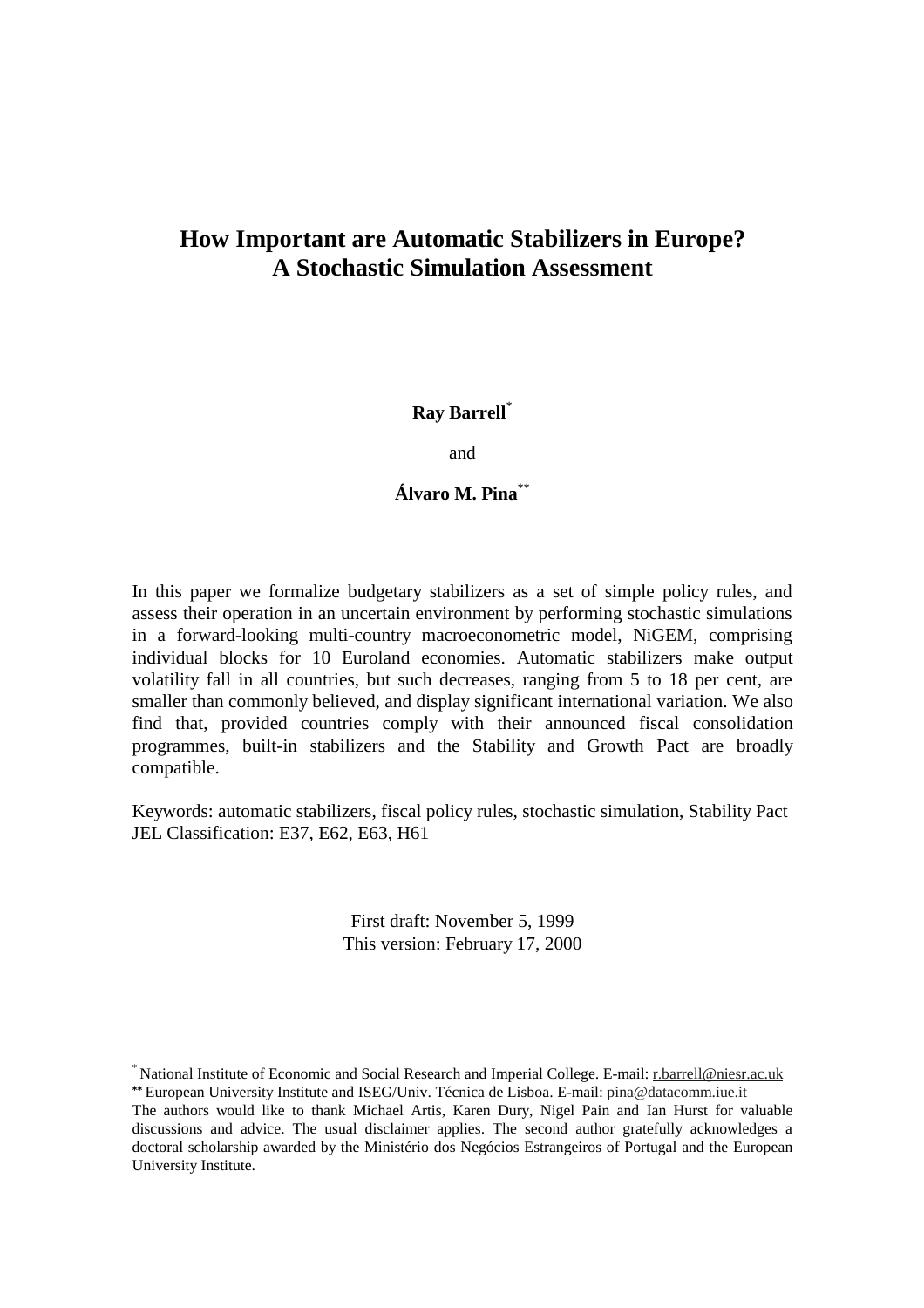# How Important are Automatic Stabilizers in Europe? A Stochastic Simulation Assessment

**Ray Barrell**[*]

and

**Álvaro M. Pina**[**]

In this paper we formalize budgetary stabilizers as a set of simple policy rules, and assess their operation in an uncertain environment by performing stochastic simulations in a forward-looking multi-country macroeconometric model, NiGEM, comprising individual blocks for 10 Euroland economies. Automatic stabilizers make output volatility fall in all countries, but such decreases, ranging from 5 to 18 per cent, are smaller than commonly believed, and display significant international variation. We also find that, provided countries comply with their announced fiscal consolidation programmes, built-in stabilizers and the Stability and Growth Pact are broadly compatible.

Keywords: automatic stabilizers, fiscal policy rules, stochastic simulation, Stability Pact
JEL Classification: E37, E62, E63, H61

First draft: November 5, 1999
This version: February 17, 2000

[*] National Institute of Economic and Social Research and Imperial College. E-mail: r.barrell@niesr.ac.uk
[**] European University Institute and ISEG/Univ. Técnica de Lisboa. E-mail: pina@datacomm.iue.it
The authors would like to thank Michael Artis, Karen Dury, Nigel Pain and Ian Hurst for valuable discussions and advice. The usual disclaimer applies. The second author gratefully acknowledges a doctoral scholarship awarded by the Ministério dos Negócios Estrangeiros of Portugal and the European University Institute.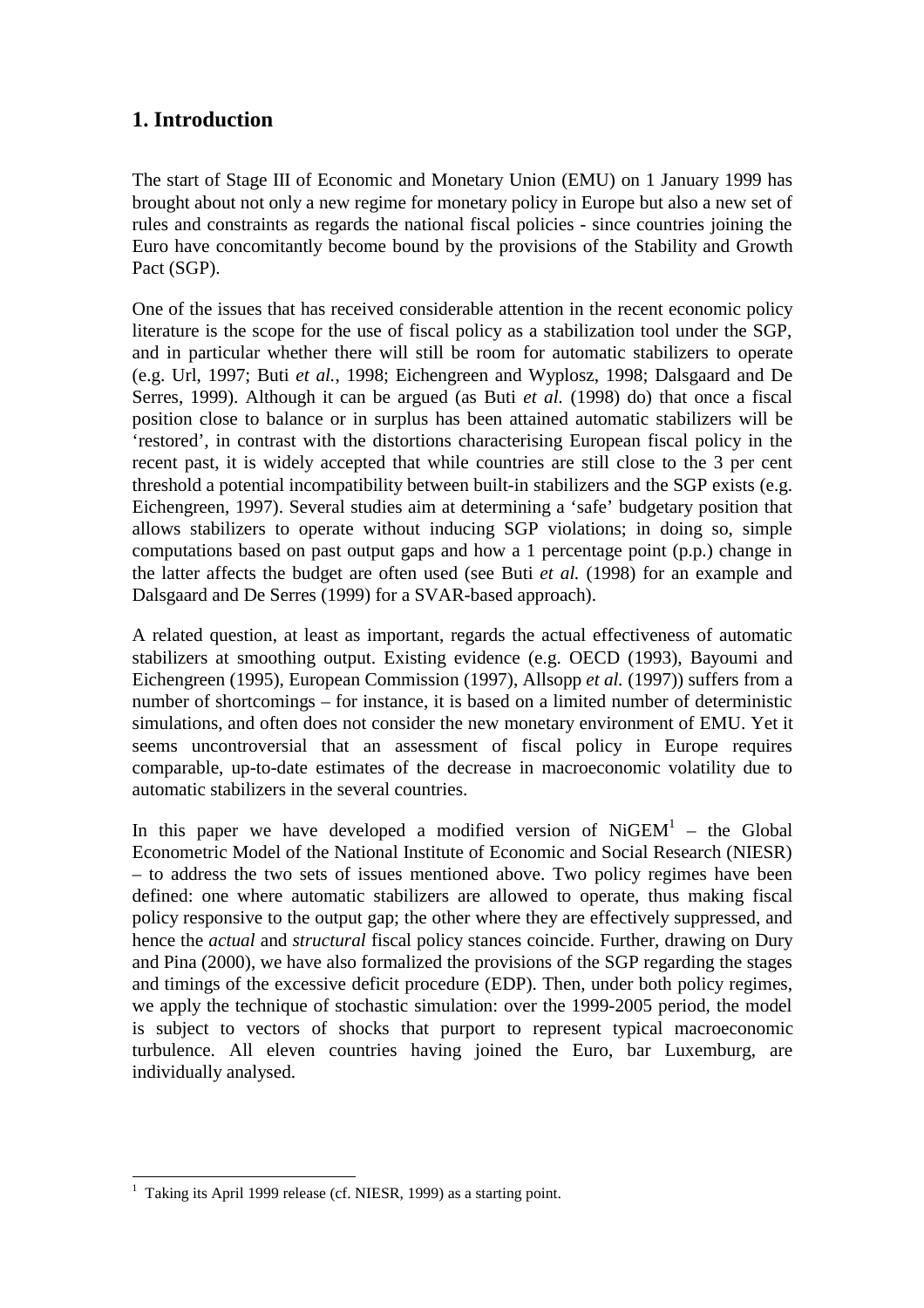## 1. Introduction

The start of Stage III of Economic and Monetary Union (EMU) on 1 January 1999 has brought about not only a new regime for monetary policy in Europe but also a new set of rules and constraints as regards the national fiscal policies - since countries joining the Euro have concomitantly become bound by the provisions of the Stability and Growth Pact (SGP).

One of the issues that has received considerable attention in the recent economic policy literature is the scope for the use of fiscal policy as a stabilization tool under the SGP, and in particular whether there will still be room for automatic stabilizers to operate (e.g. Url, 1997; Buti *et al.*, 1998; Eichengreen and Wyplosz, 1998; Dalsgaard and De Serres, 1999). Although it can be argued (as Buti *et al.* (1998) do) that once a fiscal position close to balance or in surplus has been attained automatic stabilizers will be 'restored', in contrast with the distortions characterising European fiscal policy in the recent past, it is widely accepted that while countries are still close to the 3 per cent threshold a potential incompatibility between built-in stabilizers and the SGP exists (e.g. Eichengreen, 1997). Several studies aim at determining a 'safe' budgetary position that allows stabilizers to operate without inducing SGP violations; in doing so, simple computations based on past output gaps and how a 1 percentage point (p.p.) change in the latter affects the budget are often used (see Buti *et al.* (1998) for an example and Dalsgaard and De Serres (1999) for a SVAR-based approach).

A related question, at least as important, regards the actual effectiveness of automatic stabilizers at smoothing output. Existing evidence (e.g. OECD (1993), Bayoumi and Eichengreen (1995), European Commission (1997), Allsopp *et al.* (1997)) suffers from a number of shortcomings – for instance, it is based on a limited number of deterministic simulations, and often does not consider the new monetary environment of EMU. Yet it seems uncontroversial that an assessment of fiscal policy in Europe requires comparable, up-to-date estimates of the decrease in macroeconomic volatility due to automatic stabilizers in the several countries.

In this paper we have developed a modified version of NiGEM[1] – the Global Econometric Model of the National Institute of Economic and Social Research (NIESR) – to address the two sets of issues mentioned above. Two policy regimes have been defined: one where automatic stabilizers are allowed to operate, thus making fiscal policy responsive to the output gap; the other where they are effectively suppressed, and hence the *actual* and *structural* fiscal policy stances coincide. Further, drawing on Dury and Pina (2000), we have also formalized the provisions of the SGP regarding the stages and timings of the excessive deficit procedure (EDP). Then, under both policy regimes, we apply the technique of stochastic simulation: over the 1999-2005 period, the model is subject to vectors of shocks that purport to represent typical macroeconomic turbulence. All eleven countries having joined the Euro, bar Luxemburg, are individually analysed.

[1] Taking its April 1999 release (cf. NIESR, 1999) as a starting point.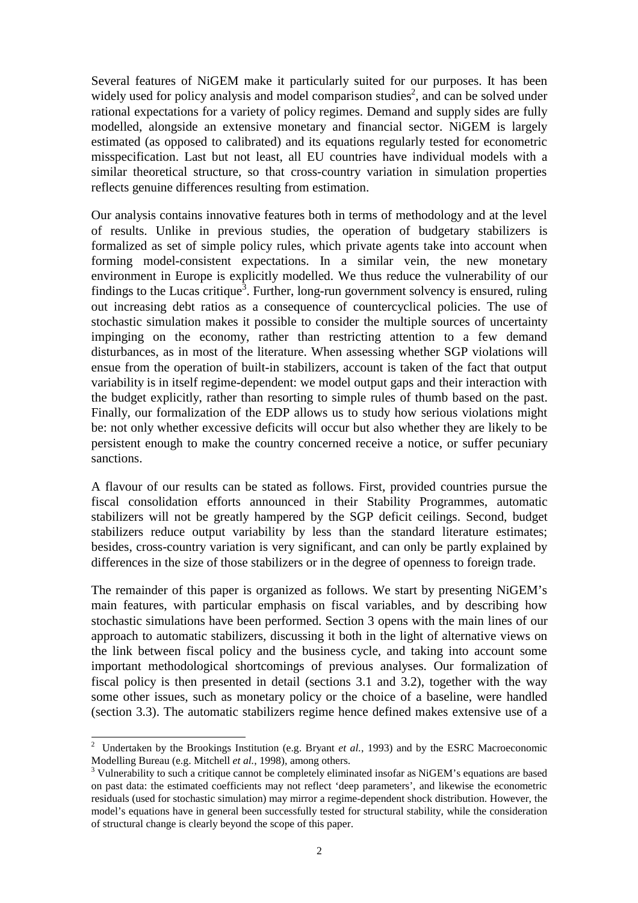Several features of NiGEM make it particularly suited for our purposes. It has been widely used for policy analysis and model comparison studies[2], and can be solved under rational expectations for a variety of policy regimes. Demand and supply sides are fully modelled, alongside an extensive monetary and financial sector. NiGEM is largely estimated (as opposed to calibrated) and its equations regularly tested for econometric misspecification. Last but not least, all EU countries have individual models with a similar theoretical structure, so that cross-country variation in simulation properties reflects genuine differences resulting from estimation.

Our analysis contains innovative features both in terms of methodology and at the level of results. Unlike in previous studies, the operation of budgetary stabilizers is formalized as set of simple policy rules, which private agents take into account when forming model-consistent expectations. In a similar vein, the new monetary environment in Europe is explicitly modelled. We thus reduce the vulnerability of our findings to the Lucas critique[3]. Further, long-run government solvency is ensured, ruling out increasing debt ratios as a consequence of countercyclical policies. The use of stochastic simulation makes it possible to consider the multiple sources of uncertainty impinging on the economy, rather than restricting attention to a few demand disturbances, as in most of the literature. When assessing whether SGP violations will ensue from the operation of built-in stabilizers, account is taken of the fact that output variability is in itself regime-dependent: we model output gaps and their interaction with the budget explicitly, rather than resorting to simple rules of thumb based on the past. Finally, our formalization of the EDP allows us to study how serious violations might be: not only whether excessive deficits will occur but also whether they are likely to be persistent enough to make the country concerned receive a notice, or suffer pecuniary sanctions.

A flavour of our results can be stated as follows. First, provided countries pursue the fiscal consolidation efforts announced in their Stability Programmes, automatic stabilizers will not be greatly hampered by the SGP deficit ceilings. Second, budget stabilizers reduce output variability by less than the standard literature estimates; besides, cross-country variation is very significant, and can only be partly explained by differences in the size of those stabilizers or in the degree of openness to foreign trade.

The remainder of this paper is organized as follows. We start by presenting NiGEM's main features, with particular emphasis on fiscal variables, and by describing how stochastic simulations have been performed. Section 3 opens with the main lines of our approach to automatic stabilizers, discussing it both in the light of alternative views on the link between fiscal policy and the business cycle, and taking into account some important methodological shortcomings of previous analyses. Our formalization of fiscal policy is then presented in detail (sections 3.1 and 3.2), together with the way some other issues, such as monetary policy or the choice of a baseline, were handled (section 3.3). The automatic stabilizers regime hence defined makes extensive use of a

---

[2] Undertaken by the Brookings Institution (e.g. Bryant *et al.*, 1993) and by the ESRC Macroeconomic Modelling Bureau (e.g. Mitchell *et al.*, 1998), among others.

[3] Vulnerability to such a critique cannot be completely eliminated insofar as NiGEM's equations are based on past data: the estimated coefficients may not reflect 'deep parameters', and likewise the econometric residuals (used for stochastic simulation) may mirror a regime-dependent shock distribution. However, the model's equations have in general been successfully tested for structural stability, while the consideration of structural change is clearly beyond the scope of this paper.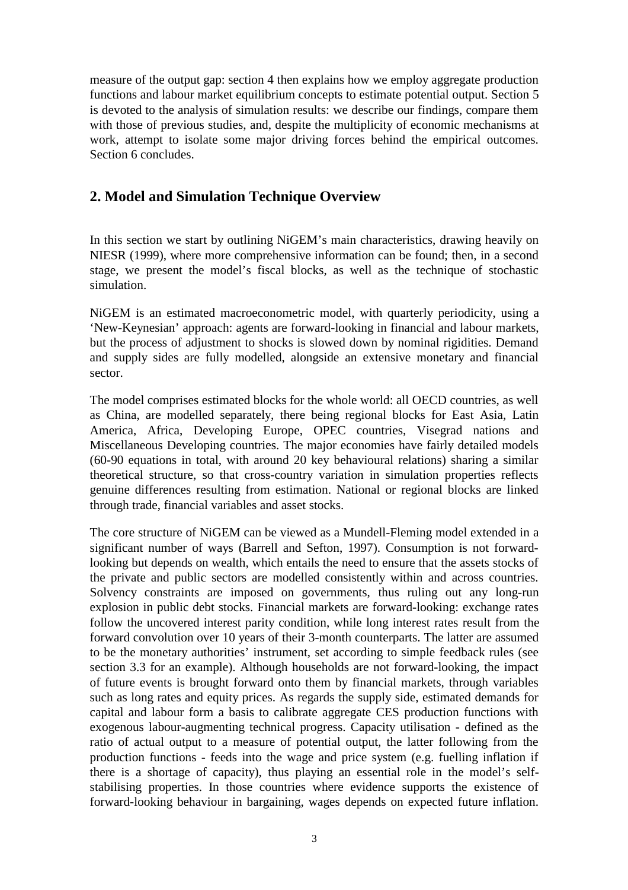measure of the output gap: section 4 then explains how we employ aggregate production functions and labour market equilibrium concepts to estimate potential output. Section 5 is devoted to the analysis of simulation results: we describe our findings, compare them with those of previous studies, and, despite the multiplicity of economic mechanisms at work, attempt to isolate some major driving forces behind the empirical outcomes. Section 6 concludes.

## 2. Model and Simulation Technique Overview

In this section we start by outlining NiGEM's main characteristics, drawing heavily on NIESR (1999), where more comprehensive information can be found; then, in a second stage, we present the model's fiscal blocks, as well as the technique of stochastic simulation.

NiGEM is an estimated macroeconometric model, with quarterly periodicity, using a 'New-Keynesian' approach: agents are forward-looking in financial and labour markets, but the process of adjustment to shocks is slowed down by nominal rigidities. Demand and supply sides are fully modelled, alongside an extensive monetary and financial sector.

The model comprises estimated blocks for the whole world: all OECD countries, as well as China, are modelled separately, there being regional blocks for East Asia, Latin America, Africa, Developing Europe, OPEC countries, Visegrad nations and Miscellaneous Developing countries. The major economies have fairly detailed models (60-90 equations in total, with around 20 key behavioural relations) sharing a similar theoretical structure, so that cross-country variation in simulation properties reflects genuine differences resulting from estimation. National or regional blocks are linked through trade, financial variables and asset stocks.

The core structure of NiGEM can be viewed as a Mundell-Fleming model extended in a significant number of ways (Barrell and Sefton, 1997). Consumption is not forward-looking but depends on wealth, which entails the need to ensure that the assets stocks of the private and public sectors are modelled consistently within and across countries. Solvency constraints are imposed on governments, thus ruling out any long-run explosion in public debt stocks. Financial markets are forward-looking: exchange rates follow the uncovered interest parity condition, while long interest rates result from the forward convolution over 10 years of their 3-month counterparts. The latter are assumed to be the monetary authorities' instrument, set according to simple feedback rules (see section 3.3 for an example). Although households are not forward-looking, the impact of future events is brought forward onto them by financial markets, through variables such as long rates and equity prices. As regards the supply side, estimated demands for capital and labour form a basis to calibrate aggregate CES production functions with exogenous labour-augmenting technical progress. Capacity utilisation - defined as the ratio of actual output to a measure of potential output, the latter following from the production functions - feeds into the wage and price system (e.g. fuelling inflation if there is a shortage of capacity), thus playing an essential role in the model's self-stabilising properties. In those countries where evidence supports the existence of forward-looking behaviour in bargaining, wages depends on expected future inflation.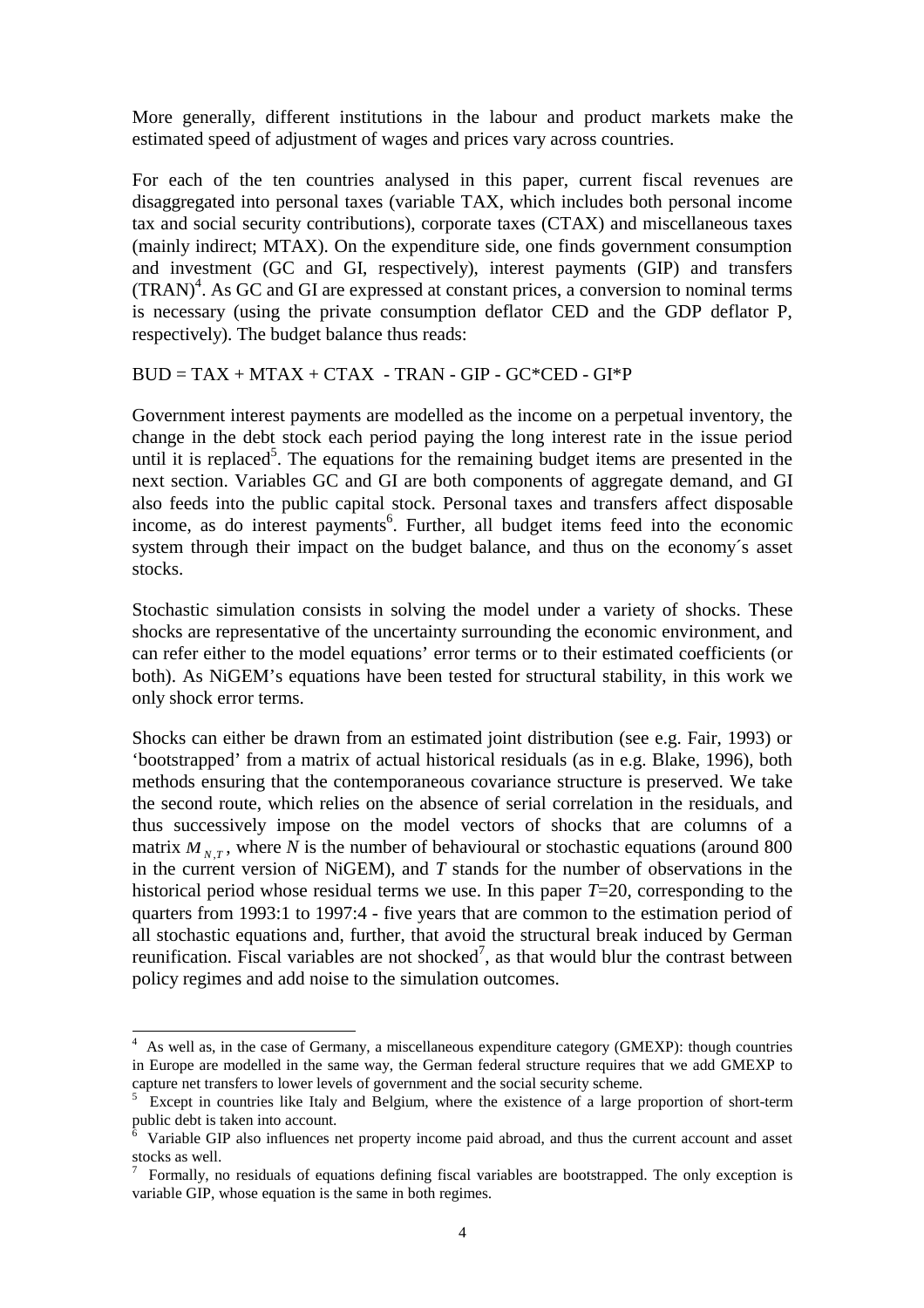More generally, different institutions in the labour and product markets make the estimated speed of adjustment of wages and prices vary across countries.

For each of the ten countries analysed in this paper, current fiscal revenues are disaggregated into personal taxes (variable TAX, which includes both personal income tax and social security contributions), corporate taxes (CTAX) and miscellaneous taxes (mainly indirect; MTAX). On the expenditure side, one finds government consumption and investment (GC and GI, respectively), interest payments (GIP) and transfers (TRAN)[4]. As GC and GI are expressed at constant prices, a conversion to nominal terms is necessary (using the private consumption deflator CED and the GDP deflator P, respectively). The budget balance thus reads:

BUD = TAX + MTAX + CTAX - TRAN - GIP - GC*CED - GI*P

Government interest payments are modelled as the income on a perpetual inventory, the change in the debt stock each period paying the long interest rate in the issue period until it is replaced[5]. The equations for the remaining budget items are presented in the next section. Variables GC and GI are both components of aggregate demand, and GI also feeds into the public capital stock. Personal taxes and transfers affect disposable income, as do interest payments[6]. Further, all budget items feed into the economic system through their impact on the budget balance, and thus on the economy´s asset stocks.

Stochastic simulation consists in solving the model under a variety of shocks. These shocks are representative of the uncertainty surrounding the economic environment, and can refer either to the model equations' error terms or to their estimated coefficients (or both). As NiGEM's equations have been tested for structural stability, in this work we only shock error terms.

Shocks can either be drawn from an estimated joint distribution (see e.g. Fair, 1993) or 'bootstrapped' from a matrix of actual historical residuals (as in e.g. Blake, 1996), both methods ensuring that the contemporaneous covariance structure is preserved. We take the second route, which relies on the absence of serial correlation in the residuals, and thus successively impose on the model vectors of shocks that are columns of a matrix $M_{N,T}$, where $N$ is the number of behavioural or stochastic equations (around 800 in the current version of NiGEM), and $T$ stands for the number of observations in the historical period whose residual terms we use. In this paper $T$=20, corresponding to the quarters from 1993:1 to 1997:4 - five years that are common to the estimation period of all stochastic equations and, further, that avoid the structural break induced by German reunification. Fiscal variables are not shocked[7], as that would blur the contrast between policy regimes and add noise to the simulation outcomes.

---

[4] As well as, in the case of Germany, a miscellaneous expenditure category (GMEXP): though countries in Europe are modelled in the same way, the German federal structure requires that we add GMEXP to capture net transfers to lower levels of government and the social security scheme.

[5] Except in countries like Italy and Belgium, where the existence of a large proportion of short-term public debt is taken into account.

[6] Variable GIP also influences net property income paid abroad, and thus the current account and asset stocks as well.

[7] Formally, no residuals of equations defining fiscal variables are bootstrapped. The only exception is variable GIP, whose equation is the same in both regimes.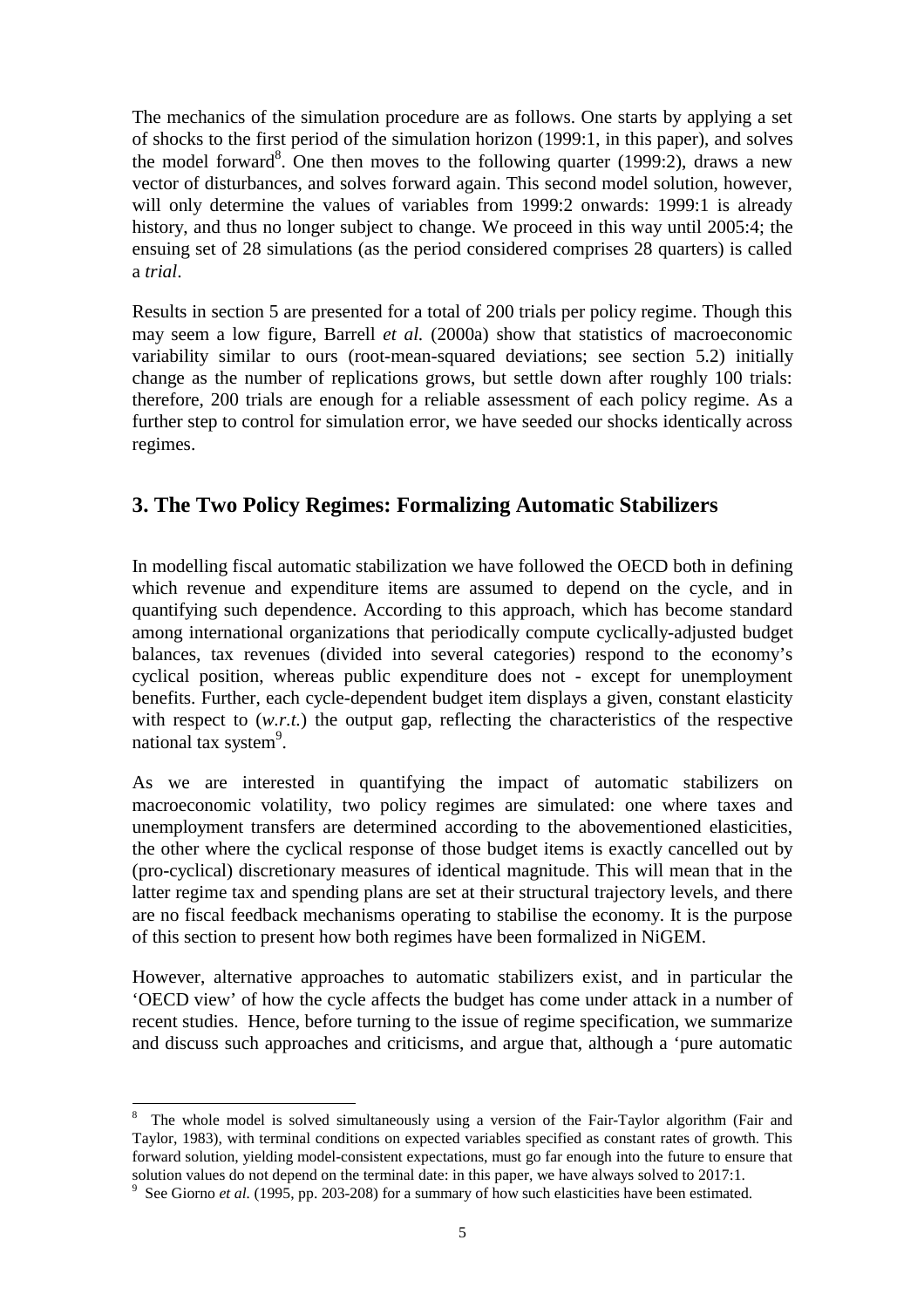The mechanics of the simulation procedure are as follows. One starts by applying a set of shocks to the first period of the simulation horizon (1999:1, in this paper), and solves the model forward[8]. One then moves to the following quarter (1999:2), draws a new vector of disturbances, and solves forward again. This second model solution, however, will only determine the values of variables from 1999:2 onwards: 1999:1 is already history, and thus no longer subject to change. We proceed in this way until 2005:4; the ensuing set of 28 simulations (as the period considered comprises 28 quarters) is called a *trial*.

Results in section 5 are presented for a total of 200 trials per policy regime. Though this may seem a low figure, Barrell *et al.* (2000a) show that statistics of macroeconomic variability similar to ours (root-mean-squared deviations; see section 5.2) initially change as the number of replications grows, but settle down after roughly 100 trials: therefore, 200 trials are enough for a reliable assessment of each policy regime. As a further step to control for simulation error, we have seeded our shocks identically across regimes.

## 3. The Two Policy Regimes: Formalizing Automatic Stabilizers

In modelling fiscal automatic stabilization we have followed the OECD both in defining which revenue and expenditure items are assumed to depend on the cycle, and in quantifying such dependence. According to this approach, which has become standard among international organizations that periodically compute cyclically-adjusted budget balances, tax revenues (divided into several categories) respond to the economy's cyclical position, whereas public expenditure does not - except for unemployment benefits. Further, each cycle-dependent budget item displays a given, constant elasticity with respect to (*w.r.t.*) the output gap, reflecting the characteristics of the respective national tax system[9].

As we are interested in quantifying the impact of automatic stabilizers on macroeconomic volatility, two policy regimes are simulated: one where taxes and unemployment transfers are determined according to the abovementioned elasticities, the other where the cyclical response of those budget items is exactly cancelled out by (pro-cyclical) discretionary measures of identical magnitude. This will mean that in the latter regime tax and spending plans are set at their structural trajectory levels, and there are no fiscal feedback mechanisms operating to stabilise the economy. It is the purpose of this section to present how both regimes have been formalized in NiGEM.

However, alternative approaches to automatic stabilizers exist, and in particular the 'OECD view' of how the cycle affects the budget has come under attack in a number of recent studies. Hence, before turning to the issue of regime specification, we summarize and discuss such approaches and criticisms, and argue that, although a 'pure automatic

---

[8] The whole model is solved simultaneously using a version of the Fair-Taylor algorithm (Fair and Taylor, 1983), with terminal conditions on expected variables specified as constant rates of growth. This forward solution, yielding model-consistent expectations, must go far enough into the future to ensure that solution values do not depend on the terminal date: in this paper, we have always solved to 2017:1.

[9] See Giorno *et al.* (1995, pp. 203-208) for a summary of how such elasticities have been estimated.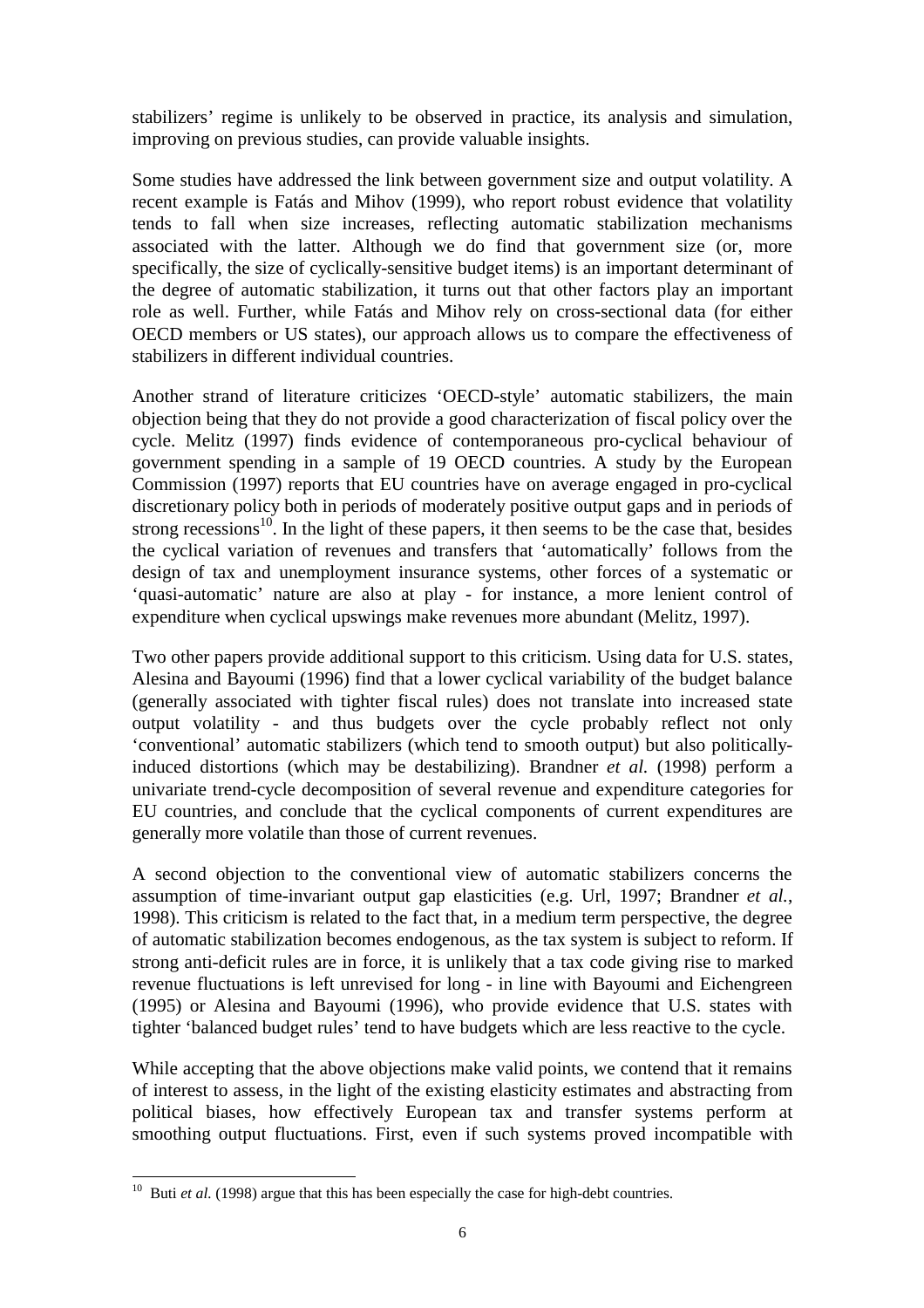stabilizers' regime is unlikely to be observed in practice, its analysis and simulation, improving on previous studies, can provide valuable insights.

Some studies have addressed the link between government size and output volatility. A recent example is Fatás and Mihov (1999), who report robust evidence that volatility tends to fall when size increases, reflecting automatic stabilization mechanisms associated with the latter. Although we do find that government size (or, more specifically, the size of cyclically-sensitive budget items) is an important determinant of the degree of automatic stabilization, it turns out that other factors play an important role as well. Further, while Fatás and Mihov rely on cross-sectional data (for either OECD members or US states), our approach allows us to compare the effectiveness of stabilizers in different individual countries.

Another strand of literature criticizes 'OECD-style' automatic stabilizers, the main objection being that they do not provide a good characterization of fiscal policy over the cycle. Melitz (1997) finds evidence of contemporaneous pro-cyclical behaviour of government spending in a sample of 19 OECD countries. A study by the European Commission (1997) reports that EU countries have on average engaged in pro-cyclical discretionary policy both in periods of moderately positive output gaps and in periods of strong recessions[10]. In the light of these papers, it then seems to be the case that, besides the cyclical variation of revenues and transfers that 'automatically' follows from the design of tax and unemployment insurance systems, other forces of a systematic or 'quasi-automatic' nature are also at play - for instance, a more lenient control of expenditure when cyclical upswings make revenues more abundant (Melitz, 1997).

Two other papers provide additional support to this criticism. Using data for U.S. states, Alesina and Bayoumi (1996) find that a lower cyclical variability of the budget balance (generally associated with tighter fiscal rules) does not translate into increased state output volatility - and thus budgets over the cycle probably reflect not only 'conventional' automatic stabilizers (which tend to smooth output) but also politically-induced distortions (which may be destabilizing). Brandner *et al.* (1998) perform a univariate trend-cycle decomposition of several revenue and expenditure categories for EU countries, and conclude that the cyclical components of current expenditures are generally more volatile than those of current revenues.

A second objection to the conventional view of automatic stabilizers concerns the assumption of time-invariant output gap elasticities (e.g. Url, 1997; Brandner *et al.*, 1998). This criticism is related to the fact that, in a medium term perspective, the degree of automatic stabilization becomes endogenous, as the tax system is subject to reform. If strong anti-deficit rules are in force, it is unlikely that a tax code giving rise to marked revenue fluctuations is left unrevised for long - in line with Bayoumi and Eichengreen (1995) or Alesina and Bayoumi (1996), who provide evidence that U.S. states with tighter 'balanced budget rules' tend to have budgets which are less reactive to the cycle.

While accepting that the above objections make valid points, we contend that it remains of interest to assess, in the light of the existing elasticity estimates and abstracting from political biases, how effectively European tax and transfer systems perform at smoothing output fluctuations. First, even if such systems proved incompatible with

[10] Buti *et al.* (1998) argue that this has been especially the case for high-debt countries.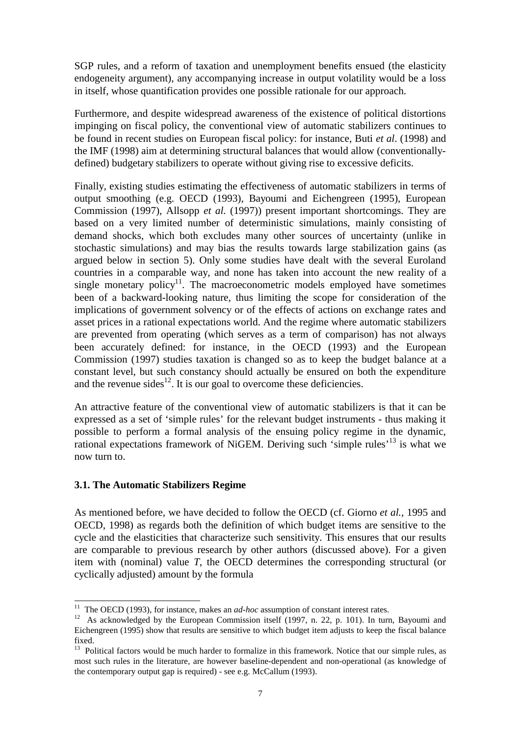SGP rules, and a reform of taxation and unemployment benefits ensued (the elasticity endogeneity argument), any accompanying increase in output volatility would be a loss in itself, whose quantification provides one possible rationale for our approach.

Furthermore, and despite widespread awareness of the existence of political distortions impinging on fiscal policy, the conventional view of automatic stabilizers continues to be found in recent studies on European fiscal policy: for instance, Buti *et al*. (1998) and the IMF (1998) aim at determining structural balances that would allow (conventionally-defined) budgetary stabilizers to operate without giving rise to excessive deficits.

Finally, existing studies estimating the effectiveness of automatic stabilizers in terms of output smoothing (e.g. OECD (1993), Bayoumi and Eichengreen (1995), European Commission (1997), Allsopp *et al.* (1997)) present important shortcomings. They are based on a very limited number of deterministic simulations, mainly consisting of demand shocks, which both excludes many other sources of uncertainty (unlike in stochastic simulations) and may bias the results towards large stabilization gains (as argued below in section 5). Only some studies have dealt with the several Euroland countries in a comparable way, and none has taken into account the new reality of a single monetary policy[11]. The macroeconometric models employed have sometimes been of a backward-looking nature, thus limiting the scope for consideration of the implications of government solvency or of the effects of actions on exchange rates and asset prices in a rational expectations world. And the regime where automatic stabilizers are prevented from operating (which serves as a term of comparison) has not always been accurately defined: for instance, in the OECD (1993) and the European Commission (1997) studies taxation is changed so as to keep the budget balance at a constant level, but such constancy should actually be ensured on both the expenditure and the revenue sides[12]. It is our goal to overcome these deficiencies.

An attractive feature of the conventional view of automatic stabilizers is that it can be expressed as a set of 'simple rules' for the relevant budget instruments - thus making it possible to perform a formal analysis of the ensuing policy regime in the dynamic, rational expectations framework of NiGEM. Deriving such 'simple rules'[13] is what we now turn to.

### 3.1. The Automatic Stabilizers Regime

As mentioned before, we have decided to follow the OECD (cf. Giorno *et al.*, 1995 and OECD, 1998) as regards both the definition of which budget items are sensitive to the cycle and the elasticities that characterize such sensitivity. This ensures that our results are comparable to previous research by other authors (discussed above). For a given item with (nominal) value $T$, the OECD determines the corresponding structural (or cyclically adjusted) amount by the formula

---

[11] The OECD (1993), for instance, makes an *ad-hoc* assumption of constant interest rates.

[12] As acknowledged by the European Commission itself (1997, n. 22, p. 101). In turn, Bayoumi and Eichengreen (1995) show that results are sensitive to which budget item adjusts to keep the fiscal balance fixed.

[13] Political factors would be much harder to formalize in this framework. Notice that our simple rules, as most such rules in the literature, are however baseline-dependent and non-operational (as knowledge of the contemporary output gap is required) - see e.g. McCallum (1993).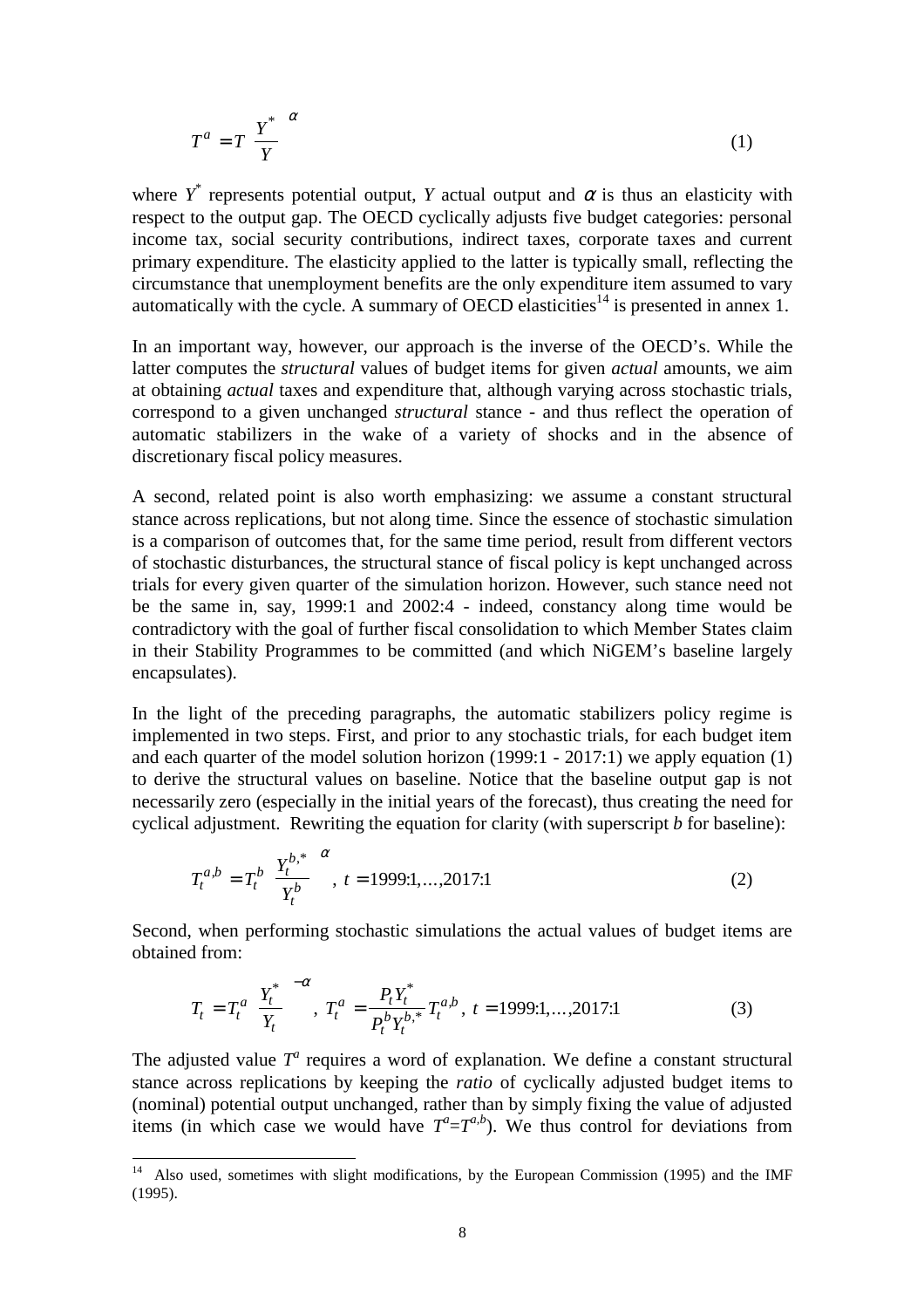$$T^a = T\left(\frac{Y^*}{Y}\right)^{\alpha} \tag{1}$$

where $Y^*$ represents potential output, $Y$ actual output and $\alpha$ is thus an elasticity with respect to the output gap. The OECD cyclically adjusts five budget categories: personal income tax, social security contributions, indirect taxes, corporate taxes and current primary expenditure. The elasticity applied to the latter is typically small, reflecting the circumstance that unemployment benefits are the only expenditure item assumed to vary automatically with the cycle. A summary of OECD elasticities[14] is presented in annex 1.

In an important way, however, our approach is the inverse of the OECD's. While the latter computes the *structural* values of budget items for given *actual* amounts, we aim at obtaining *actual* taxes and expenditure that, although varying across stochastic trials, correspond to a given unchanged *structural* stance - and thus reflect the operation of automatic stabilizers in the wake of a variety of shocks and in the absence of discretionary fiscal policy measures.

A second, related point is also worth emphasizing: we assume a constant structural stance across replications, but not along time. Since the essence of stochastic simulation is a comparison of outcomes that, for the same time period, result from different vectors of stochastic disturbances, the structural stance of fiscal policy is kept unchanged across trials for every given quarter of the simulation horizon. However, such stance need not be the same in, say, 1999:1 and 2002:4 - indeed, constancy along time would be contradictory with the goal of further fiscal consolidation to which Member States claim in their Stability Programmes to be committed (and which NiGEM's baseline largely encapsulates).

In the light of the preceding paragraphs, the automatic stabilizers policy regime is implemented in two steps. First, and prior to any stochastic trials, for each budget item and each quarter of the model solution horizon (1999:1 - 2017:1) we apply equation (1) to derive the structural values on baseline. Notice that the baseline output gap is not necessarily zero (especially in the initial years of the forecast), thus creating the need for cyclical adjustment. Rewriting the equation for clarity (with superscript $b$ for baseline):

$$T_t^{a,b} = T_t^b\left(\frac{Y_t^{b,*}}{Y_t^b}\right)^{\alpha}, \; t = 1999{:}1,\ldots,2017{:}1 \tag{2}$$

Second, when performing stochastic simulations the actual values of budget items are obtained from:

$$T_t = T_t^a\left(\frac{Y_t^*}{Y_t}\right)^{-\alpha}, \; T_t^a = \frac{P_t Y_t^*}{P_t^b Y_t^{b,*}} T_t^{a,b}, \; t = 1999{:}1,\ldots,2017{:}1 \tag{3}$$

The adjusted value $T^a$ requires a word of explanation. We define a constant structural stance across replications by keeping the *ratio* of cyclically adjusted budget items to (nominal) potential output unchanged, rather than by simply fixing the value of adjusted items (in which case we would have $T^a = T^{a,b}$). We thus control for deviations from

---

[14] Also used, sometimes with slight modifications, by the European Commission (1995) and the IMF (1995).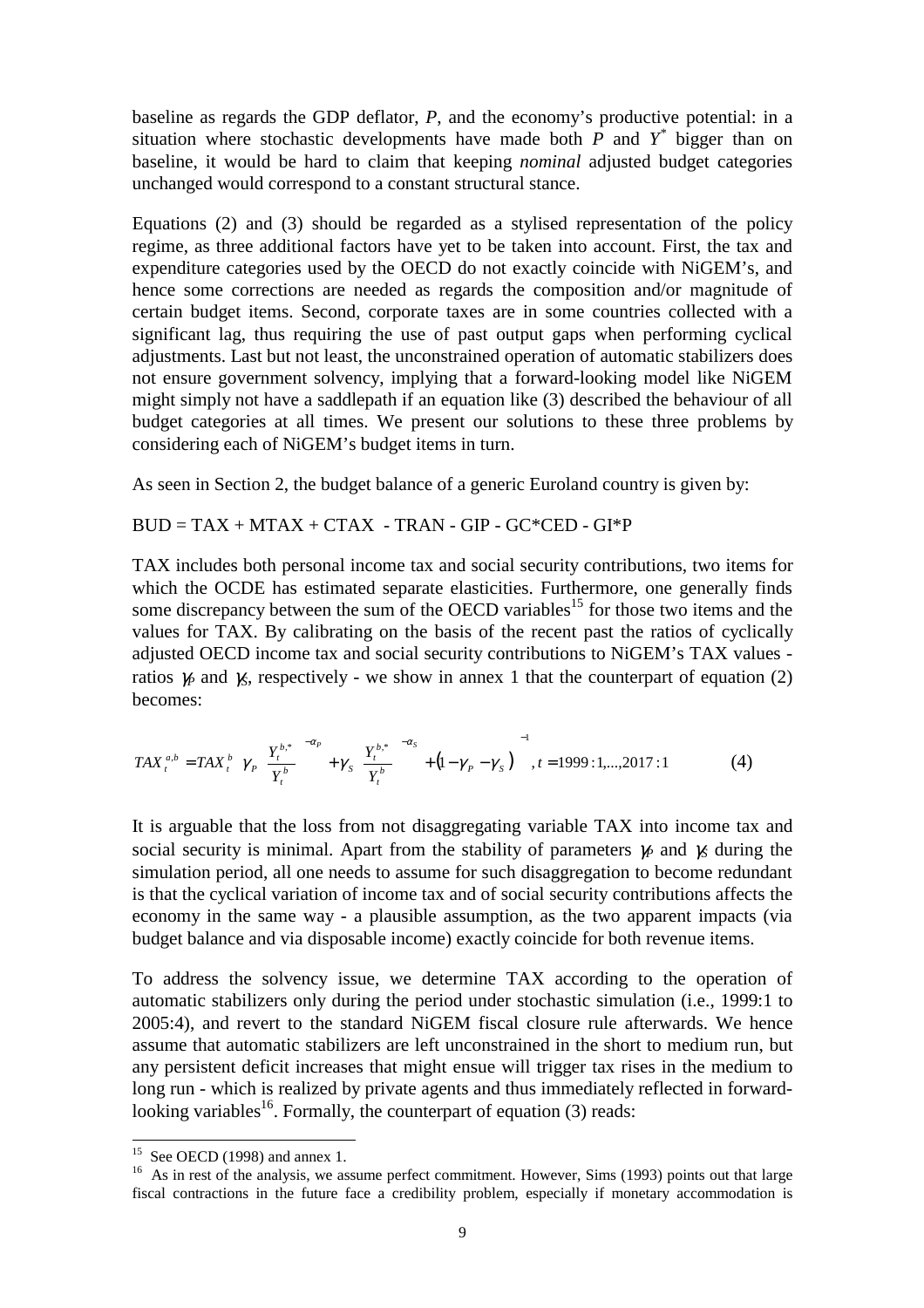baseline as regards the GDP deflator, *P*, and the economy's productive potential: in a situation where stochastic developments have made both $P$ and $Y^*$ bigger than on baseline, it would be hard to claim that keeping *nominal* adjusted budget categories unchanged would correspond to a constant structural stance.

Equations (2) and (3) should be regarded as a stylised representation of the policy regime, as three additional factors have yet to be taken into account. First, the tax and expenditure categories used by the OECD do not exactly coincide with NiGEM's, and hence some corrections are needed as regards the composition and/or magnitude of certain budget items. Second, corporate taxes are in some countries collected with a significant lag, thus requiring the use of past output gaps when performing cyclical adjustments. Last but not least, the unconstrained operation of automatic stabilizers does not ensure government solvency, implying that a forward-looking model like NiGEM might simply not have a saddlepath if an equation like (3) described the behaviour of all budget categories at all times. We present our solutions to these three problems by considering each of NiGEM's budget items in turn.

As seen in Section 2, the budget balance of a generic Euroland country is given by:

BUD = TAX + MTAX + CTAX - TRAN - GIP - GC*CED - GI*P

TAX includes both personal income tax and social security contributions, two items for which the OCDE has estimated separate elasticities. Furthermore, one generally finds some discrepancy between the sum of the OECD variables[15] for those two items and the values for TAX. By calibrating on the basis of the recent past the ratios of cyclically adjusted OECD income tax and social security contributions to NiGEM's TAX values - ratios $\gamma_P$ and $\gamma_S$, respectively - we show in annex 1 that the counterpart of equation (2) becomes:

$$TAX_t^{a,b} = TAX_t^b \left[ \gamma_P \left( \frac{Y_t^{b,*}}{Y_t^b} \right)^{-\alpha_P} + \gamma_S \left( \frac{Y_t^{b,*}}{Y_t^b} \right)^{-\alpha_S} + (1 - \gamma_P - \gamma_S) \right]^{-1}, t = 1999:1,...,2017:1 \qquad (4)$$

It is arguable that the loss from not disaggregating variable TAX into income tax and social security is minimal. Apart from the stability of parameters $\gamma_P$ and $\gamma_S$ during the simulation period, all one needs to assume for such disaggregation to become redundant is that the cyclical variation of income tax and of social security contributions affects the economy in the same way - a plausible assumption, as the two apparent impacts (via budget balance and via disposable income) exactly coincide for both revenue items.

To address the solvency issue, we determine TAX according to the operation of automatic stabilizers only during the period under stochastic simulation (i.e., 1999:1 to 2005:4), and revert to the standard NiGEM fiscal closure rule afterwards. We hence assume that automatic stabilizers are left unconstrained in the short to medium run, but any persistent deficit increases that might ensue will trigger tax rises in the medium to long run - which is realized by private agents and thus immediately reflected in forward-looking variables[16]. Formally, the counterpart of equation (3) reads:

[15] See OECD (1998) and annex 1.

[16] As in rest of the analysis, we assume perfect commitment. However, Sims (1993) points out that large fiscal contractions in the future face a credibility problem, especially if monetary accommodation is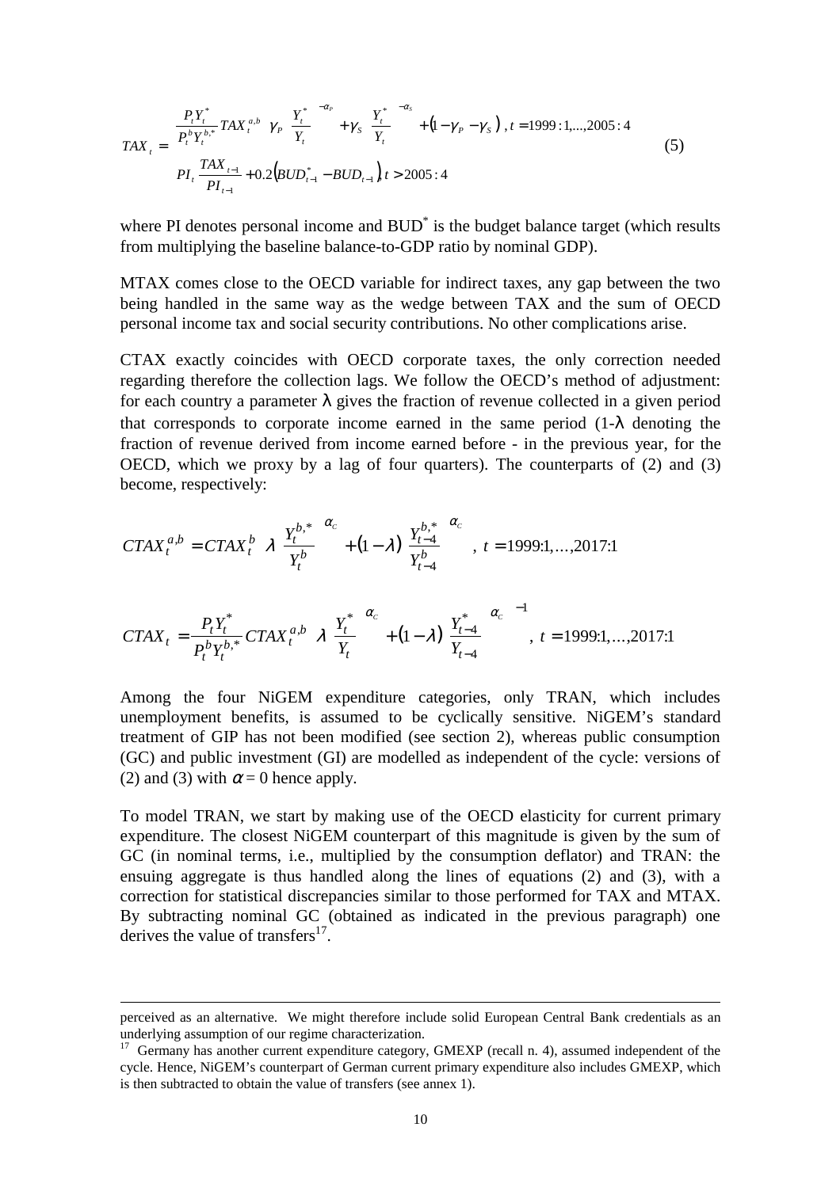$$TAX_t = \begin{cases} \dfrac{P_t Y_t^*}{P_t^b Y_t^{b,*}} TAX_t^{a,b} \left[ \gamma_P \left( \dfrac{Y_t^*}{Y_t} \right)^{-\alpha_P} + \gamma_S \left( \dfrac{Y_t^*}{Y_t} \right)^{-\alpha_S} + (1 - \gamma_P - \gamma_S) \right], t = 1999:1,...,2005:4 \\ PI_t \left[ \dfrac{TAX_{t-1}}{PI_{t-1}} + 0.2 \left( BUD_{t-1}^* - BUD_{t-1} \right) \right], t > 2005:4 \end{cases} \quad (5)$$

where PI denotes personal income and BUD* is the budget balance target (which results from multiplying the baseline balance-to-GDP ratio by nominal GDP).

MTAX comes close to the OECD variable for indirect taxes, any gap between the two being handled in the same way as the wedge between TAX and the sum of OECD personal income tax and social security contributions. No other complications arise.

CTAX exactly coincides with OECD corporate taxes, the only correction needed regarding therefore the collection lags. We follow the OECD's method of adjustment: for each country a parameter $\lambda$ gives the fraction of revenue collected in a given period that corresponds to corporate income earned in the same period ($1-\lambda$ denoting the fraction of revenue derived from income earned before - in the previous year, for the OECD, which we proxy by a lag of four quarters). The counterparts of (2) and (3) become, respectively:

$$CTAX_t^{a,b} = CTAX_t^b \left[ \lambda \left( \frac{Y_t^{b,*}}{Y_t^b} \right)^{\alpha_C} + (1-\lambda) \left( \frac{Y_{t-4}^{b,*}}{Y_{t-4}^b} \right)^{\alpha_C} \right], \ t = 1999{:}1,\ldots,2017{:}1$$

$$CTAX_t = \frac{P_t Y_t^*}{P_t^b Y_t^{b,*}} CTAX_t^{a,b} \left[ \lambda \left( \frac{Y_t^*}{Y_t} \right)^{\alpha_C} + (1-\lambda) \left( \frac{Y_{t-4}^*}{Y_{t-4}} \right)^{\alpha_C} \right]^{-1}, \ t = 1999{:}1,\ldots,2017{:}1$$

Among the four NiGEM expenditure categories, only TRAN, which includes unemployment benefits, is assumed to be cyclically sensitive. NiGEM's standard treatment of GIP has not been modified (see section 2), whereas public consumption (GC) and public investment (GI) are modelled as independent of the cycle: versions of (2) and (3) with $\alpha = 0$ hence apply.

To model TRAN, we start by making use of the OECD elasticity for current primary expenditure. The closest NiGEM counterpart of this magnitude is given by the sum of GC (in nominal terms, i.e., multiplied by the consumption deflator) and TRAN: the ensuing aggregate is thus handled along the lines of equations (2) and (3), with a correction for statistical discrepancies similar to those performed for TAX and MTAX. By subtracting nominal GC (obtained as indicated in the previous paragraph) one derives the value of transfers[17].

---

perceived as an alternative. We might therefore include solid European Central Bank credentials as an underlying assumption of our regime characterization.

[17] Germany has another current expenditure category, GMEXP (recall n. 4), assumed independent of the cycle. Hence, NiGEM's counterpart of German current primary expenditure also includes GMEXP, which is then subtracted to obtain the value of transfers (see annex 1).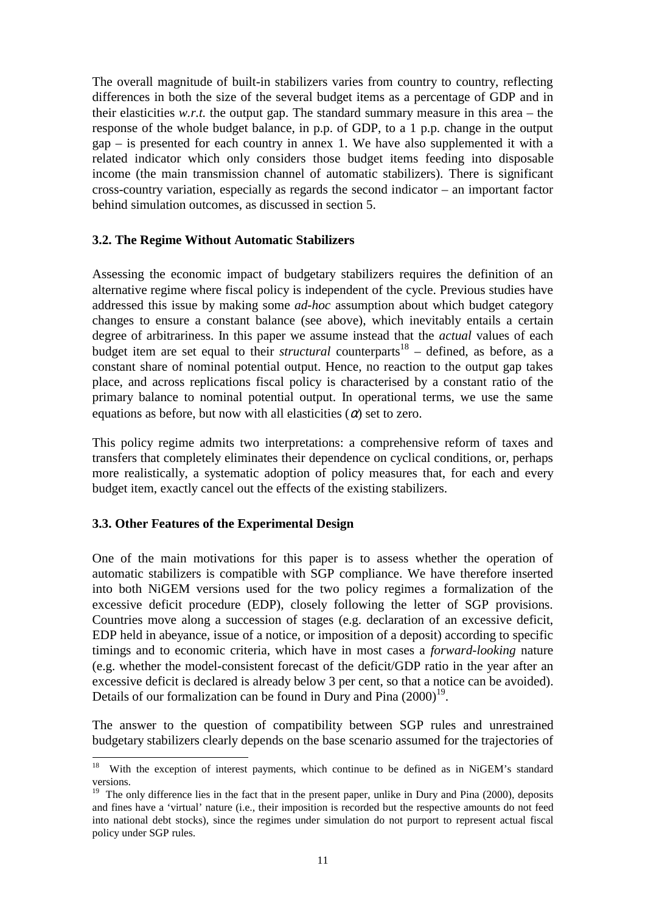The overall magnitude of built-in stabilizers varies from country to country, reflecting differences in both the size of the several budget items as a percentage of GDP and in their elasticities *w.r.t.* the output gap. The standard summary measure in this area – the response of the whole budget balance, in p.p. of GDP, to a 1 p.p. change in the output gap – is presented for each country in annex 1. We have also supplemented it with a related indicator which only considers those budget items feeding into disposable income (the main transmission channel of automatic stabilizers). There is significant cross-country variation, especially as regards the second indicator – an important factor behind simulation outcomes, as discussed in section 5.

### 3.2. The Regime Without Automatic Stabilizers

Assessing the economic impact of budgetary stabilizers requires the definition of an alternative regime where fiscal policy is independent of the cycle. Previous studies have addressed this issue by making some *ad-hoc* assumption about which budget category changes to ensure a constant balance (see above), which inevitably entails a certain degree of arbitrariness. In this paper we assume instead that the *actual* values of each budget item are set equal to their *structural* counterparts[18] – defined, as before, as a constant share of nominal potential output. Hence, no reaction to the output gap takes place, and across replications fiscal policy is characterised by a constant ratio of the primary balance to nominal potential output. In operational terms, we use the same equations as before, but now with all elasticities ($\alpha$) set to zero.

This policy regime admits two interpretations: a comprehensive reform of taxes and transfers that completely eliminates their dependence on cyclical conditions, or, perhaps more realistically, a systematic adoption of policy measures that, for each and every budget item, exactly cancel out the effects of the existing stabilizers.

### 3.3. Other Features of the Experimental Design

One of the main motivations for this paper is to assess whether the operation of automatic stabilizers is compatible with SGP compliance. We have therefore inserted into both NiGEM versions used for the two policy regimes a formalization of the excessive deficit procedure (EDP), closely following the letter of SGP provisions. Countries move along a succession of stages (e.g. declaration of an excessive deficit, EDP held in abeyance, issue of a notice, or imposition of a deposit) according to specific timings and to economic criteria, which have in most cases a *forward-looking* nature (e.g. whether the model-consistent forecast of the deficit/GDP ratio in the year after an excessive deficit is declared is already below 3 per cent, so that a notice can be avoided). Details of our formalization can be found in Dury and Pina (2000)[19].

The answer to the question of compatibility between SGP rules and unrestrained budgetary stabilizers clearly depends on the base scenario assumed for the trajectories of

---

[18] With the exception of interest payments, which continue to be defined as in NiGEM's standard versions.

[19] The only difference lies in the fact that in the present paper, unlike in Dury and Pina (2000), deposits and fines have a 'virtual' nature (i.e., their imposition is recorded but the respective amounts do not feed into national debt stocks), since the regimes under simulation do not purport to represent actual fiscal policy under SGP rules.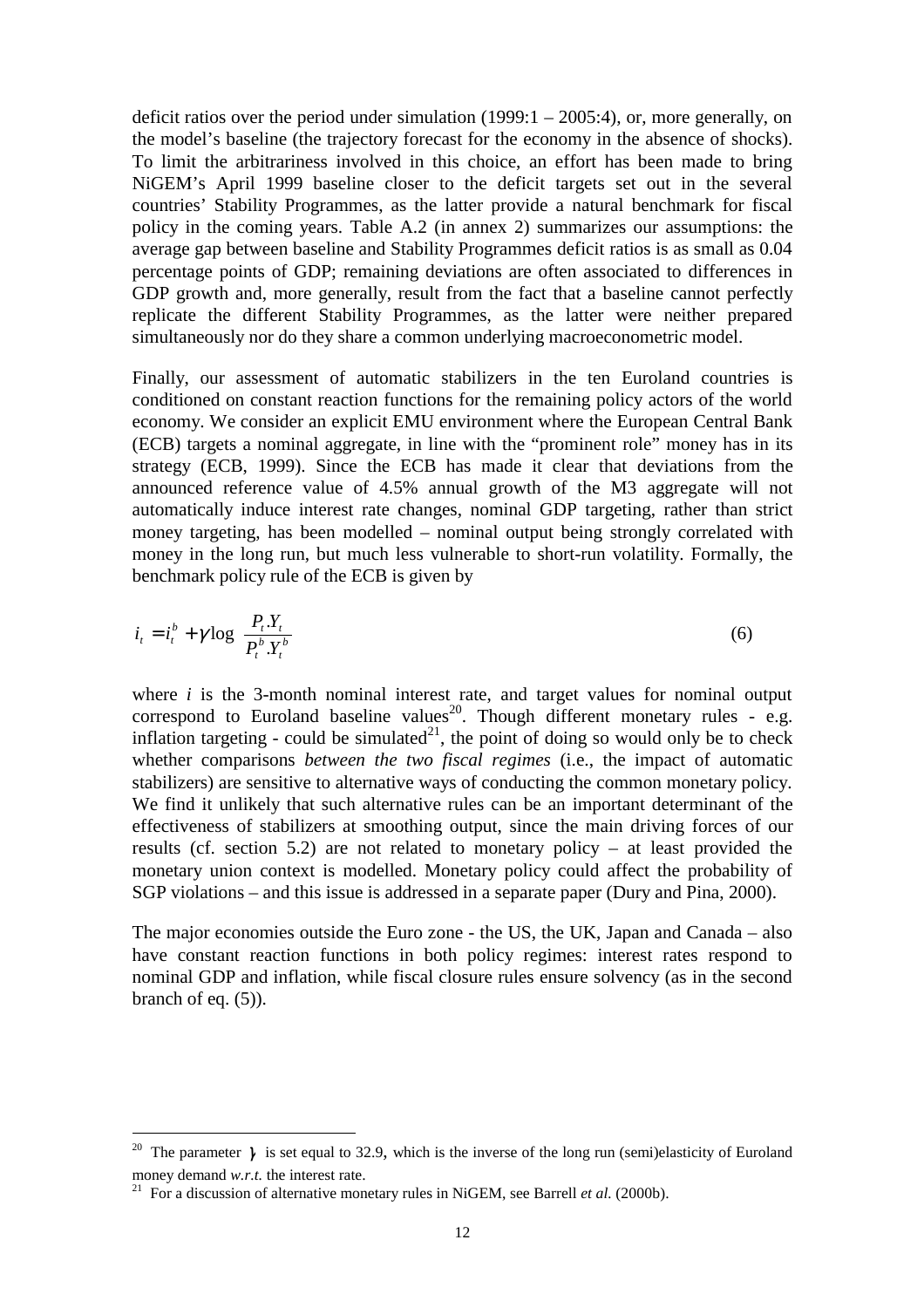deficit ratios over the period under simulation (1999:1 – 2005:4), or, more generally, on the model's baseline (the trajectory forecast for the economy in the absence of shocks). To limit the arbitrariness involved in this choice, an effort has been made to bring NiGEM's April 1999 baseline closer to the deficit targets set out in the several countries' Stability Programmes, as the latter provide a natural benchmark for fiscal policy in the coming years. Table A.2 (in annex 2) summarizes our assumptions: the average gap between baseline and Stability Programmes deficit ratios is as small as 0.04 percentage points of GDP; remaining deviations are often associated to differences in GDP growth and, more generally, result from the fact that a baseline cannot perfectly replicate the different Stability Programmes, as the latter were neither prepared simultaneously nor do they share a common underlying macroeconometric model.

Finally, our assessment of automatic stabilizers in the ten Euroland countries is conditioned on constant reaction functions for the remaining policy actors of the world economy. We consider an explicit EMU environment where the European Central Bank (ECB) targets a nominal aggregate, in line with the "prominent role" money has in its strategy (ECB, 1999). Since the ECB has made it clear that deviations from the announced reference value of 4.5% annual growth of the M3 aggregate will not automatically induce interest rate changes, nominal GDP targeting, rather than strict money targeting, has been modelled – nominal output being strongly correlated with money in the long run, but much less vulnerable to short-run volatility. Formally, the benchmark policy rule of the ECB is given by

$$i_t = i_t^b + \gamma \log\left(\frac{P_t . Y_t}{P_t^b . Y_t^b}\right) \qquad (6)$$

where $i$ is the 3-month nominal interest rate, and target values for nominal output correspond to Euroland baseline values[20]. Though different monetary rules - e.g. inflation targeting - could be simulated[21], the point of doing so would only be to check whether comparisons *between the two fiscal regimes* (i.e., the impact of automatic stabilizers) are sensitive to alternative ways of conducting the common monetary policy. We find it unlikely that such alternative rules can be an important determinant of the effectiveness of stabilizers at smoothing output, since the main driving forces of our results (cf. section 5.2) are not related to monetary policy – at least provided the monetary union context is modelled. Monetary policy could affect the probability of SGP violations – and this issue is addressed in a separate paper (Dury and Pina, 2000).

The major economies outside the Euro zone - the US, the UK, Japan and Canada – also have constant reaction functions in both policy regimes: interest rates respond to nominal GDP and inflation, while fiscal closure rules ensure solvency (as in the second branch of eq. (5)).

---

[20] The parameter $\gamma$ is set equal to 32.9, which is the inverse of the long run (semi)elasticity of Euroland money demand *w.r.t.* the interest rate.

[21] For a discussion of alternative monetary rules in NiGEM, see Barrell *et al.* (2000b).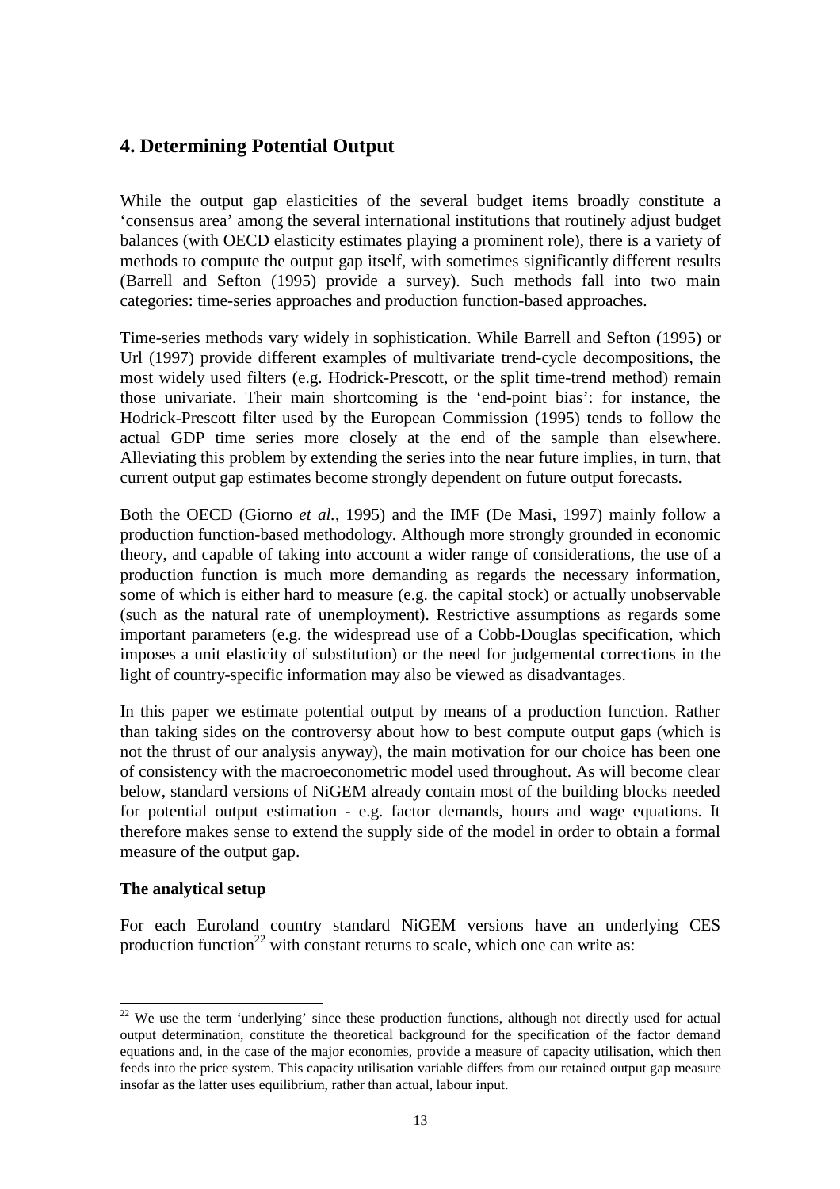## 4. Determining Potential Output

While the output gap elasticities of the several budget items broadly constitute a 'consensus area' among the several international institutions that routinely adjust budget balances (with OECD elasticity estimates playing a prominent role), there is a variety of methods to compute the output gap itself, with sometimes significantly different results (Barrell and Sefton (1995) provide a survey). Such methods fall into two main categories: time-series approaches and production function-based approaches.

Time-series methods vary widely in sophistication. While Barrell and Sefton (1995) or Url (1997) provide different examples of multivariate trend-cycle decompositions, the most widely used filters (e.g. Hodrick-Prescott, or the split time-trend method) remain those univariate. Their main shortcoming is the 'end-point bias': for instance, the Hodrick-Prescott filter used by the European Commission (1995) tends to follow the actual GDP time series more closely at the end of the sample than elsewhere. Alleviating this problem by extending the series into the near future implies, in turn, that current output gap estimates become strongly dependent on future output forecasts.

Both the OECD (Giorno *et al.*, 1995) and the IMF (De Masi, 1997) mainly follow a production function-based methodology. Although more strongly grounded in economic theory, and capable of taking into account a wider range of considerations, the use of a production function is much more demanding as regards the necessary information, some of which is either hard to measure (e.g. the capital stock) or actually unobservable (such as the natural rate of unemployment). Restrictive assumptions as regards some important parameters (e.g. the widespread use of a Cobb-Douglas specification, which imposes a unit elasticity of substitution) or the need for judgemental corrections in the light of country-specific information may also be viewed as disadvantages.

In this paper we estimate potential output by means of a production function. Rather than taking sides on the controversy about how to best compute output gaps (which is not the thrust of our analysis anyway), the main motivation for our choice has been one of consistency with the macroeconometric model used throughout. As will become clear below, standard versions of NiGEM already contain most of the building blocks needed for potential output estimation - e.g. factor demands, hours and wage equations. It therefore makes sense to extend the supply side of the model in order to obtain a formal measure of the output gap.

**The analytical setup**

For each Euroland country standard NiGEM versions have an underlying CES production function[22] with constant returns to scale, which one can write as:

[22] We use the term 'underlying' since these production functions, although not directly used for actual output determination, constitute the theoretical background for the specification of the factor demand equations and, in the case of the major economies, provide a measure of capacity utilisation, which then feeds into the price system. This capacity utilisation variable differs from our retained output gap measure insofar as the latter uses equilibrium, rather than actual, labour input.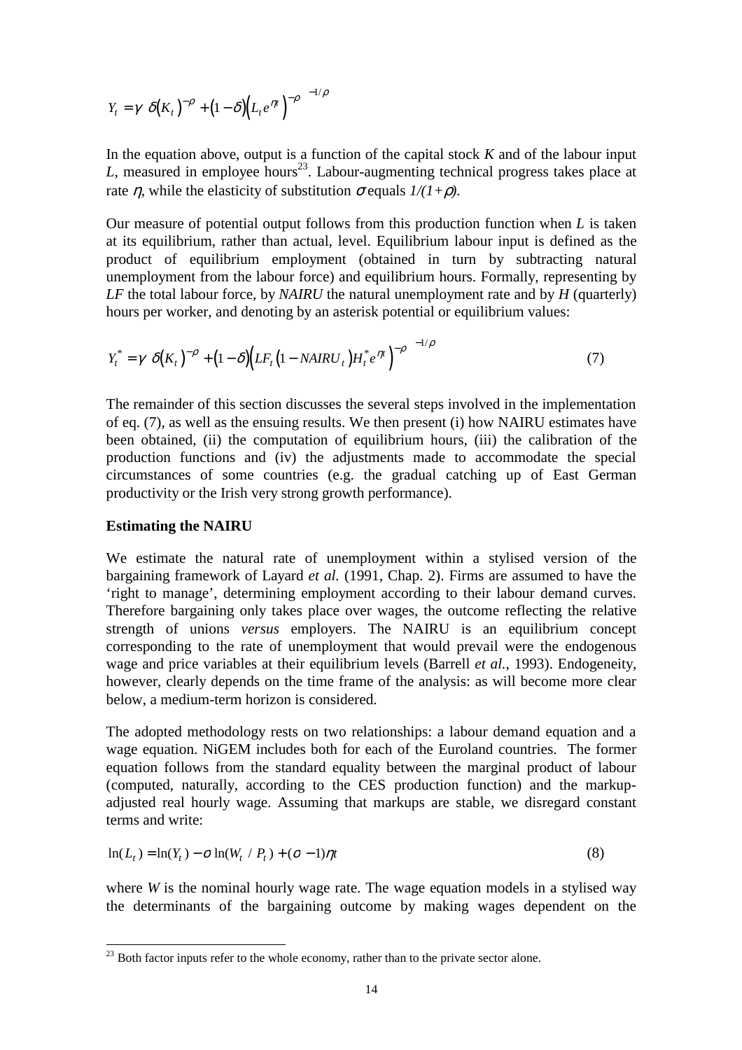$$Y_t = \gamma\left[\delta\left(K_t\right)^{-\rho} + \left(1-\delta\right)\left(L_t e^{\eta t}\right)^{-\rho}\right]^{-1/\rho}$$

In the equation above, output is a function of the capital stock $K$ and of the labour input $L$, measured in employee hours[23]. Labour-augmenting technical progress takes place at rate $\eta$, while the elasticity of substitution $\sigma$ equals $1/(1+\rho)$.

Our measure of potential output follows from this production function when $L$ is taken at its equilibrium, rather than actual, level. Equilibrium labour input is defined as the product of equilibrium employment (obtained in turn by subtracting natural unemployment from the labour force) and equilibrium hours. Formally, representing by $LF$ the total labour force, by $NAIRU$ the natural unemployment rate and by $H$ (quarterly) hours per worker, and denoting by an asterisk potential or equilibrium values:

$$Y_t^* = \gamma\left[\delta\left(K_t\right)^{-\rho} + \left(1-\delta\right)\left(LF_t\left(1-NAIRU_t\right)H_t^* e^{\eta t}\right)^{-\rho}\right]^{-1/\rho} \tag{7}$$

The remainder of this section discusses the several steps involved in the implementation of eq. (7), as well as the ensuing results. We then present (i) how NAIRU estimates have been obtained, (ii) the computation of equilibrium hours, (iii) the calibration of the production functions and (iv) the adjustments made to accommodate the special circumstances of some countries (e.g. the gradual catching up of East German productivity or the Irish very strong growth performance).

**Estimating the NAIRU**

We estimate the natural rate of unemployment within a stylised version of the bargaining framework of Layard *et al.* (1991, Chap. 2). Firms are assumed to have the 'right to manage', determining employment according to their labour demand curves. Therefore bargaining only takes place over wages, the outcome reflecting the relative strength of unions *versus* employers. The NAIRU is an equilibrium concept corresponding to the rate of unemployment that would prevail were the endogenous wage and price variables at their equilibrium levels (Barrell *et al.*, 1993). Endogeneity, however, clearly depends on the time frame of the analysis: as will become more clear below, a medium-term horizon is considered.

The adopted methodology rests on two relationships: a labour demand equation and a wage equation. NiGEM includes both for each of the Euroland countries. The former equation follows from the standard equality between the marginal product of labour (computed, naturally, according to the CES production function) and the markup-adjusted real hourly wage. Assuming that markups are stable, we disregard constant terms and write:

$$\ln(L_t) = \ln(Y_t) - \sigma \ln(W_t / P_t) + (\sigma - 1)\eta t \tag{8}$$

where $W$ is the nominal hourly wage rate. The wage equation models in a stylised way the determinants of the bargaining outcome by making wages dependent on the

[23] Both factor inputs refer to the whole economy, rather than to the private sector alone.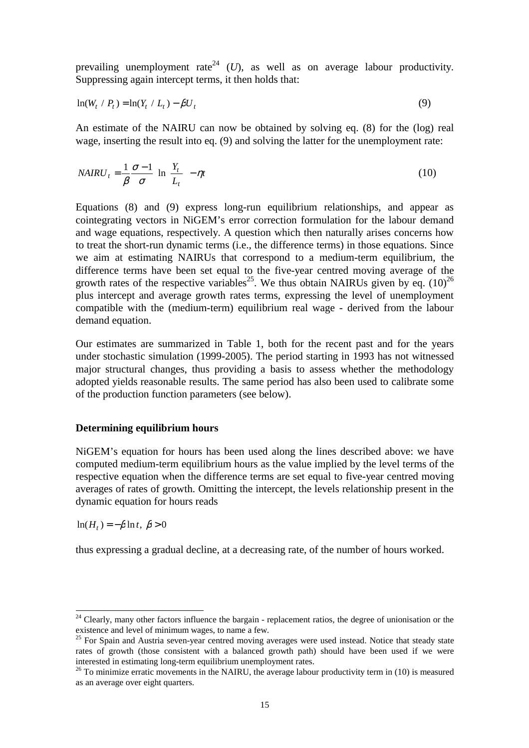prevailing unemployment rate[24] ($U$), as well as on average labour productivity. Suppressing again intercept terms, it then holds that:

$$\ln(W_t / P_t) = \ln(Y_t / L_t) - \beta U_t \tag{9}$$

An estimate of the NAIRU can now be obtained by solving eq. (8) for the (log) real wage, inserting the result into eq. (9) and solving the latter for the unemployment rate:

$$NAIRU_t = \frac{1}{\beta}\frac{\sigma - 1}{\sigma}\left[\ln\left(\frac{Y_t}{L_t}\right) - \eta t\right] \tag{10}$$

Equations (8) and (9) express long-run equilibrium relationships, and appear as cointegrating vectors in NiGEM's error correction formulation for the labour demand and wage equations, respectively. A question which then naturally arises concerns how to treat the short-run dynamic terms (i.e., the difference terms) in those equations. Since we aim at estimating NAIRUs that correspond to a medium-term equilibrium, the difference terms have been set equal to the five-year centred moving average of the growth rates of the respective variables[25]. We thus obtain NAIRUs given by eq. (10)[26] plus intercept and average growth rates terms, expressing the level of unemployment compatible with the (medium-term) equilibrium real wage - derived from the labour demand equation.

Our estimates are summarized in Table 1, both for the recent past and for the years under stochastic simulation (1999-2005). The period starting in 1993 has not witnessed major structural changes, thus providing a basis to assess whether the methodology adopted yields reasonable results. The same period has also been used to calibrate some of the production function parameters (see below).

#### Determining equilibrium hours

NiGEM's equation for hours has been used along the lines described above: we have computed medium-term equilibrium hours as the value implied by the level terms of the respective equation when the difference terms are set equal to five-year centred moving averages of rates of growth. Omitting the intercept, the levels relationship present in the dynamic equation for hours reads

$$\ln(H_t) = -\beta \ln t,\ \beta > 0$$

thus expressing a gradual decline, at a decreasing rate, of the number of hours worked.

---

[24] Clearly, many other factors influence the bargain - replacement ratios, the degree of unionisation or the existence and level of minimum wages, to name a few.

[25] For Spain and Austria seven-year centred moving averages were used instead. Notice that steady state rates of growth (those consistent with a balanced growth path) should have been used if we were interested in estimating long-term equilibrium unemployment rates.

[26] To minimize erratic movements in the NAIRU, the average labour productivity term in (10) is measured as an average over eight quarters.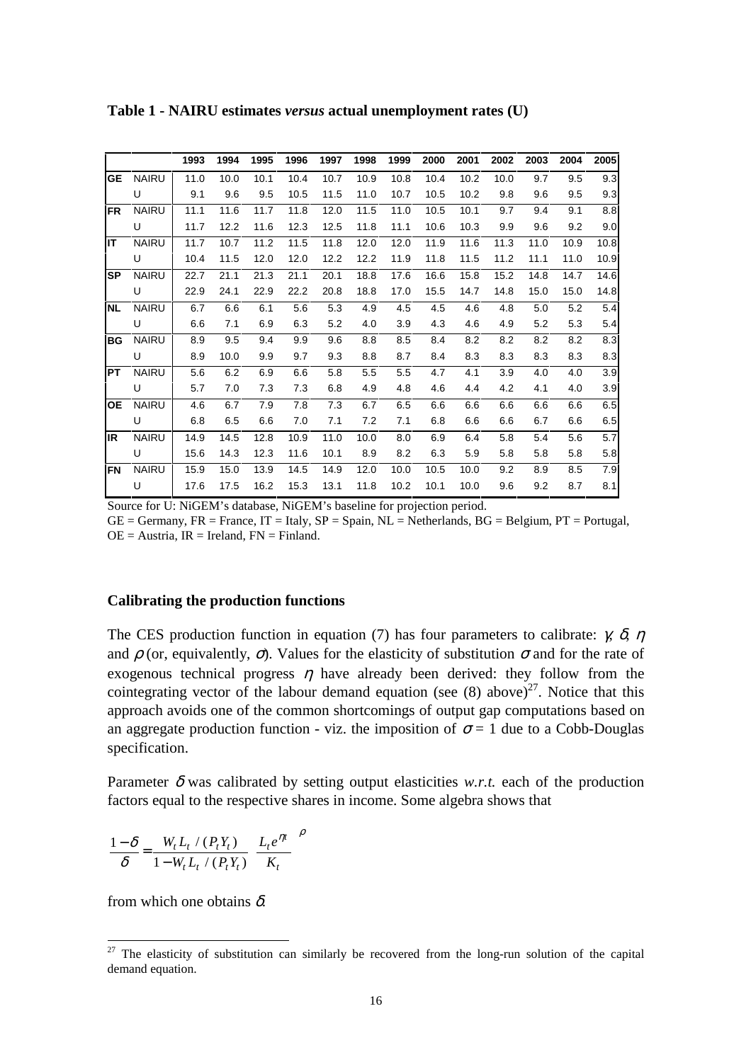**Table 1 - NAIRU estimates *versus* actual unemployment rates (U)**

| | | 1993 | 1994 | 1995 | 1996 | 1997 | 1998 | 1999 | 2000 | 2001 | 2002 | 2003 | 2004 | 2005 |
|---|---|---|---|---|---|---|---|---|---|---|---|---|---|---|
| **GE** | NAIRU | 11.0 | 10.0 | 10.1 | 10.4 | 10.7 | 10.9 | 10.8 | 10.4 | 10.2 | 10.0 | 9.7 | 9.5 | 9.3 |
| | U | 9.1 | 9.6 | 9.5 | 10.5 | 11.5 | 11.0 | 10.7 | 10.5 | 10.2 | 9.8 | 9.6 | 9.5 | 9.3 |
| **FR** | NAIRU | 11.1 | 11.6 | 11.7 | 11.8 | 12.0 | 11.5 | 11.0 | 10.5 | 10.1 | 9.7 | 9.4 | 9.1 | 8.8 |
| | U | 11.7 | 12.2 | 11.6 | 12.3 | 12.5 | 11.8 | 11.1 | 10.6 | 10.3 | 9.9 | 9.6 | 9.2 | 9.0 |
| **IT** | NAIRU | 11.7 | 10.7 | 11.2 | 11.5 | 11.8 | 12.0 | 12.0 | 11.9 | 11.6 | 11.3 | 11.0 | 10.9 | 10.8 |
| | U | 10.4 | 11.5 | 12.0 | 12.0 | 12.2 | 12.2 | 11.9 | 11.8 | 11.5 | 11.2 | 11.1 | 11.0 | 10.9 |
| **SP** | NAIRU | 22.7 | 21.1 | 21.3 | 21.1 | 20.1 | 18.8 | 17.6 | 16.6 | 15.8 | 15.2 | 14.8 | 14.7 | 14.6 |
| | U | 22.9 | 24.1 | 22.9 | 22.2 | 20.8 | 18.8 | 17.0 | 15.5 | 14.7 | 14.8 | 15.0 | 15.0 | 14.8 |
| **NL** | NAIRU | 6.7 | 6.6 | 6.1 | 5.6 | 5.3 | 4.9 | 4.5 | 4.5 | 4.6 | 4.8 | 5.0 | 5.2 | 5.4 |
| | U | 6.6 | 7.1 | 6.9 | 6.3 | 5.2 | 4.0 | 3.9 | 4.3 | 4.6 | 4.9 | 5.2 | 5.3 | 5.4 |
| **BG** | NAIRU | 8.9 | 9.5 | 9.4 | 9.9 | 9.6 | 8.8 | 8.5 | 8.4 | 8.2 | 8.2 | 8.2 | 8.2 | 8.3 |
| | U | 8.9 | 10.0 | 9.9 | 9.7 | 9.3 | 8.8 | 8.7 | 8.4 | 8.3 | 8.3 | 8.3 | 8.3 | 8.3 |
| **PT** | NAIRU | 5.6 | 6.2 | 6.9 | 6.6 | 5.8 | 5.5 | 5.5 | 4.7 | 4.1 | 3.9 | 4.0 | 4.0 | 3.9 |
| | U | 5.7 | 7.0 | 7.3 | 7.3 | 6.8 | 4.9 | 4.8 | 4.6 | 4.4 | 4.2 | 4.1 | 4.0 | 3.9 |
| **OE** | NAIRU | 4.6 | 6.7 | 7.9 | 7.8 | 7.3 | 6.7 | 6.5 | 6.6 | 6.6 | 6.6 | 6.6 | 6.6 | 6.5 |
| | U | 6.8 | 6.5 | 6.6 | 7.0 | 7.1 | 7.2 | 7.1 | 6.8 | 6.6 | 6.6 | 6.7 | 6.6 | 6.5 |
| **IR** | NAIRU | 14.9 | 14.5 | 12.8 | 10.9 | 11.0 | 10.0 | 8.0 | 6.9 | 6.4 | 5.8 | 5.4 | 5.6 | 5.7 |
| | U | 15.6 | 14.3 | 12.3 | 11.6 | 10.1 | 8.9 | 8.2 | 6.3 | 5.9 | 5.8 | 5.8 | 5.8 | 5.8 |
| **FN** | NAIRU | 15.9 | 15.0 | 13.9 | 14.5 | 14.9 | 12.0 | 10.0 | 10.5 | 10.0 | 9.2 | 8.9 | 8.5 | 7.9 |
| | U | 17.6 | 17.5 | 16.2 | 15.3 | 13.1 | 11.8 | 10.2 | 10.1 | 10.0 | 9.6 | 9.2 | 8.7 | 8.1 |

Source for U: NiGEM's database, NiGEM's baseline for projection period.
GE = Germany, FR = France, IT = Italy, SP = Spain, NL = Netherlands, BG = Belgium, PT = Portugal, OE = Austria, IR = Ireland, FN = Finland.

### Calibrating the production functions

The CES production function in equation (7) has four parameters to calibrate: $\gamma$, $\delta$, $\eta$ and $\rho$ (or, equivalently, $\sigma$). Values for the elasticity of substitution $\sigma$ and for the rate of exogenous technical progress $\eta$ have already been derived: they follow from the cointegrating vector of the labour demand equation (see (8) above)[27]. Notice that this approach avoids one of the common shortcomings of output gap computations based on an aggregate production function - viz. the imposition of $\sigma = 1$ due to a Cobb-Douglas specification.

Parameter $\delta$ was calibrated by setting output elasticities *w.r.t.* each of the production factors equal to the respective shares in income. Some algebra shows that

$$\frac{1-\delta}{\delta} = \frac{W_t L_t / (P_t Y_t)}{1 - W_t L_t / (P_t Y_t)} \left( \frac{L_t e^{\eta t}}{K_t} \right)^{\rho}$$

from which one obtains $\delta$.

[27] The elasticity of substitution can similarly be recovered from the long-run solution of the capital demand equation.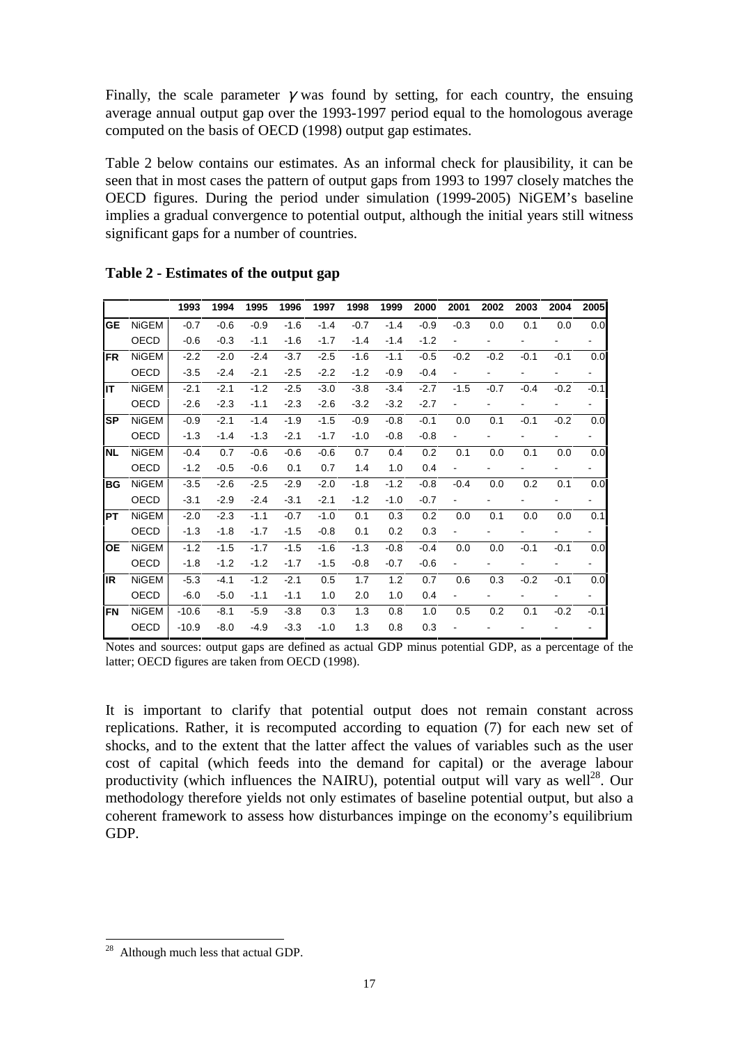Finally, the scale parameter $\gamma$ was found by setting, for each country, the ensuing average annual output gap over the 1993-1997 period equal to the homologous average computed on the basis of OECD (1998) output gap estimates.

Table 2 below contains our estimates. As an informal check for plausibility, it can be seen that in most cases the pattern of output gaps from 1993 to 1997 closely matches the OECD figures. During the period under simulation (1999-2005) NiGEM's baseline implies a gradual convergence to potential output, although the initial years still witness significant gaps for a number of countries.

**Table 2 - Estimates of the output gap**

| | | 1993 | 1994 | 1995 | 1996 | 1997 | 1998 | 1999 | 2000 | 2001 | 2002 | 2003 | 2004 | 2005 |
|---|---|---|---|---|---|---|---|---|---|---|---|---|---|---|
| **GE** | NiGEM | -0.7 | -0.6 | -0.9 | -1.6 | -1.4 | -0.7 | -1.4 | -0.9 | -0.3 | 0.0 | 0.1 | 0.0 | 0.0 |
| | OECD | -0.6 | -0.3 | -1.1 | -1.6 | -1.7 | -1.4 | -1.4 | -1.2 | - | - | - | - | - |
| **FR** | NiGEM | -2.2 | -2.0 | -2.4 | -3.7 | -2.5 | -1.6 | -1.1 | -0.5 | -0.2 | -0.2 | -0.1 | -0.1 | 0.0 |
| | OECD | -3.5 | -2.4 | -2.1 | -2.5 | -2.2 | -1.2 | -0.9 | -0.4 | - | - | - | - | - |
| **IT** | NiGEM | -2.1 | -2.1 | -1.2 | -2.5 | -3.0 | -3.8 | -3.4 | -2.7 | -1.5 | -0.7 | -0.4 | -0.2 | -0.1 |
| | OECD | -2.6 | -2.3 | -1.1 | -2.3 | -2.6 | -3.2 | -3.2 | -2.7 | - | - | - | - | - |
| **SP** | NiGEM | -0.9 | -2.1 | -1.4 | -1.9 | -1.5 | -0.9 | -0.8 | -0.1 | 0.0 | 0.1 | -0.1 | -0.2 | 0.0 |
| | OECD | -1.3 | -1.4 | -1.3 | -2.1 | -1.7 | -1.0 | -0.8 | -0.8 | - | - | - | - | - |
| **NL** | NiGEM | -0.4 | 0.7 | -0.6 | -0.6 | -0.6 | 0.7 | 0.4 | 0.2 | 0.1 | 0.0 | 0.1 | 0.0 | 0.0 |
| | OECD | -1.2 | -0.5 | -0.6 | 0.1 | 0.7 | 1.4 | 1.0 | 0.4 | - | - | - | - | - |
| **BG** | NiGEM | -3.5 | -2.6 | -2.5 | -2.9 | -2.0 | -1.8 | -1.2 | -0.8 | -0.4 | 0.0 | 0.2 | 0.1 | 0.0 |
| | OECD | -3.1 | -2.9 | -2.4 | -3.1 | -2.1 | -1.2 | -1.0 | -0.7 | - | - | - | - | - |
| **PT** | NiGEM | -2.0 | -2.3 | -1.1 | -0.7 | -1.0 | 0.1 | 0.3 | 0.2 | 0.0 | 0.1 | 0.0 | 0.0 | 0.1 |
| | OECD | -1.3 | -1.8 | -1.7 | -1.5 | -0.8 | 0.1 | 0.2 | 0.3 | - | - | - | - | - |
| **OE** | NiGEM | -1.2 | -1.5 | -1.7 | -1.5 | -1.6 | -1.3 | -0.8 | -0.4 | 0.0 | 0.0 | -0.1 | -0.1 | 0.0 |
| | OECD | -1.8 | -1.2 | -1.2 | -1.7 | -1.5 | -0.8 | -0.7 | -0.6 | - | - | - | - | - |
| **IR** | NiGEM | -5.3 | -4.1 | -1.2 | -2.1 | 0.5 | 1.7 | 1.2 | 0.7 | 0.6 | 0.3 | -0.2 | -0.1 | 0.0 |
| | OECD | -6.0 | -5.0 | -1.1 | -1.1 | 1.0 | 2.0 | 1.0 | 0.4 | - | - | - | - | - |
| **FN** | NiGEM | -10.6 | -8.1 | -5.9 | -3.8 | 0.3 | 1.3 | 0.8 | 1.0 | 0.5 | 0.2 | 0.1 | -0.2 | -0.1 |
| | OECD | -10.9 | -8.0 | -4.9 | -3.3 | -1.0 | 1.3 | 0.8 | 0.3 | - | - | - | - | - |

Notes and sources: output gaps are defined as actual GDP minus potential GDP, as a percentage of the latter; OECD figures are taken from OECD (1998).

It is important to clarify that potential output does not remain constant across replications. Rather, it is recomputed according to equation (7) for each new set of shocks, and to the extent that the latter affect the values of variables such as the user cost of capital (which feeds into the demand for capital) or the average labour productivity (which influences the NAIRU), potential output will vary as well[28]. Our methodology therefore yields not only estimates of baseline potential output, but also a coherent framework to assess how disturbances impinge on the economy's equilibrium GDP.

[28] Although much less that actual GDP.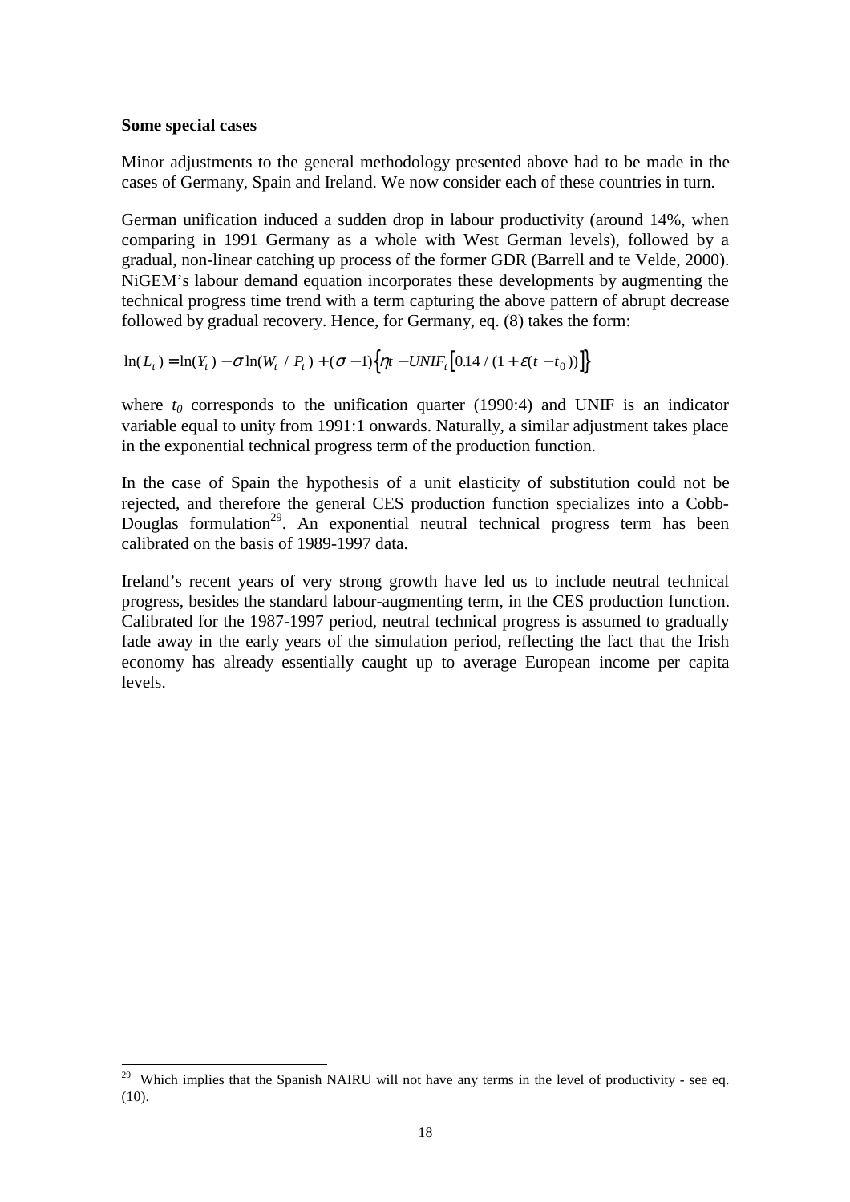**Some special cases**

Minor adjustments to the general methodology presented above had to be made in the cases of Germany, Spain and Ireland. We now consider each of these countries in turn.

German unification induced a sudden drop in labour productivity (around 14%, when comparing in 1991 Germany as a whole with West German levels), followed by a gradual, non-linear catching up process of the former GDR (Barrell and te Velde, 2000). NiGEM's labour demand equation incorporates these developments by augmenting the technical progress time trend with a term capturing the above pattern of abrupt decrease followed by gradual recovery. Hence, for Germany, eq. (8) takes the form:

$$\ln(L_t) = \ln(Y_t) - \sigma \ln(W_t / P_t) + (\sigma - 1)\left\{\eta t - UNIF_t\left[0.14 / (1 + \varepsilon(t - t_0))\right]\right\}$$

where $t_0$ corresponds to the unification quarter (1990:4) and UNIF is an indicator variable equal to unity from 1991:1 onwards. Naturally, a similar adjustment takes place in the exponential technical progress term of the production function.

In the case of Spain the hypothesis of a unit elasticity of substitution could not be rejected, and therefore the general CES production function specializes into a Cobb-Douglas formulation[29]. An exponential neutral technical progress term has been calibrated on the basis of 1989-1997 data.

Ireland's recent years of very strong growth have led us to include neutral technical progress, besides the standard labour-augmenting term, in the CES production function. Calibrated for the 1987-1997 period, neutral technical progress is assumed to gradually fade away in the early years of the simulation period, reflecting the fact that the Irish economy has already essentially caught up to average European income per capita levels.

---

[29] Which implies that the Spanish NAIRU will not have any terms in the level of productivity - see eq. (10).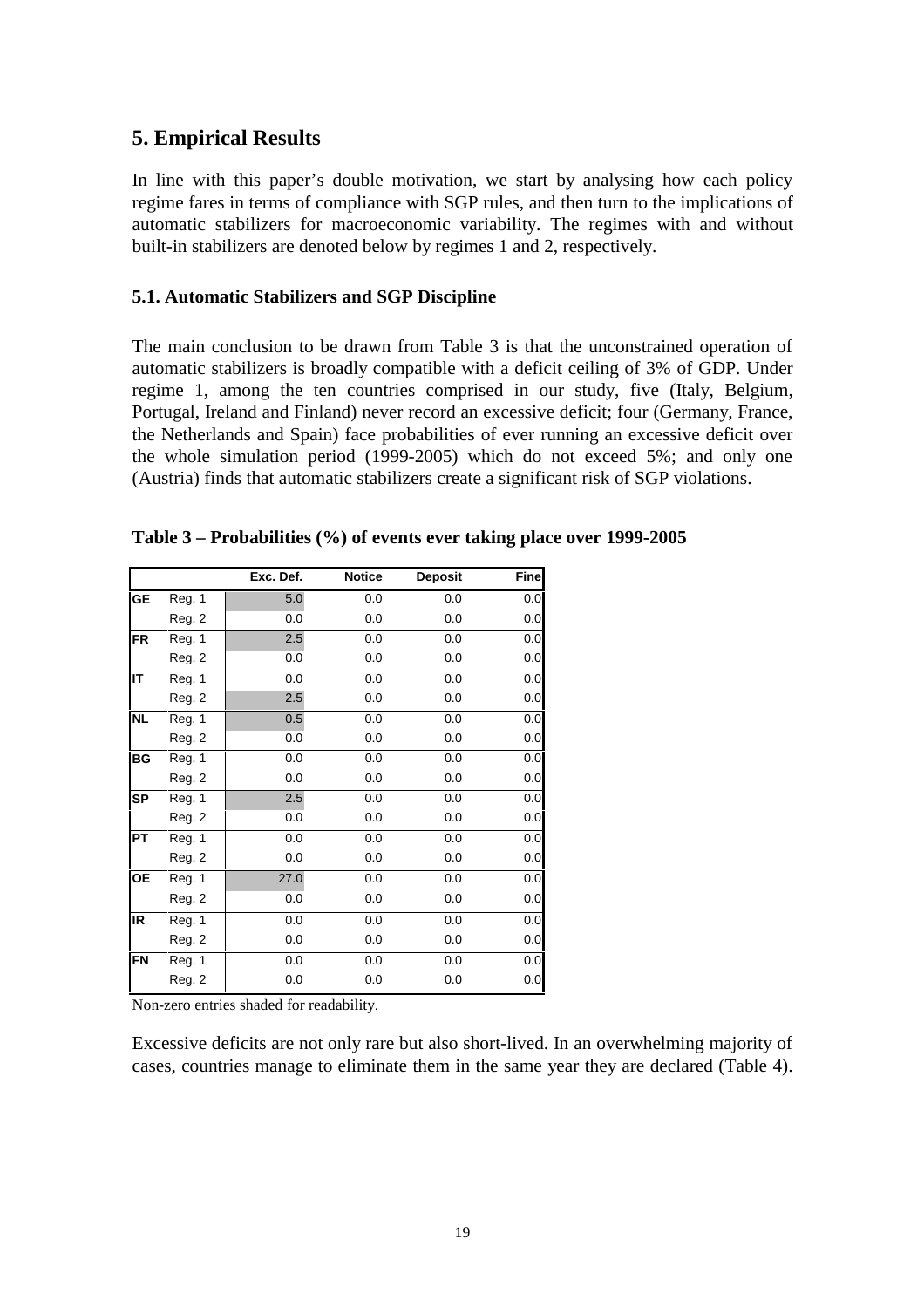## 5. Empirical Results

In line with this paper's double motivation, we start by analysing how each policy regime fares in terms of compliance with SGP rules, and then turn to the implications of automatic stabilizers for macroeconomic variability. The regimes with and without built-in stabilizers are denoted below by regimes 1 and 2, respectively.

### 5.1. Automatic Stabilizers and SGP Discipline

The main conclusion to be drawn from Table 3 is that the unconstrained operation of automatic stabilizers is broadly compatible with a deficit ceiling of 3% of GDP. Under regime 1, among the ten countries comprised in our study, five (Italy, Belgium, Portugal, Ireland and Finland) never record an excessive deficit; four (Germany, France, the Netherlands and Spain) face probabilities of ever running an excessive deficit over the whole simulation period (1999-2005) which do not exceed 5%; and only one (Austria) finds that automatic stabilizers create a significant risk of SGP violations.

**Table 3 – Probabilities (%) of events ever taking place over 1999-2005**

| | | Exc. Def. | Notice | Deposit | Fine |
|---|---|---|---|---|---|
| **GE** | Reg. 1 | 5.0 | 0.0 | 0.0 | 0.0 |
| | Reg. 2 | 0.0 | 0.0 | 0.0 | 0.0 |
| **FR** | Reg. 1 | 2.5 | 0.0 | 0.0 | 0.0 |
| | Reg. 2 | 0.0 | 0.0 | 0.0 | 0.0 |
| **IT** | Reg. 1 | 0.0 | 0.0 | 0.0 | 0.0 |
| | Reg. 2 | 2.5 | 0.0 | 0.0 | 0.0 |
| **NL** | Reg. 1 | 0.5 | 0.0 | 0.0 | 0.0 |
| | Reg. 2 | 0.0 | 0.0 | 0.0 | 0.0 |
| **BG** | Reg. 1 | 0.0 | 0.0 | 0.0 | 0.0 |
| | Reg. 2 | 0.0 | 0.0 | 0.0 | 0.0 |
| **SP** | Reg. 1 | 2.5 | 0.0 | 0.0 | 0.0 |
| | Reg. 2 | 0.0 | 0.0 | 0.0 | 0.0 |
| **PT** | Reg. 1 | 0.0 | 0.0 | 0.0 | 0.0 |
| | Reg. 2 | 0.0 | 0.0 | 0.0 | 0.0 |
| **OE** | Reg. 1 | 27.0 | 0.0 | 0.0 | 0.0 |
| | Reg. 2 | 0.0 | 0.0 | 0.0 | 0.0 |
| **IR** | Reg. 1 | 0.0 | 0.0 | 0.0 | 0.0 |
| | Reg. 2 | 0.0 | 0.0 | 0.0 | 0.0 |
| **FN** | Reg. 1 | 0.0 | 0.0 | 0.0 | 0.0 |
| | Reg. 2 | 0.0 | 0.0 | 0.0 | 0.0 |

Non-zero entries shaded for readability.

Excessive deficits are not only rare but also short-lived. In an overwhelming majority of cases, countries manage to eliminate them in the same year they are declared (Table 4).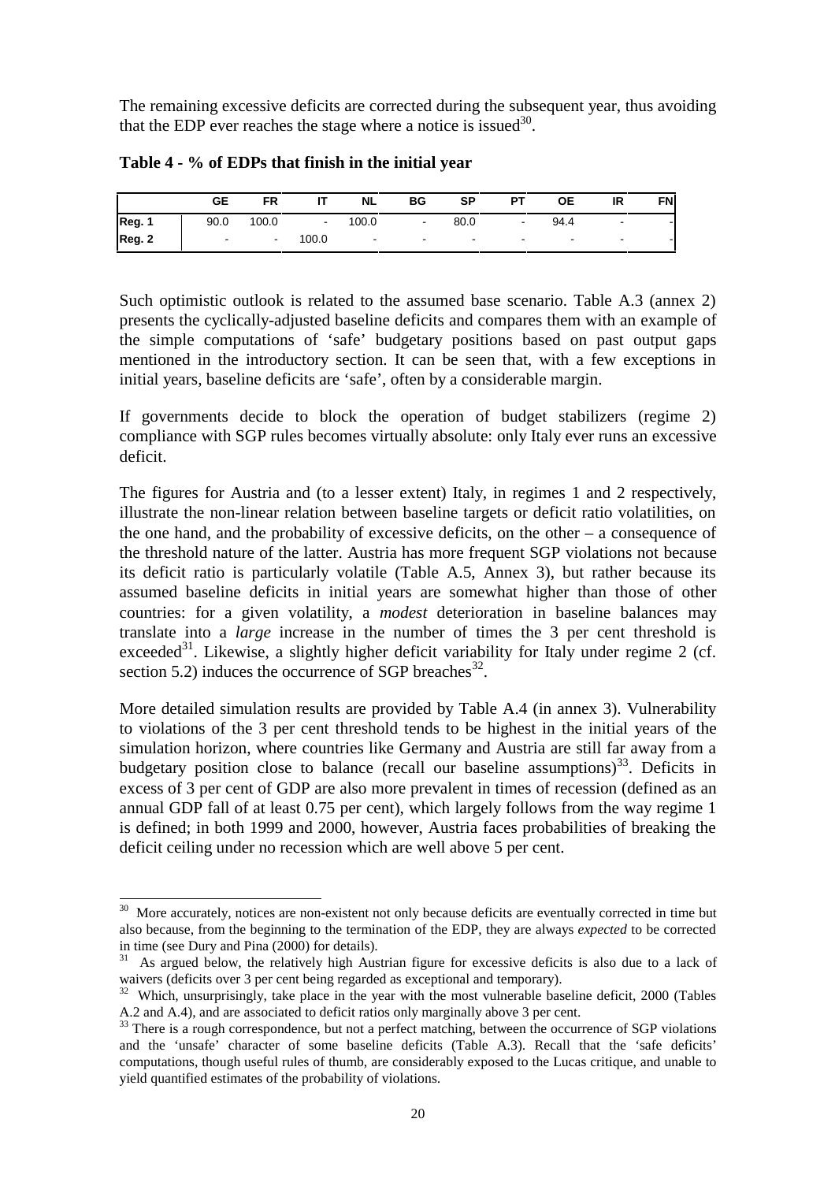The remaining excessive deficits are corrected during the subsequent year, thus avoiding that the EDP ever reaches the stage where a notice is issued[30].

**Table 4 - % of EDPs that finish in the initial year**

| | GE | FR | IT | NL | BG | SP | PT | OE | IR | FN |
|---|---|---|---|---|---|---|---|---|---|---|
| **Reg. 1** | 90.0 | 100.0 | - | 100.0 | - | 80.0 | - | 94.4 | - | - |
| **Reg. 2** | - | - | 100.0 | - | - | - | - | - | - | - |

Such optimistic outlook is related to the assumed base scenario. Table A.3 (annex 2) presents the cyclically-adjusted baseline deficits and compares them with an example of the simple computations of 'safe' budgetary positions based on past output gaps mentioned in the introductory section. It can be seen that, with a few exceptions in initial years, baseline deficits are 'safe', often by a considerable margin.

If governments decide to block the operation of budget stabilizers (regime 2) compliance with SGP rules becomes virtually absolute: only Italy ever runs an excessive deficit.

The figures for Austria and (to a lesser extent) Italy, in regimes 1 and 2 respectively, illustrate the non-linear relation between baseline targets or deficit ratio volatilities, on the one hand, and the probability of excessive deficits, on the other – a consequence of the threshold nature of the latter. Austria has more frequent SGP violations not because its deficit ratio is particularly volatile (Table A.5, Annex 3), but rather because its assumed baseline deficits in initial years are somewhat higher than those of other countries: for a given volatility, a *modest* deterioration in baseline balances may translate into a *large* increase in the number of times the 3 per cent threshold is exceeded[31]. Likewise, a slightly higher deficit variability for Italy under regime 2 (cf. section 5.2) induces the occurrence of SGP breaches[32].

More detailed simulation results are provided by Table A.4 (in annex 3). Vulnerability to violations of the 3 per cent threshold tends to be highest in the initial years of the simulation horizon, where countries like Germany and Austria are still far away from a budgetary position close to balance (recall our baseline assumptions)[33]. Deficits in excess of 3 per cent of GDP are also more prevalent in times of recession (defined as an annual GDP fall of at least 0.75 per cent), which largely follows from the way regime 1 is defined; in both 1999 and 2000, however, Austria faces probabilities of breaking the deficit ceiling under no recession which are well above 5 per cent.

[30] More accurately, notices are non-existent not only because deficits are eventually corrected in time but also because, from the beginning to the termination of the EDP, they are always *expected* to be corrected in time (see Dury and Pina (2000) for details).

[31] As argued below, the relatively high Austrian figure for excessive deficits is also due to a lack of waivers (deficits over 3 per cent being regarded as exceptional and temporary).

[32] Which, unsurprisingly, take place in the year with the most vulnerable baseline deficit, 2000 (Tables A.2 and A.4), and are associated to deficit ratios only marginally above 3 per cent.

[33] There is a rough correspondence, but not a perfect matching, between the occurrence of SGP violations and the 'unsafe' character of some baseline deficits (Table A.3). Recall that the 'safe deficits' computations, though useful rules of thumb, are considerably exposed to the Lucas critique, and unable to yield quantified estimates of the probability of violations.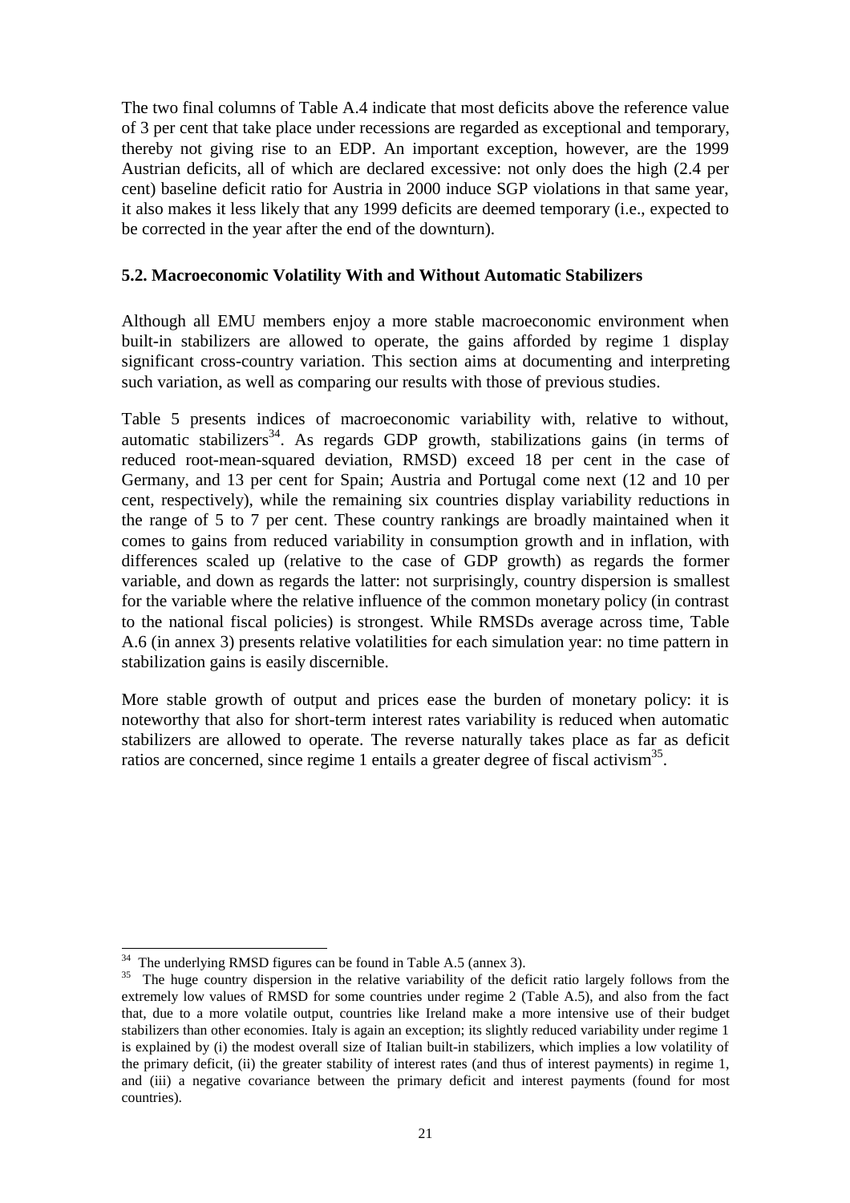The two final columns of Table A.4 indicate that most deficits above the reference value of 3 per cent that take place under recessions are regarded as exceptional and temporary, thereby not giving rise to an EDP. An important exception, however, are the 1999 Austrian deficits, all of which are declared excessive: not only does the high (2.4 per cent) baseline deficit ratio for Austria in 2000 induce SGP violations in that same year, it also makes it less likely that any 1999 deficits are deemed temporary (i.e., expected to be corrected in the year after the end of the downturn).

### 5.2. Macroeconomic Volatility With and Without Automatic Stabilizers

Although all EMU members enjoy a more stable macroeconomic environment when built-in stabilizers are allowed to operate, the gains afforded by regime 1 display significant cross-country variation. This section aims at documenting and interpreting such variation, as well as comparing our results with those of previous studies.

Table 5 presents indices of macroeconomic variability with, relative to without, automatic stabilizers[34]. As regards GDP growth, stabilizations gains (in terms of reduced root-mean-squared deviation, RMSD) exceed 18 per cent in the case of Germany, and 13 per cent for Spain; Austria and Portugal come next (12 and 10 per cent, respectively), while the remaining six countries display variability reductions in the range of 5 to 7 per cent. These country rankings are broadly maintained when it comes to gains from reduced variability in consumption growth and in inflation, with differences scaled up (relative to the case of GDP growth) as regards the former variable, and down as regards the latter: not surprisingly, country dispersion is smallest for the variable where the relative influence of the common monetary policy (in contrast to the national fiscal policies) is strongest. While RMSDs average across time, Table A.6 (in annex 3) presents relative volatilities for each simulation year: no time pattern in stabilization gains is easily discernible.

More stable growth of output and prices ease the burden of monetary policy: it is noteworthy that also for short-term interest rates variability is reduced when automatic stabilizers are allowed to operate. The reverse naturally takes place as far as deficit ratios are concerned, since regime 1 entails a greater degree of fiscal activism[35].

---

[34] The underlying RMSD figures can be found in Table A.5 (annex 3).

[35] The huge country dispersion in the relative variability of the deficit ratio largely follows from the extremely low values of RMSD for some countries under regime 2 (Table A.5), and also from the fact that, due to a more volatile output, countries like Ireland make a more intensive use of their budget stabilizers than other economies. Italy is again an exception; its slightly reduced variability under regime 1 is explained by (i) the modest overall size of Italian built-in stabilizers, which implies a low volatility of the primary deficit, (ii) the greater stability of interest rates (and thus of interest payments) in regime 1, and (iii) a negative covariance between the primary deficit and interest payments (found for most countries).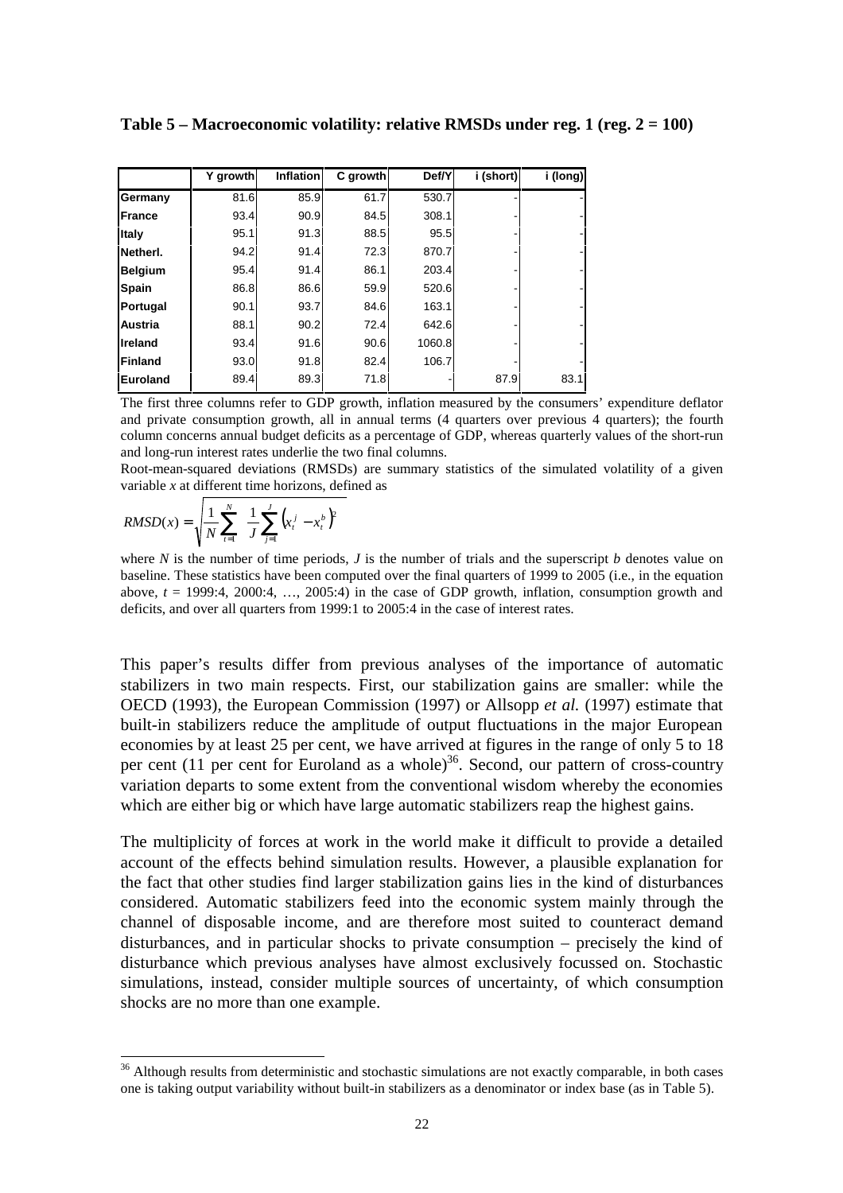**Table 5 – Macroeconomic volatility: relative RMSDs under reg. 1 (reg. 2 = 100)**

| | Y growth | Inflation | C growth | Def/Y | i (short) | i (long) |
|---|---|---|---|---|---|---|
| **Germany** | 81.6 | 85.9 | 61.7 | 530.7 | - | - |
| **France** | 93.4 | 90.9 | 84.5 | 308.1 | - | - |
| **Italy** | 95.1 | 91.3 | 88.5 | 95.5 | - | - |
| **Netherl.** | 94.2 | 91.4 | 72.3 | 870.7 | - | - |
| **Belgium** | 95.4 | 91.4 | 86.1 | 203.4 | - | - |
| **Spain** | 86.8 | 86.6 | 59.9 | 520.6 | - | - |
| **Portugal** | 90.1 | 93.7 | 84.6 | 163.1 | - | - |
| **Austria** | 88.1 | 90.2 | 72.4 | 642.6 | - | - |
| **Ireland** | 93.4 | 91.6 | 90.6 | 1060.8 | - | - |
| **Finland** | 93.0 | 91.8 | 82.4 | 106.7 | - | - |
| **Euroland** | 89.4 | 89.3 | 71.8 | - | 87.9 | 83.1 |

The first three columns refer to GDP growth, inflation measured by the consumers' expenditure deflator and private consumption growth, all in annual terms (4 quarters over previous 4 quarters); the fourth column concerns annual budget deficits as a percentage of GDP, whereas quarterly values of the short-run and long-run interest rates underlie the two final columns.

Root-mean-squared deviations (RMSDs) are summary statistics of the simulated volatility of a given variable $x$ at different time horizons, defined as

$$RMSD(x) = \sqrt{\frac{1}{N}\sum_{t=1}^{N}\left[\frac{1}{J}\sum_{j=1}^{J}\left(x_t^j - x_t^b\right)^2\right]}$$

where $N$ is the number of time periods, $J$ is the number of trials and the superscript $b$ denotes value on baseline. These statistics have been computed over the final quarters of 1999 to 2005 (i.e., in the equation above, $t$ = 1999:4, 2000:4, …, 2005:4) in the case of GDP growth, inflation, consumption growth and deficits, and over all quarters from 1999:1 to 2005:4 in the case of interest rates.

This paper's results differ from previous analyses of the importance of automatic stabilizers in two main respects. First, our stabilization gains are smaller: while the OECD (1993), the European Commission (1997) or Allsopp *et al.* (1997) estimate that built-in stabilizers reduce the amplitude of output fluctuations in the major European economies by at least 25 per cent, we have arrived at figures in the range of only 5 to 18 per cent (11 per cent for Euroland as a whole)[36]. Second, our pattern of cross-country variation departs to some extent from the conventional wisdom whereby the economies which are either big or which have large automatic stabilizers reap the highest gains.

The multiplicity of forces at work in the world make it difficult to provide a detailed account of the effects behind simulation results. However, a plausible explanation for the fact that other studies find larger stabilization gains lies in the kind of disturbances considered. Automatic stabilizers feed into the economic system mainly through the channel of disposable income, and are therefore most suited to counteract demand disturbances, and in particular shocks to private consumption – precisely the kind of disturbance which previous analyses have almost exclusively focussed on. Stochastic simulations, instead, consider multiple sources of uncertainty, of which consumption shocks are no more than one example.

[36] Although results from deterministic and stochastic simulations are not exactly comparable, in both cases one is taking output variability without built-in stabilizers as a denominator or index base (as in Table 5).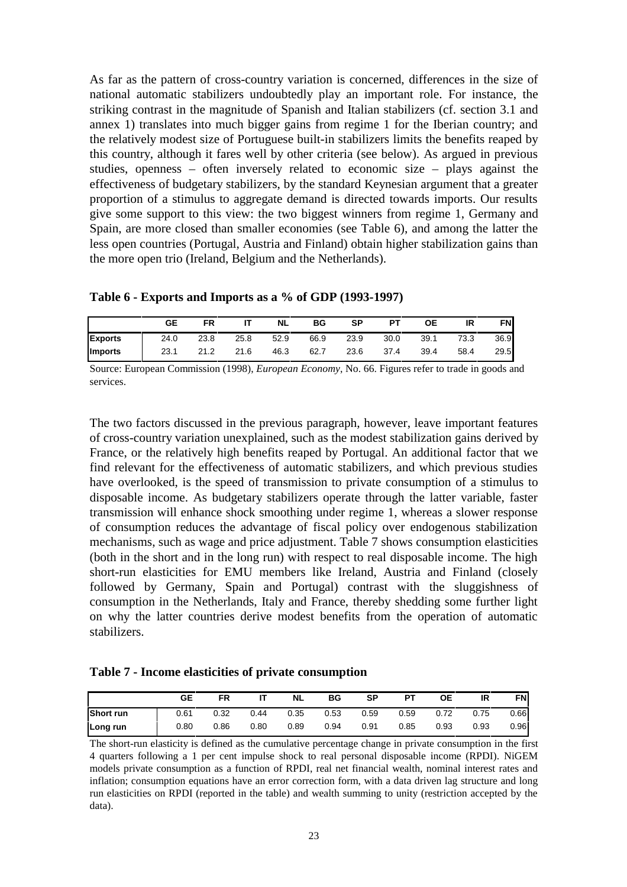As far as the pattern of cross-country variation is concerned, differences in the size of national automatic stabilizers undoubtedly play an important role. For instance, the striking contrast in the magnitude of Spanish and Italian stabilizers (cf. section 3.1 and annex 1) translates into much bigger gains from regime 1 for the Iberian country; and the relatively modest size of Portuguese built-in stabilizers limits the benefits reaped by this country, although it fares well by other criteria (see below). As argued in previous studies, openness – often inversely related to economic size – plays against the effectiveness of budgetary stabilizers, by the standard Keynesian argument that a greater proportion of a stimulus to aggregate demand is directed towards imports. Our results give some support to this view: the two biggest winners from regime 1, Germany and Spain, are more closed than smaller economies (see Table 6), and among the latter the less open countries (Portugal, Austria and Finland) obtain higher stabilization gains than the more open trio (Ireland, Belgium and the Netherlands).

**Table 6 - Exports and Imports as a % of GDP (1993-1997)**

| | GE | FR | IT | NL | BG | SP | PT | OE | IR | FN |
|---|---|---|---|---|---|---|---|---|---|---|
| **Exports** | 24.0 | 23.8 | 25.8 | 52.9 | 66.9 | 23.9 | 30.0 | 39.1 | 73.3 | 36.9 |
| **Imports** | 23.1 | 21.2 | 21.6 | 46.3 | 62.7 | 23.6 | 37.4 | 39.4 | 58.4 | 29.5 |

Source: European Commission (1998), *European Economy*, No. 66. Figures refer to trade in goods and services.

The two factors discussed in the previous paragraph, however, leave important features of cross-country variation unexplained, such as the modest stabilization gains derived by France, or the relatively high benefits reaped by Portugal. An additional factor that we find relevant for the effectiveness of automatic stabilizers, and which previous studies have overlooked, is the speed of transmission to private consumption of a stimulus to disposable income. As budgetary stabilizers operate through the latter variable, faster transmission will enhance shock smoothing under regime 1, whereas a slower response of consumption reduces the advantage of fiscal policy over endogenous stabilization mechanisms, such as wage and price adjustment. Table 7 shows consumption elasticities (both in the short and in the long run) with respect to real disposable income. The high short-run elasticities for EMU members like Ireland, Austria and Finland (closely followed by Germany, Spain and Portugal) contrast with the sluggishness of consumption in the Netherlands, Italy and France, thereby shedding some further light on why the latter countries derive modest benefits from the operation of automatic stabilizers.

**Table 7 - Income elasticities of private consumption**

| | GE | FR | IT | NL | BG | SP | PT | OE | IR | FN |
|---|---|---|---|---|---|---|---|---|---|---|
| **Short run** | 0.61 | 0.32 | 0.44 | 0.35 | 0.53 | 0.59 | 0.59 | 0.72 | 0.75 | 0.66 |
| **Long run** | 0.80 | 0.86 | 0.80 | 0.89 | 0.94 | 0.91 | 0.85 | 0.93 | 0.93 | 0.96 |

The short-run elasticity is defined as the cumulative percentage change in private consumption in the first 4 quarters following a 1 per cent impulse shock to real personal disposable income (RPDI). NiGEM models private consumption as a function of RPDI, real net financial wealth, nominal interest rates and inflation; consumption equations have an error correction form, with a data driven lag structure and long run elasticities on RPDI (reported in the table) and wealth summing to unity (restriction accepted by the data).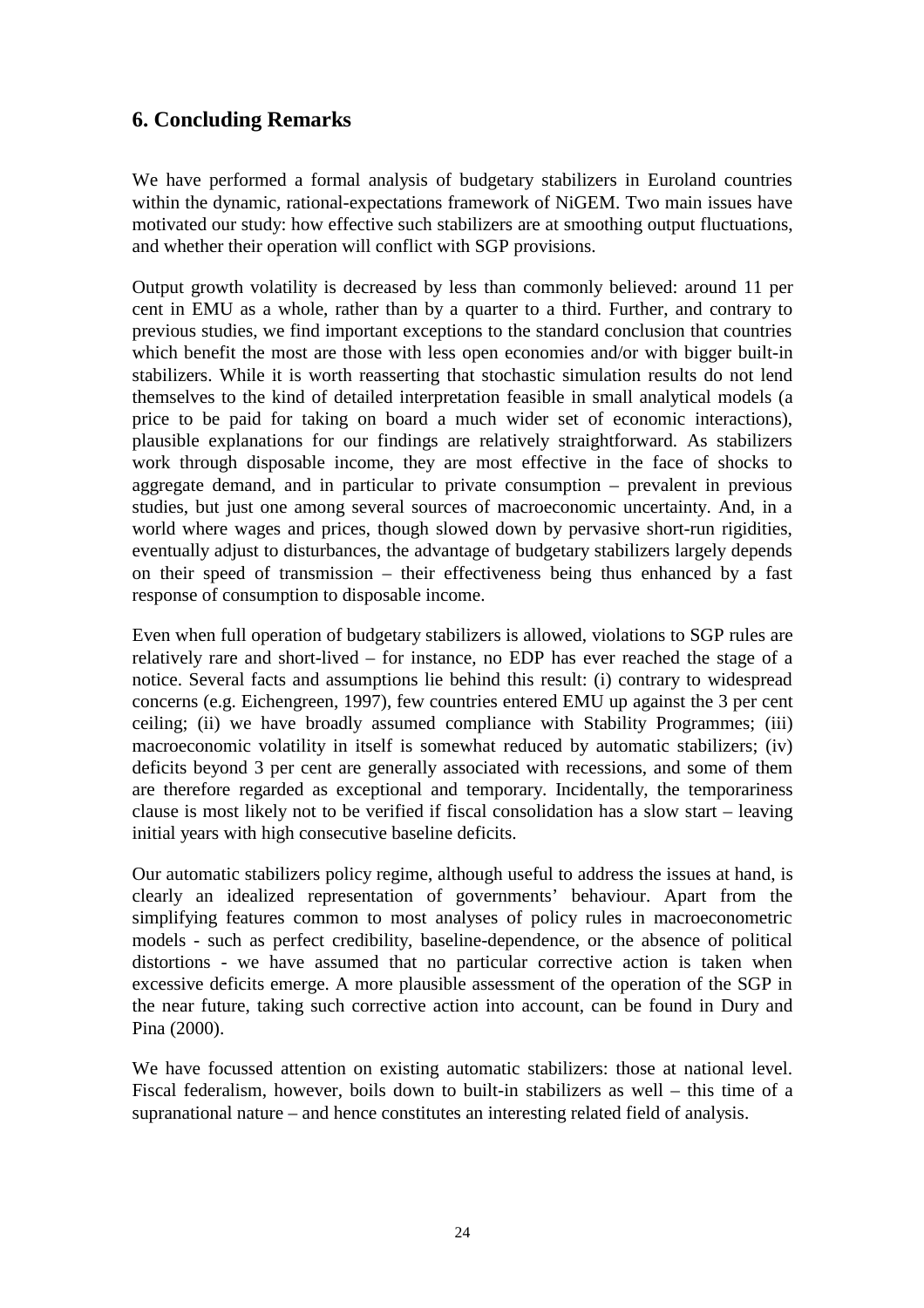## 6. Concluding Remarks

We have performed a formal analysis of budgetary stabilizers in Euroland countries within the dynamic, rational-expectations framework of NiGEM. Two main issues have motivated our study: how effective such stabilizers are at smoothing output fluctuations, and whether their operation will conflict with SGP provisions.

Output growth volatility is decreased by less than commonly believed: around 11 per cent in EMU as a whole, rather than by a quarter to a third. Further, and contrary to previous studies, we find important exceptions to the standard conclusion that countries which benefit the most are those with less open economies and/or with bigger built-in stabilizers. While it is worth reasserting that stochastic simulation results do not lend themselves to the kind of detailed interpretation feasible in small analytical models (a price to be paid for taking on board a much wider set of economic interactions), plausible explanations for our findings are relatively straightforward. As stabilizers work through disposable income, they are most effective in the face of shocks to aggregate demand, and in particular to private consumption – prevalent in previous studies, but just one among several sources of macroeconomic uncertainty. And, in a world where wages and prices, though slowed down by pervasive short-run rigidities, eventually adjust to disturbances, the advantage of budgetary stabilizers largely depends on their speed of transmission – their effectiveness being thus enhanced by a fast response of consumption to disposable income.

Even when full operation of budgetary stabilizers is allowed, violations to SGP rules are relatively rare and short-lived – for instance, no EDP has ever reached the stage of a notice. Several facts and assumptions lie behind this result: (i) contrary to widespread concerns (e.g. Eichengreen, 1997), few countries entered EMU up against the 3 per cent ceiling; (ii) we have broadly assumed compliance with Stability Programmes; (iii) macroeconomic volatility in itself is somewhat reduced by automatic stabilizers; (iv) deficits beyond 3 per cent are generally associated with recessions, and some of them are therefore regarded as exceptional and temporary. Incidentally, the temporariness clause is most likely not to be verified if fiscal consolidation has a slow start – leaving initial years with high consecutive baseline deficits.

Our automatic stabilizers policy regime, although useful to address the issues at hand, is clearly an idealized representation of governments' behaviour. Apart from the simplifying features common to most analyses of policy rules in macroeconometric models - such as perfect credibility, baseline-dependence, or the absence of political distortions - we have assumed that no particular corrective action is taken when excessive deficits emerge. A more plausible assessment of the operation of the SGP in the near future, taking such corrective action into account, can be found in Dury and Pina (2000).

We have focussed attention on existing automatic stabilizers: those at national level. Fiscal federalism, however, boils down to built-in stabilizers as well – this time of a supranational nature – and hence constitutes an interesting related field of analysis.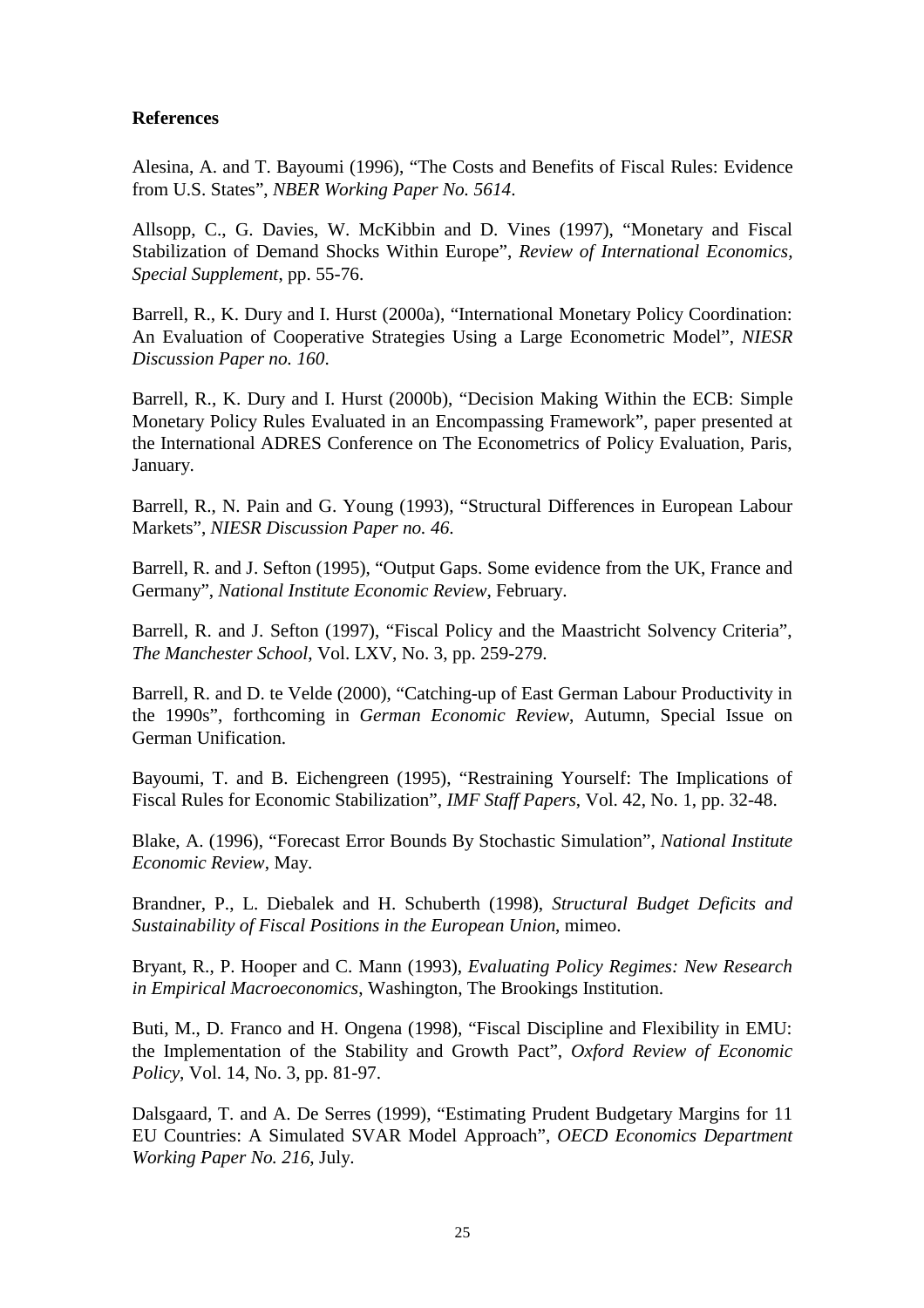**References**

Alesina, A. and T. Bayoumi (1996), “The Costs and Benefits of Fiscal Rules: Evidence from U.S. States”, *NBER Working Paper No. 5614*.

Allsopp, C., G. Davies, W. McKibbin and D. Vines (1997), “Monetary and Fiscal Stabilization of Demand Shocks Within Europe”, *Review of International Economics, Special Supplement*, pp. 55-76.

Barrell, R., K. Dury and I. Hurst (2000a), “International Monetary Policy Coordination: An Evaluation of Cooperative Strategies Using a Large Econometric Model”, *NIESR Discussion Paper no. 160*.

Barrell, R., K. Dury and I. Hurst (2000b), “Decision Making Within the ECB: Simple Monetary Policy Rules Evaluated in an Encompassing Framework”, paper presented at the International ADRES Conference on The Econometrics of Policy Evaluation, Paris, January.

Barrell, R., N. Pain and G. Young (1993), “Structural Differences in European Labour Markets”, *NIESR Discussion Paper no. 46*.

Barrell, R. and J. Sefton (1995), “Output Gaps. Some evidence from the UK, France and Germany”, *National Institute Economic Review*, February.

Barrell, R. and J. Sefton (1997), “Fiscal Policy and the Maastricht Solvency Criteria”, *The Manchester School*, Vol. LXV, No. 3, pp. 259-279.

Barrell, R. and D. te Velde (2000), “Catching-up of East German Labour Productivity in the 1990s”, forthcoming in *German Economic Review*, Autumn, Special Issue on German Unification.

Bayoumi, T. and B. Eichengreen (1995), “Restraining Yourself: The Implications of Fiscal Rules for Economic Stabilization”, *IMF Staff Papers*, Vol. 42, No. 1, pp. 32-48.

Blake, A. (1996), “Forecast Error Bounds By Stochastic Simulation”, *National Institute Economic Review*, May.

Brandner, P., L. Diebalek and H. Schuberth (1998), *Structural Budget Deficits and Sustainability of Fiscal Positions in the European Union*, mimeo.

Bryant, R., P. Hooper and C. Mann (1993), *Evaluating Policy Regimes: New Research in Empirical Macroeconomics*, Washington, The Brookings Institution.

Buti, M., D. Franco and H. Ongena (1998), “Fiscal Discipline and Flexibility in EMU: the Implementation of the Stability and Growth Pact”, *Oxford Review of Economic Policy*, Vol. 14, No. 3, pp. 81-97.

Dalsgaard, T. and A. De Serres (1999), “Estimating Prudent Budgetary Margins for 11 EU Countries: A Simulated SVAR Model Approach”, *OECD Economics Department Working Paper No. 216*, July.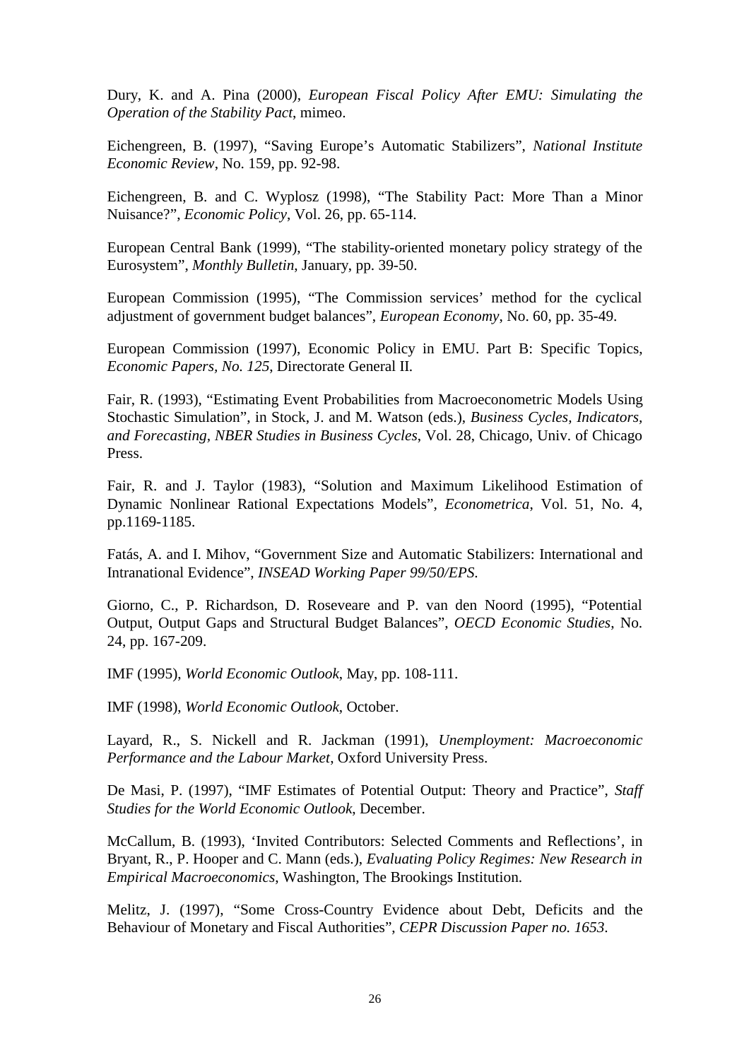Dury, K. and A. Pina (2000), *European Fiscal Policy After EMU: Simulating the Operation of the Stability Pact*, mimeo.

Eichengreen, B. (1997), "Saving Europe's Automatic Stabilizers", *National Institute Economic Review*, No. 159, pp. 92-98.

Eichengreen, B. and C. Wyplosz (1998), "The Stability Pact: More Than a Minor Nuisance?", *Economic Policy*, Vol. 26, pp. 65-114.

European Central Bank (1999), "The stability-oriented monetary policy strategy of the Eurosystem", *Monthly Bulletin*, January, pp. 39-50.

European Commission (1995), "The Commission services' method for the cyclical adjustment of government budget balances", *European Economy*, No. 60, pp. 35-49.

European Commission (1997), Economic Policy in EMU. Part B: Specific Topics, *Economic Papers, No. 125*, Directorate General II.

Fair, R. (1993), "Estimating Event Probabilities from Macroeconometric Models Using Stochastic Simulation", in Stock, J. and M. Watson (eds.), *Business Cycles, Indicators, and Forecasting, NBER Studies in Business Cycles*, Vol. 28, Chicago, Univ. of Chicago Press.

Fair, R. and J. Taylor (1983), "Solution and Maximum Likelihood Estimation of Dynamic Nonlinear Rational Expectations Models", *Econometrica*, Vol. 51, No. 4, pp.1169-1185.

Fatás, A. and I. Mihov, "Government Size and Automatic Stabilizers: International and Intranational Evidence", *INSEAD Working Paper 99/50/EPS*.

Giorno, C., P. Richardson, D. Roseveare and P. van den Noord (1995), "Potential Output, Output Gaps and Structural Budget Balances", *OECD Economic Studies*, No. 24, pp. 167-209.

IMF (1995), *World Economic Outlook*, May, pp. 108-111.

IMF (1998), *World Economic Outlook*, October.

Layard, R., S. Nickell and R. Jackman (1991), *Unemployment: Macroeconomic Performance and the Labour Market*, Oxford University Press.

De Masi, P. (1997), "IMF Estimates of Potential Output: Theory and Practice", *Staff Studies for the World Economic Outlook*, December.

McCallum, B. (1993), 'Invited Contributors: Selected Comments and Reflections', in Bryant, R., P. Hooper and C. Mann (eds.), *Evaluating Policy Regimes: New Research in Empirical Macroeconomics*, Washington, The Brookings Institution.

Melitz, J. (1997), "Some Cross-Country Evidence about Debt, Deficits and the Behaviour of Monetary and Fiscal Authorities", *CEPR Discussion Paper no. 1653*.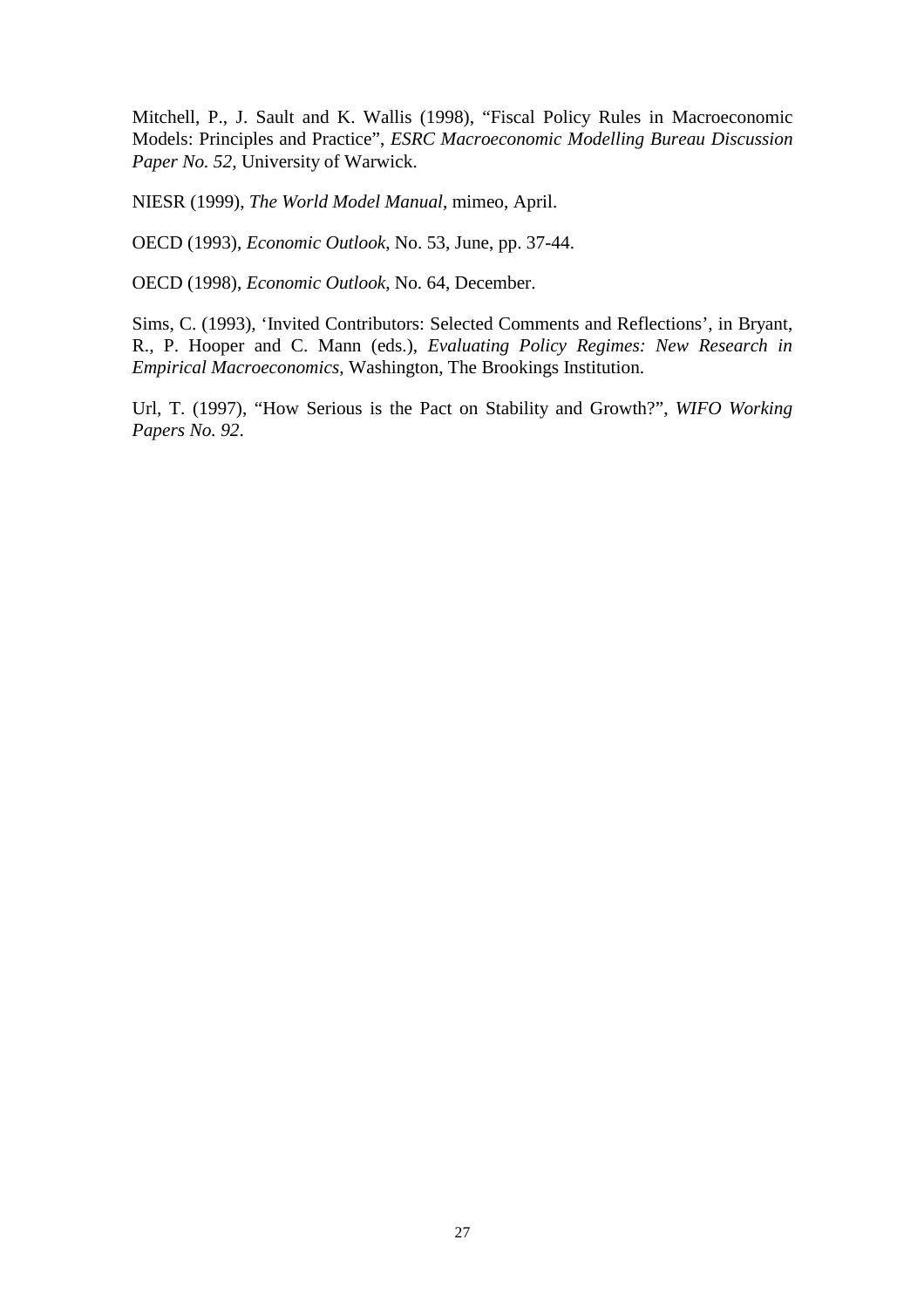Mitchell, P., J. Sault and K. Wallis (1998), "Fiscal Policy Rules in Macroeconomic Models: Principles and Practice", *ESRC Macroeconomic Modelling Bureau Discussion Paper No. 52*, University of Warwick.

NIESR (1999), *The World Model Manual*, mimeo, April.

OECD (1993), *Economic Outlook*, No. 53, June, pp. 37-44.

OECD (1998), *Economic Outlook*, No. 64, December.

Sims, C. (1993), 'Invited Contributors: Selected Comments and Reflections', in Bryant, R., P. Hooper and C. Mann (eds.), *Evaluating Policy Regimes: New Research in Empirical Macroeconomics*, Washington, The Brookings Institution.

Url, T. (1997), "How Serious is the Pact on Stability and Growth?", *WIFO Working Papers No. 92*.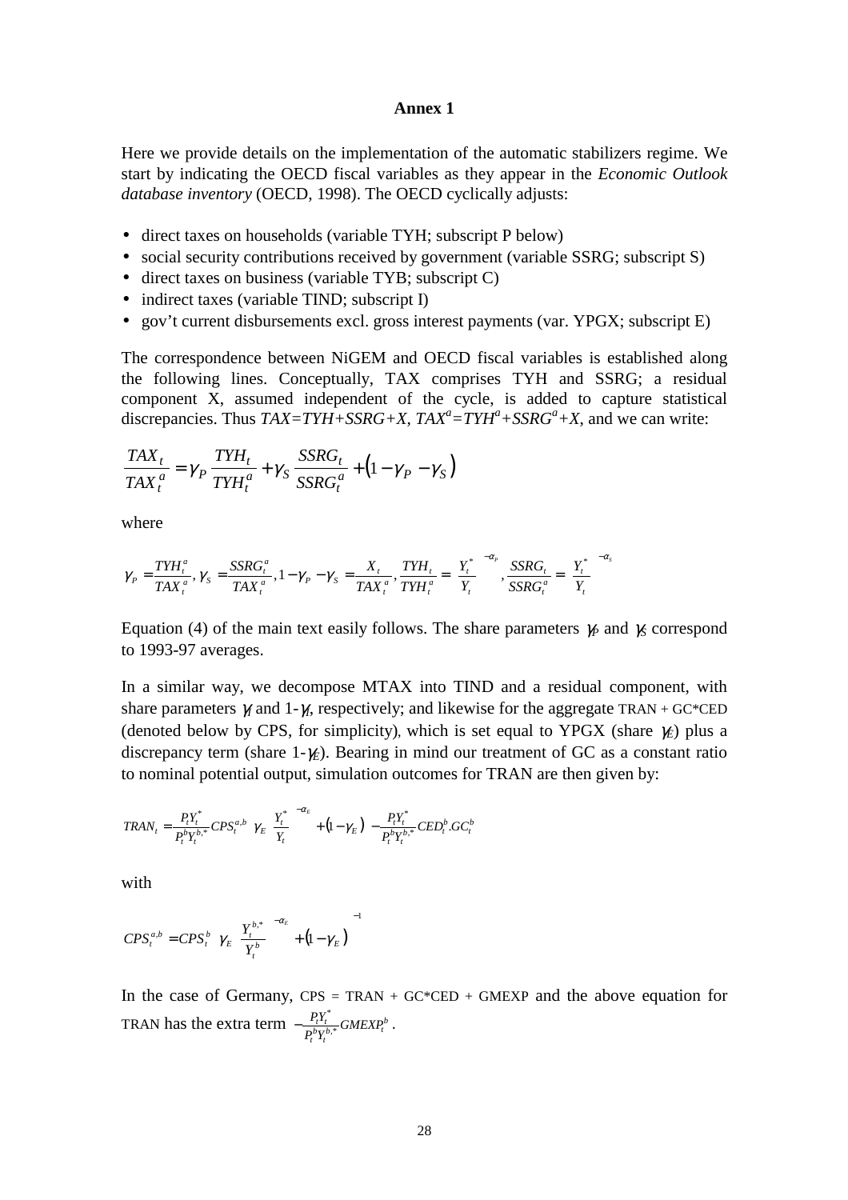# Annex 1

Here we provide details on the implementation of the automatic stabilizers regime. We start by indicating the OECD fiscal variables as they appear in the *Economic Outlook database inventory* (OECD, 1998). The OECD cyclically adjusts:

- direct taxes on households (variable TYH; subscript P below)
- social security contributions received by government (variable SSRG; subscript S)
- direct taxes on business (variable TYB; subscript C)
- indirect taxes (variable TIND; subscript I)
- gov't current disbursements excl. gross interest payments (var. YPGX; subscript E)

The correspondence between NiGEM and OECD fiscal variables is established along the following lines. Conceptually, TAX comprises TYH and SSRG; a residual component X, assumed independent of the cycle, is added to capture statistical discrepancies. Thus $TAX=TYH+SSRG+X$, $TAX^a=TYH^a+SSRG^a+X$, and we can write:

$$\frac{TAX_t}{TAX_t^a}=\gamma_P\frac{TYH_t}{TYH_t^a}+\gamma_S\frac{SSRG_t}{SSRG_t^a}+\left(1-\gamma_P-\gamma_S\right)$$

where

$$\gamma_P=\frac{TYH_t^a}{TAX_t^a},\gamma_S=\frac{SSRG_t^a}{TAX_t^a},1-\gamma_P-\gamma_S=\frac{X_t}{TAX_t^a},\frac{TYH_t}{TYH_t^a}=\left(\frac{Y_t^*}{Y_t}\right)^{-\alpha_P},\frac{SSRG_t}{SSRG_t^a}=\left(\frac{Y_t^*}{Y_t}\right)^{-\alpha_S}$$

Equation (4) of the main text easily follows. The share parameters $\gamma_P$ and $\gamma_S$ correspond to 1993-97 averages.

In a similar way, we decompose MTAX into TIND and a residual component, with share parameters $\gamma_I$ and $1-\gamma_I$, respectively; and likewise for the aggregate TRAN + GC*CED (denoted below by CPS, for simplicity), which is set equal to YPGX (share $\gamma_E$) plus a discrepancy term (share $1-\gamma_E$). Bearing in mind our treatment of GC as a constant ratio to nominal potential output, simulation outcomes for TRAN are then given by:

$$TRAN_t=\frac{P_tY_t^*}{P_t^bY_t^{b,*}}CPS_t^{a,b}\left[\gamma_E\left(\frac{Y_t^*}{Y_t}\right)^{-\alpha_E}+\left(1-\gamma_E\right)\right]-\frac{P_tY_t^*}{P_t^bY_t^{b,*}}CED_t^b.GC_t^b$$

with

$$CPS_t^{a,b}=CPS_t^b\left[\gamma_E\left(\frac{Y_t^{b,*}}{Y_t^b}\right)^{-\alpha_E}+\left(1-\gamma_E\right)\right]^{-1}$$

In the case of Germany, CPS = TRAN + GC*CED + GMEXP and the above equation for TRAN has the extra term $-\frac{P_tY_t^*}{P_t^bY_t^{b,*}}GMEXP_t^b$.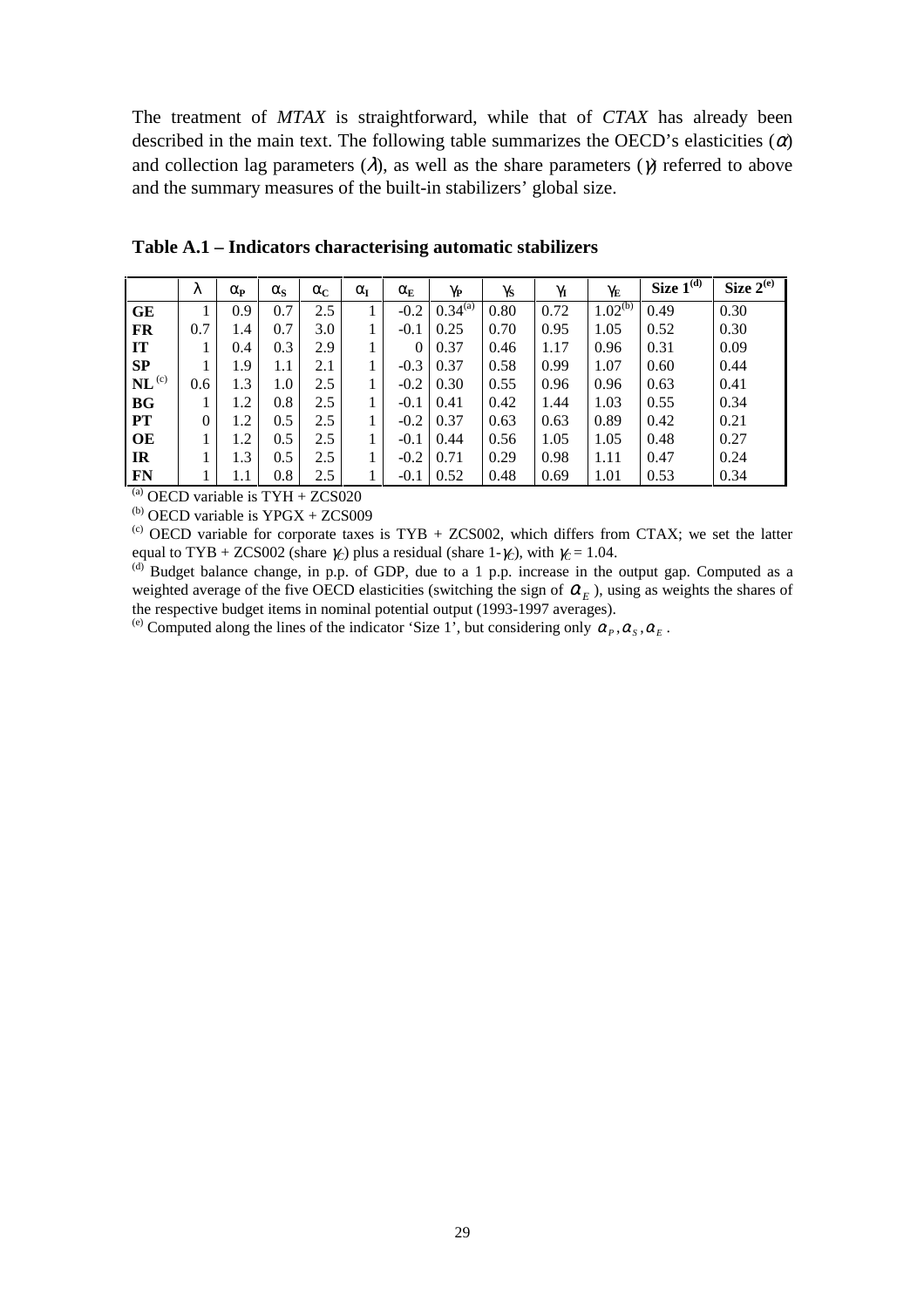The treatment of *MTAX* is straightforward, while that of *CTAX* has already been described in the main text. The following table summarizes the OECD's elasticities ($\alpha$) and collection lag parameters ($\lambda$), as well as the share parameters ($\gamma$) referred to above and the summary measures of the built-in stabilizers' global size.

**Table A.1 – Indicators characterising automatic stabilizers**

| | $\lambda$ | $\alpha_P$ | $\alpha_S$ | $\alpha_C$ | $\alpha_I$ | $\alpha_E$ | $\gamma_P$ | $\gamma_S$ | $\gamma_I$ | $\gamma_E$ | Size 1[(d)] | Size 2[(e)] |
|---|---|---|---|---|---|---|---|---|---|---|---|---|
| **GE** | 1 | 0.9 | 0.7 | 2.5 | 1 | -0.2 | 0.34[(a)] | 0.80 | 0.72 | 1.02[(b)] | 0.49 | 0.30 |
| **FR** | 0.7 | 1.4 | 0.7 | 3.0 | 1 | -0.1 | 0.25 | 0.70 | 0.95 | 1.05 | 0.52 | 0.30 |
| **IT** | 1 | 0.4 | 0.3 | 2.9 | 1 | 0 | 0.37 | 0.46 | 1.17 | 0.96 | 0.31 | 0.09 |
| **SP** | 1 | 1.9 | 1.1 | 2.1 | 1 | -0.3 | 0.37 | 0.58 | 0.99 | 1.07 | 0.60 | 0.44 |
| **NL** [(c)] | 0.6 | 1.3 | 1.0 | 2.5 | 1 | -0.2 | 0.30 | 0.55 | 0.96 | 0.96 | 0.63 | 0.41 |
| **BG** | 1 | 1.2 | 0.8 | 2.5 | 1 | -0.1 | 0.41 | 0.42 | 1.44 | 1.03 | 0.55 | 0.34 |
| **PT** | 0 | 1.2 | 0.5 | 2.5 | 1 | -0.2 | 0.37 | 0.63 | 0.63 | 0.89 | 0.42 | 0.21 |
| **OE** | 1 | 1.2 | 0.5 | 2.5 | 1 | -0.1 | 0.44 | 0.56 | 1.05 | 1.05 | 0.48 | 0.27 |
| **IR** | 1 | 1.3 | 0.5 | 2.5 | 1 | -0.2 | 0.71 | 0.29 | 0.98 | 1.11 | 0.47 | 0.24 |
| **FN** | 1 | 1.1 | 0.8 | 2.5 | 1 | -0.1 | 0.52 | 0.48 | 0.69 | 1.01 | 0.53 | 0.34 |

[(a)] OECD variable is TYH + ZCS020

[(b)] OECD variable is YPGX + ZCS009

[(c)] OECD variable for corporate taxes is TYB + ZCS002, which differs from CTAX; we set the latter equal to TYB + ZCS002 (share $\gamma_C$) plus a residual (share 1-$\gamma_C$), with $\gamma_C$ = 1.04.

[(d)] Budget balance change, in p.p. of GDP, due to a 1 p.p. increase in the output gap. Computed as a weighted average of the five OECD elasticities (switching the sign of $\alpha_E$ ), using as weights the shares of the respective budget items in nominal potential output (1993-1997 averages).

[(e)] Computed along the lines of the indicator 'Size 1', but considering only $\alpha_P, \alpha_S, \alpha_E$ .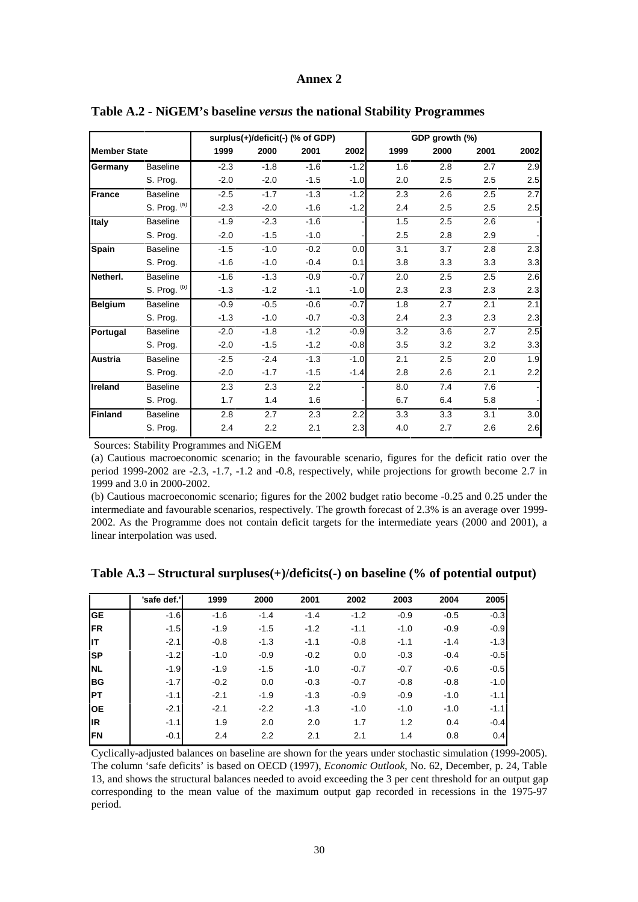## Annex 2

**Table A.2 - NiGEM's baseline *versus* the national Stability Programmes**

| Member State | | surplus(+)/deficit(-) (% of GDP) | | | | GDP growth (%) | | | |
|---|---|---|---|---|---|---|---|---|---|
| | | 1999 | 2000 | 2001 | 2002 | 1999 | 2000 | 2001 | 2002 |
| **Germany** | Baseline | -2.3 | -1.8 | -1.6 | -1.2 | 1.6 | 2.8 | 2.7 | 2.9 |
| | S. Prog. | -2.0 | -2.0 | -1.5 | -1.0 | 2.0 | 2.5 | 2.5 | 2.5 |
| **France** | Baseline | -2.5 | -1.7 | -1.3 | -1.2 | 2.3 | 2.6 | 2.5 | 2.7 |
| | S. Prog. [(a)] | -2.3 | -2.0 | -1.6 | -1.2 | 2.4 | 2.5 | 2.5 | 2.5 |
| **Italy** | Baseline | -1.9 | -2.3 | -1.6 | - | 1.5 | 2.5 | 2.6 | - |
| | S. Prog. | -2.0 | -1.5 | -1.0 | - | 2.5 | 2.8 | 2.9 | - |
| **Spain** | Baseline | -1.5 | -1.0 | -0.2 | 0.0 | 3.1 | 3.7 | 2.8 | 2.3 |
| | S. Prog. | -1.6 | -1.0 | -0.4 | 0.1 | 3.8 | 3.3 | 3.3 | 3.3 |
| **Netherl.** | Baseline | -1.6 | -1.3 | -0.9 | -0.7 | 2.0 | 2.5 | 2.5 | 2.6 |
| | S. Prog. [(b)] | -1.3 | -1.2 | -1.1 | -1.0 | 2.3 | 2.3 | 2.3 | 2.3 |
| **Belgium** | Baseline | -0.9 | -0.5 | -0.6 | -0.7 | 1.8 | 2.7 | 2.1 | 2.1 |
| | S. Prog. | -1.3 | -1.0 | -0.7 | -0.3 | 2.4 | 2.3 | 2.3 | 2.3 |
| **Portugal** | Baseline | -2.0 | -1.8 | -1.2 | -0.9 | 3.2 | 3.6 | 2.7 | 2.5 |
| | S. Prog. | -2.0 | -1.5 | -1.2 | -0.8 | 3.5 | 3.2 | 3.2 | 3.3 |
| **Austria** | Baseline | -2.5 | -2.4 | -1.3 | -1.0 | 2.1 | 2.5 | 2.0 | 1.9 |
| | S. Prog. | -2.0 | -1.7 | -1.5 | -1.4 | 2.8 | 2.6 | 2.1 | 2.2 |
| **Ireland** | Baseline | 2.3 | 2.3 | 2.2 | - | 8.0 | 7.4 | 7.6 | - |
| | S. Prog. | 1.7 | 1.4 | 1.6 | - | 6.7 | 6.4 | 5.8 | - |
| **Finland** | Baseline | 2.8 | 2.7 | 2.3 | 2.2 | 3.3 | 3.3 | 3.1 | 3.0 |
| | S. Prog. | 2.4 | 2.2 | 2.1 | 2.3 | 4.0 | 2.7 | 2.6 | 2.6 |

Sources: Stability Programmes and NiGEM

(a) Cautious macroeconomic scenario; in the favourable scenario, figures for the deficit ratio over the period 1999-2002 are -2.3, -1.7, -1.2 and -0.8, respectively, while projections for growth become 2.7 in 1999 and 3.0 in 2000-2002.

(b) Cautious macroeconomic scenario; figures for the 2002 budget ratio become -0.25 and 0.25 under the intermediate and favourable scenarios, respectively. The growth forecast of 2.3% is an average over 1999-2002. As the Programme does not contain deficit targets for the intermediate years (2000 and 2001), a linear interpolation was used.

**Table A.3 – Structural surpluses(+)/deficits(-) on baseline (% of potential output)**

| | 'safe def.' | 1999 | 2000 | 2001 | 2002 | 2003 | 2004 | 2005 |
|---|---|---|---|---|---|---|---|---|
| **GE** | -1.6 | -1.6 | -1.4 | -1.4 | -1.2 | -0.9 | -0.5 | -0.3 |
| **FR** | -1.5 | -1.9 | -1.5 | -1.2 | -1.1 | -1.0 | -0.9 | -0.9 |
| **IT** | -2.1 | -0.8 | -1.3 | -1.1 | -0.8 | -1.1 | -1.4 | -1.3 |
| **SP** | -1.2 | -1.0 | -0.9 | -0.2 | 0.0 | -0.3 | -0.4 | -0.5 |
| **NL** | -1.9 | -1.9 | -1.5 | -1.0 | -0.7 | -0.7 | -0.6 | -0.5 |
| **BG** | -1.7 | -0.2 | 0.0 | -0.3 | -0.7 | -0.8 | -0.8 | -1.0 |
| **PT** | -1.1 | -2.1 | -1.9 | -1.3 | -0.9 | -0.9 | -1.0 | -1.1 |
| **OE** | -2.1 | -2.1 | -2.2 | -1.3 | -1.0 | -1.0 | -1.0 | -1.1 |
| **IR** | -1.1 | 1.9 | 2.0 | 2.0 | 1.7 | 1.2 | 0.4 | -0.4 |
| **FN** | -0.1 | 2.4 | 2.2 | 2.1 | 2.1 | 1.4 | 0.8 | 0.4 |

Cyclically-adjusted balances on baseline are shown for the years under stochastic simulation (1999-2005). The column 'safe deficits' is based on OECD (1997), *Economic Outlook*, No. 62, December, p. 24, Table 13, and shows the structural balances needed to avoid exceeding the 3 per cent threshold for an output gap corresponding to the mean value of the maximum output gap recorded in recessions in the 1975-97 period.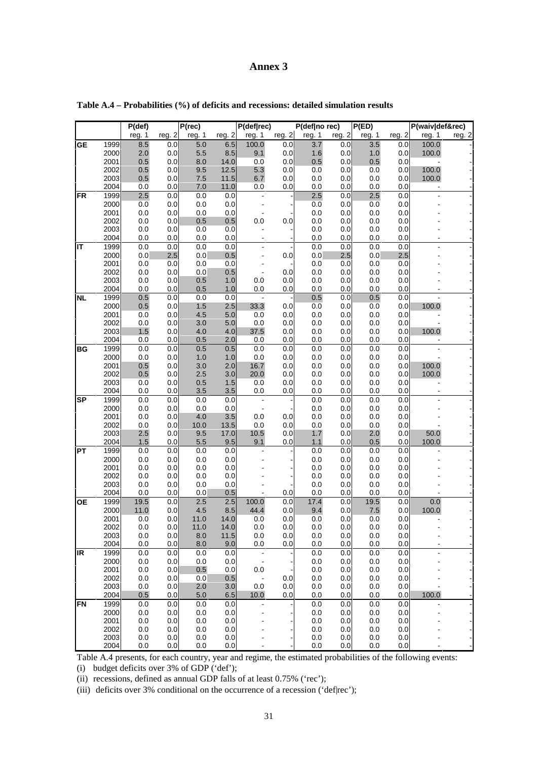# Annex 3

**Table A.4 – Probabilities (%) of deficits and recessions: detailed simulation results**

| | | P(def) | | P(rec) | | P(def\|rec) | | P(def\|no rec) | | P(ED) | | P(waiv\|def&rec) | |
|---|---|---|---|---|---|---|---|---|---|---|---|---|---|
| | | reg. 1 | reg. 2 | reg. 1 | reg. 2 | reg. 1 | reg. 2 | reg. 1 | reg. 2 | reg. 1 | reg. 2 | reg. 1 | reg. 2 |
| GE | 1999 | 8.5 | 0.0 | 5.0 | 6.5 | 100.0 | 0.0 | 3.7 | 0.0 | 3.5 | 0.0 | 100.0 | - |
| | 2000 | 2.0 | 0.0 | 5.5 | 8.5 | 9.1 | 0.0 | 1.6 | 0.0 | 1.0 | 0.0 | 100.0 | - |
| | 2001 | 0.5 | 0.0 | 8.0 | 14.0 | 0.0 | 0.0 | 0.5 | 0.0 | 0.5 | 0.0 | - | - |
| | 2002 | 0.5 | 0.0 | 9.5 | 12.5 | 5.3 | 0.0 | 0.0 | 0.0 | 0.0 | 0.0 | 100.0 | - |
| | 2003 | 0.5 | 0.0 | 7.5 | 11.5 | 6.7 | 0.0 | 0.0 | 0.0 | 0.0 | 0.0 | 100.0 | - |
| | 2004 | 0.0 | 0.0 | 7.0 | 11.0 | 0.0 | 0.0 | 0.0 | 0.0 | 0.0 | 0.0 | - | - |
| FR | 1999 | 2.5 | 0.0 | 0.0 | 0.0 | - | - | 2.5 | 0.0 | 2.5 | 0.0 | - | - |
| | 2000 | 0.0 | 0.0 | 0.0 | 0.0 | - | - | 0.0 | 0.0 | 0.0 | 0.0 | - | - |
| | 2001 | 0.0 | 0.0 | 0.0 | 0.0 | - | - | 0.0 | 0.0 | 0.0 | 0.0 | - | - |
| | 2002 | 0.0 | 0.0 | 0.5 | 0.5 | 0.0 | 0.0 | 0.0 | 0.0 | 0.0 | 0.0 | - | - |
| | 2003 | 0.0 | 0.0 | 0.0 | 0.0 | - | - | 0.0 | 0.0 | 0.0 | 0.0 | - | - |
| | 2004 | 0.0 | 0.0 | 0.0 | 0.0 | - | - | 0.0 | 0.0 | 0.0 | 0.0 | - | - |
| IT | 1999 | 0.0 | 0.0 | 0.0 | 0.0 | - | - | 0.0 | 0.0 | 0.0 | 0.0 | - | - |
| | 2000 | 0.0 | 2.5 | 0.0 | 0.5 | - | 0.0 | 0.0 | 2.5 | 0.0 | 2.5 | - | - |
| | 2001 | 0.0 | 0.0 | 0.0 | 0.0 | - | - | 0.0 | 0.0 | 0.0 | 0.0 | - | - |
| | 2002 | 0.0 | 0.0 | 0.0 | 0.5 | - | 0.0 | 0.0 | 0.0 | 0.0 | 0.0 | - | - |
| | 2003 | 0.0 | 0.0 | 0.5 | 1.0 | 0.0 | 0.0 | 0.0 | 0.0 | 0.0 | 0.0 | - | - |
| | 2004 | 0.0 | 0.0 | 0.5 | 1.0 | 0.0 | 0.0 | 0.0 | 0.0 | 0.0 | 0.0 | - | - |
| NL | 1999 | 0.5 | 0.0 | 0.0 | 0.0 | - | - | 0.5 | 0.0 | 0.5 | 0.0 | - | - |
| | 2000 | 0.5 | 0.0 | 1.5 | 2.5 | 33.3 | 0.0 | 0.0 | 0.0 | 0.0 | 0.0 | 100.0 | - |
| | 2001 | 0.0 | 0.0 | 4.5 | 5.0 | 0.0 | 0.0 | 0.0 | 0.0 | 0.0 | 0.0 | - | - |
| | 2002 | 0.0 | 0.0 | 3.0 | 5.0 | 0.0 | 0.0 | 0.0 | 0.0 | 0.0 | 0.0 | - | - |
| | 2003 | 1.5 | 0.0 | 4.0 | 4.0 | 37.5 | 0.0 | 0.0 | 0.0 | 0.0 | 0.0 | 100.0 | - |
| | 2004 | 0.0 | 0.0 | 0.5 | 2.0 | 0.0 | 0.0 | 0.0 | 0.0 | 0.0 | 0.0 | - | - |
| BG | 1999 | 0.0 | 0.0 | 0.5 | 0.5 | 0.0 | 0.0 | 0.0 | 0.0 | 0.0 | 0.0 | - | - |
| | 2000 | 0.0 | 0.0 | 1.0 | 1.0 | 0.0 | 0.0 | 0.0 | 0.0 | 0.0 | 0.0 | - | - |
| | 2001 | 0.5 | 0.0 | 3.0 | 2.0 | 16.7 | 0.0 | 0.0 | 0.0 | 0.0 | 0.0 | 100.0 | - |
| | 2002 | 0.5 | 0.0 | 2.5 | 3.0 | 20.0 | 0.0 | 0.0 | 0.0 | 0.0 | 0.0 | 100.0 | - |
| | 2003 | 0.0 | 0.0 | 0.5 | 1.5 | 0.0 | 0.0 | 0.0 | 0.0 | 0.0 | 0.0 | - | - |
| | 2004 | 0.0 | 0.0 | 3.5 | 3.5 | 0.0 | 0.0 | 0.0 | 0.0 | 0.0 | 0.0 | - | - |
| SP | 1999 | 0.0 | 0.0 | 0.0 | 0.0 | - | - | 0.0 | 0.0 | 0.0 | 0.0 | - | - |
| | 2000 | 0.0 | 0.0 | 0.0 | 0.0 | - | - | 0.0 | 0.0 | 0.0 | 0.0 | - | - |
| | 2001 | 0.0 | 0.0 | 4.0 | 3.5 | 0.0 | 0.0 | 0.0 | 0.0 | 0.0 | 0.0 | - | - |
| | 2002 | 0.0 | 0.0 | 10.0 | 13.5 | 0.0 | 0.0 | 0.0 | 0.0 | 0.0 | 0.0 | - | - |
| | 2003 | 2.5 | 0.0 | 9.5 | 17.0 | 10.5 | 0.0 | 1.7 | 0.0 | 2.0 | 0.0 | 50.0 | - |
| | 2004 | 1.5 | 0.0 | 5.5 | 9.5 | 9.1 | 0.0 | 1.1 | 0.0 | 0.5 | 0.0 | 100.0 | - |
| PT | 1999 | 0.0 | 0.0 | 0.0 | 0.0 | - | - | 0.0 | 0.0 | 0.0 | 0.0 | - | - |
| | 2000 | 0.0 | 0.0 | 0.0 | 0.0 | - | - | 0.0 | 0.0 | 0.0 | 0.0 | - | - |
| | 2001 | 0.0 | 0.0 | 0.0 | 0.0 | - | - | 0.0 | 0.0 | 0.0 | 0.0 | - | - |
| | 2002 | 0.0 | 0.0 | 0.0 | 0.0 | - | - | 0.0 | 0.0 | 0.0 | 0.0 | - | - |
| | 2003 | 0.0 | 0.0 | 0.0 | 0.0 | - | - | 0.0 | 0.0 | 0.0 | 0.0 | - | - |
| | 2004 | 0.0 | 0.0 | 0.0 | 0.5 | - | 0.0 | 0.0 | 0.0 | 0.0 | 0.0 | - | - |
| OE | 1999 | 19.5 | 0.0 | 2.5 | 2.5 | 100.0 | 0.0 | 17.4 | 0.0 | 19.5 | 0.0 | 0.0 | - |
| | 2000 | 11.0 | 0.0 | 4.5 | 8.5 | 44.4 | 0.0 | 9.4 | 0.0 | 7.5 | 0.0 | 100.0 | - |
| | 2001 | 0.0 | 0.0 | 11.0 | 14.0 | 0.0 | 0.0 | 0.0 | 0.0 | 0.0 | 0.0 | - | - |
| | 2002 | 0.0 | 0.0 | 11.0 | 14.0 | 0.0 | 0.0 | 0.0 | 0.0 | 0.0 | 0.0 | - | - |
| | 2003 | 0.0 | 0.0 | 8.0 | 11.5 | 0.0 | 0.0 | 0.0 | 0.0 | 0.0 | 0.0 | - | - |
| | 2004 | 0.0 | 0.0 | 8.0 | 9.0 | 0.0 | 0.0 | 0.0 | 0.0 | 0.0 | 0.0 | - | - |
| IR | 1999 | 0.0 | 0.0 | 0.0 | 0.0 | - | - | 0.0 | 0.0 | 0.0 | 0.0 | - | - |
| | 2000 | 0.0 | 0.0 | 0.0 | 0.0 | - | - | 0.0 | 0.0 | 0.0 | 0.0 | - | - |
| | 2001 | 0.0 | 0.0 | 0.5 | 0.0 | 0.0 | - | 0.0 | 0.0 | 0.0 | 0.0 | - | - |
| | 2002 | 0.0 | 0.0 | 0.0 | 0.5 | - | 0.0 | 0.0 | 0.0 | 0.0 | 0.0 | - | - |
| | 2003 | 0.0 | 0.0 | 2.0 | 3.0 | 0.0 | 0.0 | 0.0 | 0.0 | 0.0 | 0.0 | - | - |
| | 2004 | 0.5 | 0.0 | 5.0 | 6.5 | 10.0 | 0.0 | 0.0 | 0.0 | 0.0 | 0.0 | 100.0 | - |
| FN | 1999 | 0.0 | 0.0 | 0.0 | 0.0 | - | - | 0.0 | 0.0 | 0.0 | 0.0 | - | - |
| | 2000 | 0.0 | 0.0 | 0.0 | 0.0 | - | - | 0.0 | 0.0 | 0.0 | 0.0 | - | - |
| | 2001 | 0.0 | 0.0 | 0.0 | 0.0 | - | - | 0.0 | 0.0 | 0.0 | 0.0 | - | - |
| | 2002 | 0.0 | 0.0 | 0.0 | 0.0 | - | - | 0.0 | 0.0 | 0.0 | 0.0 | - | - |
| | 2003 | 0.0 | 0.0 | 0.0 | 0.0 | - | - | 0.0 | 0.0 | 0.0 | 0.0 | - | - |
| | 2004 | 0.0 | 0.0 | 0.0 | 0.0 | - | - | 0.0 | 0.0 | 0.0 | 0.0 | - | - |

Table A.4 presents, for each country, year and regime, the estimated probabilities of the following events:

(i) budget deficits over 3% of GDP ('def');

(ii) recessions, defined as annual GDP falls of at least 0.75% ('rec');

(iii) deficits over 3% conditional on the occurrence of a recession ('def|rec');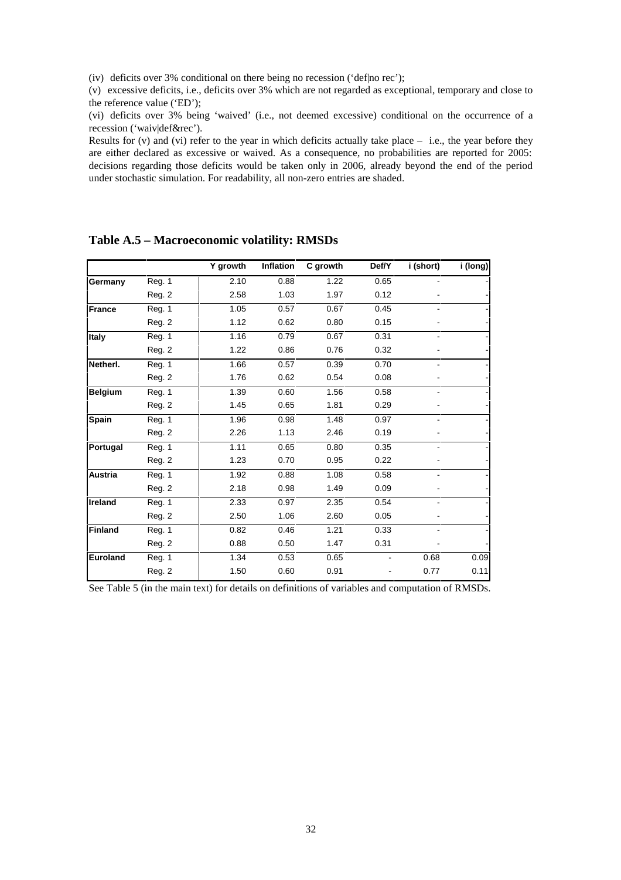(iv) deficits over 3% conditional on there being no recession ('def|no rec');

(v) excessive deficits, i.e., deficits over 3% which are not regarded as exceptional, temporary and close to the reference value ('ED');

(vi) deficits over 3% being 'waived' (i.e., not deemed excessive) conditional on the occurrence of a recession ('waiv|def&rec').

Results for (v) and (vi) refer to the year in which deficits actually take place – i.e., the year before they are either declared as excessive or waived. As a consequence, no probabilities are reported for 2005: decisions regarding those deficits would be taken only in 2006, already beyond the end of the period under stochastic simulation. For readability, all non-zero entries are shaded.

## Table A.5 – Macroeconomic volatility: RMSDs

| | | Y growth | Inflation | C growth | Def/Y | i (short) | i (long) |
|---|---|---|---|---|---|---|---|
| **Germany** | Reg. 1 | 2.10 | 0.88 | 1.22 | 0.65 | - | - |
| | Reg. 2 | 2.58 | 1.03 | 1.97 | 0.12 | - | - |
| **France** | Reg. 1 | 1.05 | 0.57 | 0.67 | 0.45 | - | - |
| | Reg. 2 | 1.12 | 0.62 | 0.80 | 0.15 | - | - |
| **Italy** | Reg. 1 | 1.16 | 0.79 | 0.67 | 0.31 | - | - |
| | Reg. 2 | 1.22 | 0.86 | 0.76 | 0.32 | - | - |
| **Netherl.** | Reg. 1 | 1.66 | 0.57 | 0.39 | 0.70 | - | - |
| | Reg. 2 | 1.76 | 0.62 | 0.54 | 0.08 | - | - |
| **Belgium** | Reg. 1 | 1.39 | 0.60 | 1.56 | 0.58 | - | - |
| | Reg. 2 | 1.45 | 0.65 | 1.81 | 0.29 | - | - |
| **Spain** | Reg. 1 | 1.96 | 0.98 | 1.48 | 0.97 | - | - |
| | Reg. 2 | 2.26 | 1.13 | 2.46 | 0.19 | - | - |
| **Portugal** | Reg. 1 | 1.11 | 0.65 | 0.80 | 0.35 | - | - |
| | Reg. 2 | 1.23 | 0.70 | 0.95 | 0.22 | - | - |
| **Austria** | Reg. 1 | 1.92 | 0.88 | 1.08 | 0.58 | - | - |
| | Reg. 2 | 2.18 | 0.98 | 1.49 | 0.09 | - | - |
| **Ireland** | Reg. 1 | 2.33 | 0.97 | 2.35 | 0.54 | - | - |
| | Reg. 2 | 2.50 | 1.06 | 2.60 | 0.05 | - | - |
| **Finland** | Reg. 1 | 0.82 | 0.46 | 1.21 | 0.33 | - | - |
| | Reg. 2 | 0.88 | 0.50 | 1.47 | 0.31 | - | - |
| **Euroland** | Reg. 1 | 1.34 | 0.53 | 0.65 | - | 0.68 | 0.09 |
| | Reg. 2 | 1.50 | 0.60 | 0.91 | - | 0.77 | 0.11 |

See Table 5 (in the main text) for details on definitions of variables and computation of RMSDs.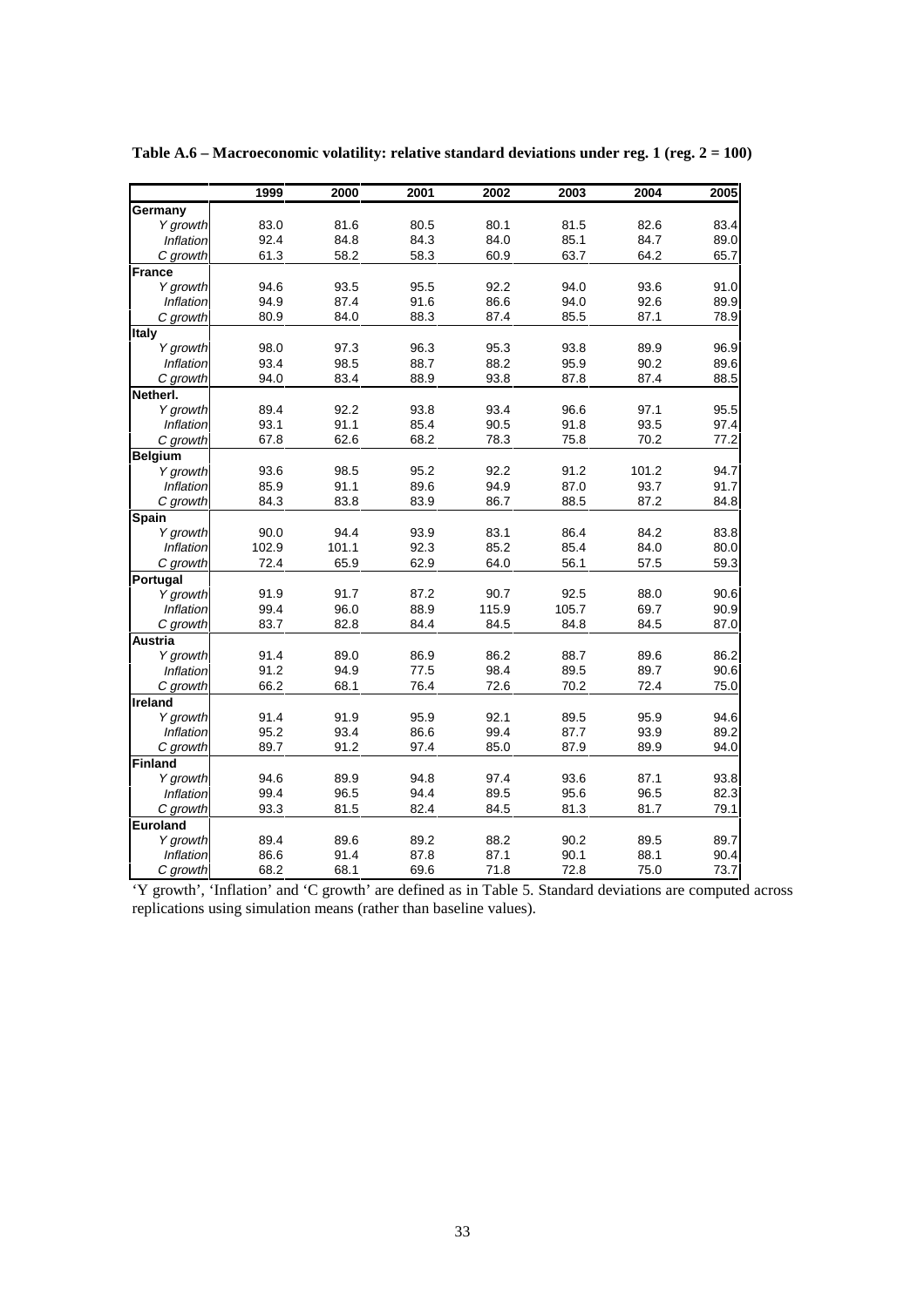**Table A.6 – Macroeconomic volatility: relative standard deviations under reg. 1 (reg. 2 = 100)**

| | 1999 | 2000 | 2001 | 2002 | 2003 | 2004 | 2005 |
|---|---|---|---|---|---|---|---|
| **Germany** | | | | | | | |
| *Y growth* | 83.0 | 81.6 | 80.5 | 80.1 | 81.5 | 82.6 | 83.4 |
| *Inflation* | 92.4 | 84.8 | 84.3 | 84.0 | 85.1 | 84.7 | 89.0 |
| *C growth* | 61.3 | 58.2 | 58.3 | 60.9 | 63.7 | 64.2 | 65.7 |
| **France** | | | | | | | |
| *Y growth* | 94.6 | 93.5 | 95.5 | 92.2 | 94.0 | 93.6 | 91.0 |
| *Inflation* | 94.9 | 87.4 | 91.6 | 86.6 | 94.0 | 92.6 | 89.9 |
| *C growth* | 80.9 | 84.0 | 88.3 | 87.4 | 85.5 | 87.1 | 78.9 |
| **Italy** | | | | | | | |
| *Y growth* | 98.0 | 97.3 | 96.3 | 95.3 | 93.8 | 89.9 | 96.9 |
| *Inflation* | 93.4 | 98.5 | 88.7 | 88.2 | 95.9 | 90.2 | 89.6 |
| *C growth* | 94.0 | 83.4 | 88.9 | 93.8 | 87.8 | 87.4 | 88.5 |
| **Netherl.** | | | | | | | |
| *Y growth* | 89.4 | 92.2 | 93.8 | 93.4 | 96.6 | 97.1 | 95.5 |
| *Inflation* | 93.1 | 91.1 | 85.4 | 90.5 | 91.8 | 93.5 | 97.4 |
| *C growth* | 67.8 | 62.6 | 68.2 | 78.3 | 75.8 | 70.2 | 77.2 |
| **Belgium** | | | | | | | |
| *Y growth* | 93.6 | 98.5 | 95.2 | 92.2 | 91.2 | 101.2 | 94.7 |
| *Inflation* | 85.9 | 91.1 | 89.6 | 94.9 | 87.0 | 93.7 | 91.7 |
| *C growth* | 84.3 | 83.8 | 83.9 | 86.7 | 88.5 | 87.2 | 84.8 |
| **Spain** | | | | | | | |
| *Y growth* | 90.0 | 94.4 | 93.9 | 83.1 | 86.4 | 84.2 | 83.8 |
| *Inflation* | 102.9 | 101.1 | 92.3 | 85.2 | 85.4 | 84.0 | 80.0 |
| *C growth* | 72.4 | 65.9 | 62.9 | 64.0 | 56.1 | 57.5 | 59.3 |
| **Portugal** | | | | | | | |
| *Y growth* | 91.9 | 91.7 | 87.2 | 90.7 | 92.5 | 88.0 | 90.6 |
| *Inflation* | 99.4 | 96.0 | 88.9 | 115.9 | 105.7 | 69.7 | 90.9 |
| *C growth* | 83.7 | 82.8 | 84.4 | 84.5 | 84.8 | 84.5 | 87.0 |
| **Austria** | | | | | | | |
| *Y growth* | 91.4 | 89.0 | 86.9 | 86.2 | 88.7 | 89.6 | 86.2 |
| *Inflation* | 91.2 | 94.9 | 77.5 | 98.4 | 89.5 | 89.7 | 90.6 |
| *C growth* | 66.2 | 68.1 | 76.4 | 72.6 | 70.2 | 72.4 | 75.0 |
| **Ireland** | | | | | | | |
| *Y growth* | 91.4 | 91.9 | 95.9 | 92.1 | 89.5 | 95.9 | 94.6 |
| *Inflation* | 95.2 | 93.4 | 86.6 | 99.4 | 87.7 | 93.9 | 89.2 |
| *C growth* | 89.7 | 91.2 | 97.4 | 85.0 | 87.9 | 89.9 | 94.0 |
| **Finland** | | | | | | | |
| *Y growth* | 94.6 | 89.9 | 94.8 | 97.4 | 93.6 | 87.1 | 93.8 |
| *Inflation* | 99.4 | 96.5 | 94.4 | 89.5 | 95.6 | 96.5 | 82.3 |
| *C growth* | 93.3 | 81.5 | 82.4 | 84.5 | 81.3 | 81.7 | 79.1 |
| **Euroland** | | | | | | | |
| *Y growth* | 89.4 | 89.6 | 89.2 | 88.2 | 90.2 | 89.5 | 89.7 |
| *Inflation* | 86.6 | 91.4 | 87.8 | 87.1 | 90.1 | 88.1 | 90.4 |
| *C growth* | 68.2 | 68.1 | 69.6 | 71.8 | 72.8 | 75.0 | 73.7 |

'Y growth', 'Inflation' and 'C growth' are defined as in Table 5. Standard deviations are computed across replications using simulation means (rather than baseline values).